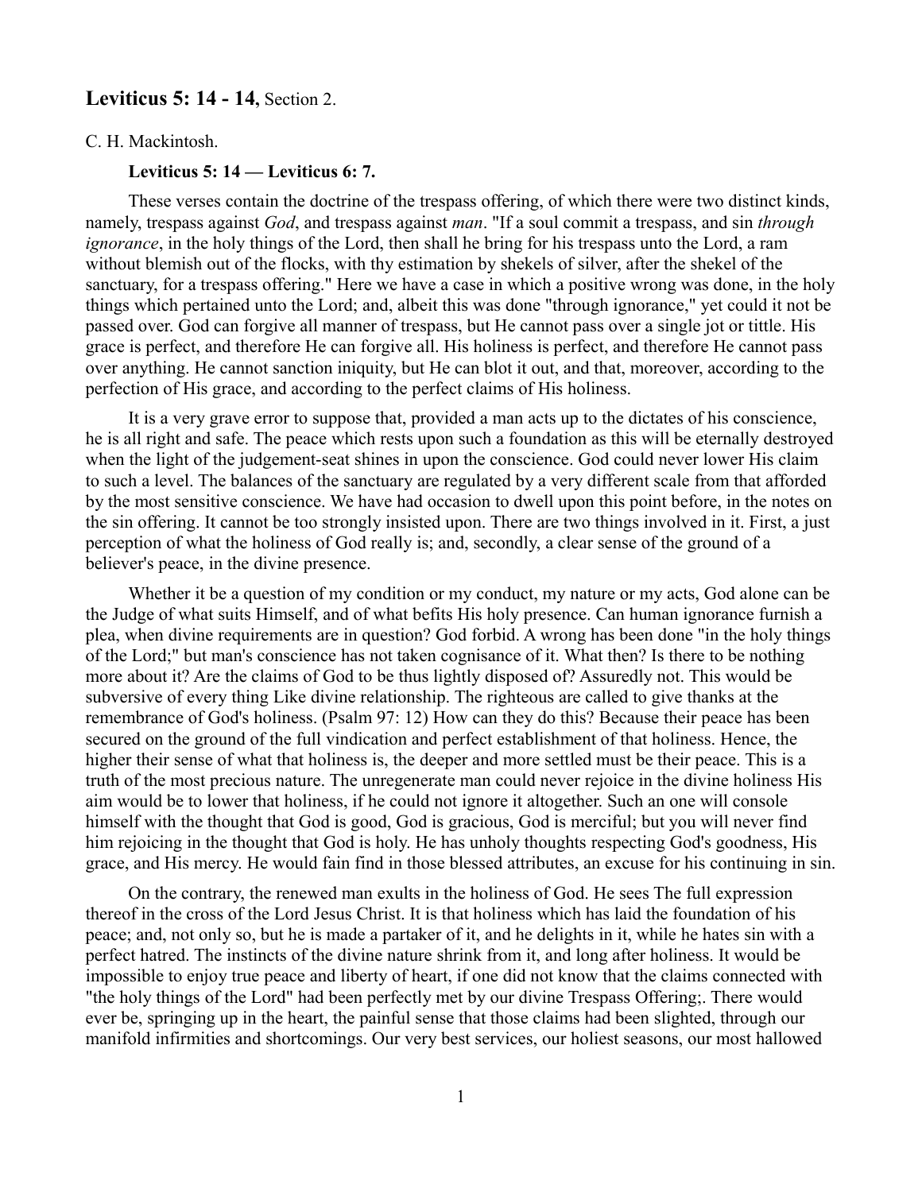## **Leviticus 5: 14 - 14,** Section 2.

C. H. Mackintosh.

**Leviticus 5: 14 — Leviticus 6: 7.**

These verses contain the doctrine of the trespass offering, of which there were two distinct kinds, namely, trespass against *God*, and trespass against *man*. "If a soul commit a trespass, and sin *through ignorance*, in the holy things of the Lord, then shall he bring for his trespass unto the Lord, a ram without blemish out of the flocks, with thy estimation by shekels of silver, after the shekel of the sanctuary, for a trespass offering." Here we have a case in which a positive wrong was done, in the holy things which pertained unto the Lord; and, albeit this was done "through ignorance," yet could it not be passed over. God can forgive all manner of trespass, but He cannot pass over a single jot or tittle. His grace is perfect, and therefore He can forgive all. His holiness is perfect, and therefore He cannot pass over anything. He cannot sanction iniquity, but He can blot it out, and that, moreover, according to the perfection of His grace, and according to the perfect claims of His holiness.

It is a very grave error to suppose that, provided a man acts up to the dictates of his conscience, he is all right and safe. The peace which rests upon such a foundation as this will be eternally destroyed when the light of the judgement-seat shines in upon the conscience. God could never lower His claim to such a level. The balances of the sanctuary are regulated by a very different scale from that afforded by the most sensitive conscience. We have had occasion to dwell upon this point before, in the notes on the sin offering. It cannot be too strongly insisted upon. There are two things involved in it. First, a just perception of what the holiness of God really is; and, secondly, a clear sense of the ground of a believer's peace, in the divine presence.

Whether it be a question of my condition or my conduct, my nature or my acts, God alone can be the Judge of what suits Himself, and of what befits His holy presence. Can human ignorance furnish a plea, when divine requirements are in question? God forbid. A wrong has been done "in the holy things of the Lord;" but man's conscience has not taken cognisance of it. What then? Is there to be nothing more about it? Are the claims of God to be thus lightly disposed of? Assuredly not. This would be subversive of every thing Like divine relationship. The righteous are called to give thanks at the remembrance of God's holiness. (Psalm 97: 12) How can they do this? Because their peace has been secured on the ground of the full vindication and perfect establishment of that holiness. Hence, the higher their sense of what that holiness is, the deeper and more settled must be their peace. This is a truth of the most precious nature. The unregenerate man could never rejoice in the divine holiness His aim would be to lower that holiness, if he could not ignore it altogether. Such an one will console himself with the thought that God is good, God is gracious, God is merciful; but you will never find him rejoicing in the thought that God is holy. He has unholy thoughts respecting God's goodness, His grace, and His mercy. He would fain find in those blessed attributes, an excuse for his continuing in sin.

On the contrary, the renewed man exults in the holiness of God. He sees The full expression thereof in the cross of the Lord Jesus Christ. It is that holiness which has laid the foundation of his peace; and, not only so, but he is made a partaker of it, and he delights in it, while he hates sin with a perfect hatred. The instincts of the divine nature shrink from it, and long after holiness. It would be impossible to enjoy true peace and liberty of heart, if one did not know that the claims connected with "the holy things of the Lord" had been perfectly met by our divine Trespass Offering;. There would ever be, springing up in the heart, the painful sense that those claims had been slighted, through our manifold infirmities and shortcomings. Our very best services, our holiest seasons, our most hallowed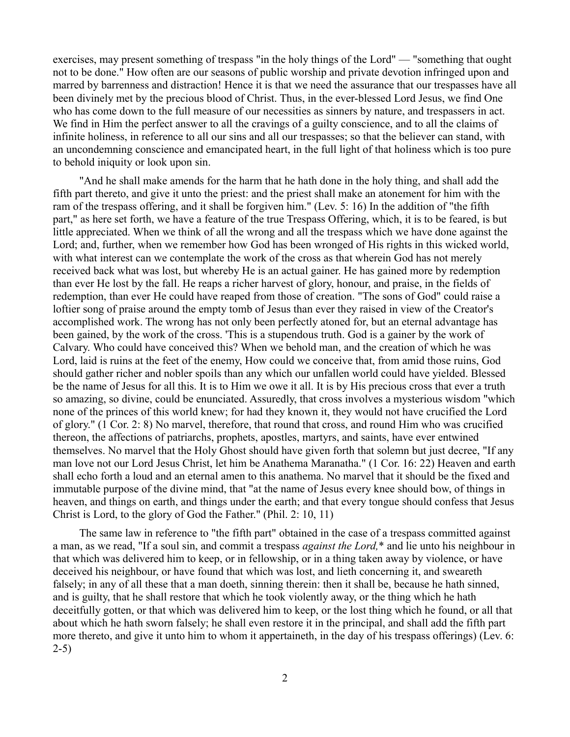exercises, may present something of trespass "in the holy things of the Lord" — "something that ought not to be done." How often are our seasons of public worship and private devotion infringed upon and marred by barrenness and distraction! Hence it is that we need the assurance that our trespasses have all been divinely met by the precious blood of Christ. Thus, in the ever-blessed Lord Jesus, we find One who has come down to the full measure of our necessities as sinners by nature, and trespassers in act. We find in Him the perfect answer to all the cravings of a guilty conscience, and to all the claims of infinite holiness, in reference to all our sins and all our trespasses; so that the believer can stand, with an uncondemning conscience and emancipated heart, in the full light of that holiness which is too pure to behold iniquity or look upon sin.

"And he shall make amends for the harm that he hath done in the holy thing, and shall add the fifth part thereto, and give it unto the priest: and the priest shall make an atonement for him with the ram of the trespass offering, and it shall be forgiven him." (Lev. 5: 16) In the addition of "the fifth part," as here set forth, we have a feature of the true Trespass Offering, which, it is to be feared, is but little appreciated. When we think of all the wrong and all the trespass which we have done against the Lord; and, further, when we remember how God has been wronged of His rights in this wicked world, with what interest can we contemplate the work of the cross as that wherein God has not merely received back what was lost, but whereby He is an actual gainer. He has gained more by redemption than ever He lost by the fall. He reaps a richer harvest of glory, honour, and praise, in the fields of redemption, than ever He could have reaped from those of creation. "The sons of God" could raise a loftier song of praise around the empty tomb of Jesus than ever they raised in view of the Creator's accomplished work. The wrong has not only been perfectly atoned for, but an eternal advantage has been gained, by the work of the cross. 'This is a stupendous truth. God is a gainer by the work of Calvary. Who could have conceived this? When we behold man, and the creation of which he was Lord, laid is ruins at the feet of the enemy, How could we conceive that, from amid those ruins, God should gather richer and nobler spoils than any which our unfallen world could have yielded. Blessed be the name of Jesus for all this. It is to Him we owe it all. It is by His precious cross that ever a truth so amazing, so divine, could be enunciated. Assuredly, that cross involves a mysterious wisdom "which none of the princes of this world knew; for had they known it, they would not have crucified the Lord of glory." (1 Cor. 2: 8) No marvel, therefore, that round that cross, and round Him who was crucified thereon, the affections of patriarchs, prophets, apostles, martyrs, and saints, have ever entwined themselves. No marvel that the Holy Ghost should have given forth that solemn but just decree, "If any man love not our Lord Jesus Christ, let him be Anathema Maranatha." (1 Cor. 16: 22) Heaven and earth shall echo forth a loud and an eternal amen to this anathema. No marvel that it should be the fixed and immutable purpose of the divine mind, that "at the name of Jesus every knee should bow, of things in heaven, and things on earth, and things under the earth; and that every tongue should confess that Jesus Christ is Lord, to the glory of God the Father." (Phil. 2: 10, 11)

The same law in reference to "the fifth part" obtained in the case of a trespass committed against a man, as we read, "If a soul sin, and commit a trespass *against the Lord,** and lie unto his neighbour in that which was delivered him to keep, or in fellowship, or in a thing taken away by violence, or have deceived his neighbour, or have found that which was lost, and lieth concerning it, and sweareth falsely; in any of all these that a man doeth, sinning therein: then it shall be, because he hath sinned, and is guilty, that he shall restore that which he took violently away, or the thing which he hath deceitfully gotten, or that which was delivered him to keep, or the lost thing which he found, or all that about which he hath sworn falsely; he shall even restore it in the principal, and shall add the fifth part more thereto, and give it unto him to whom it appertaineth, in the day of his trespass offerings) (Lev. 6: 2-5)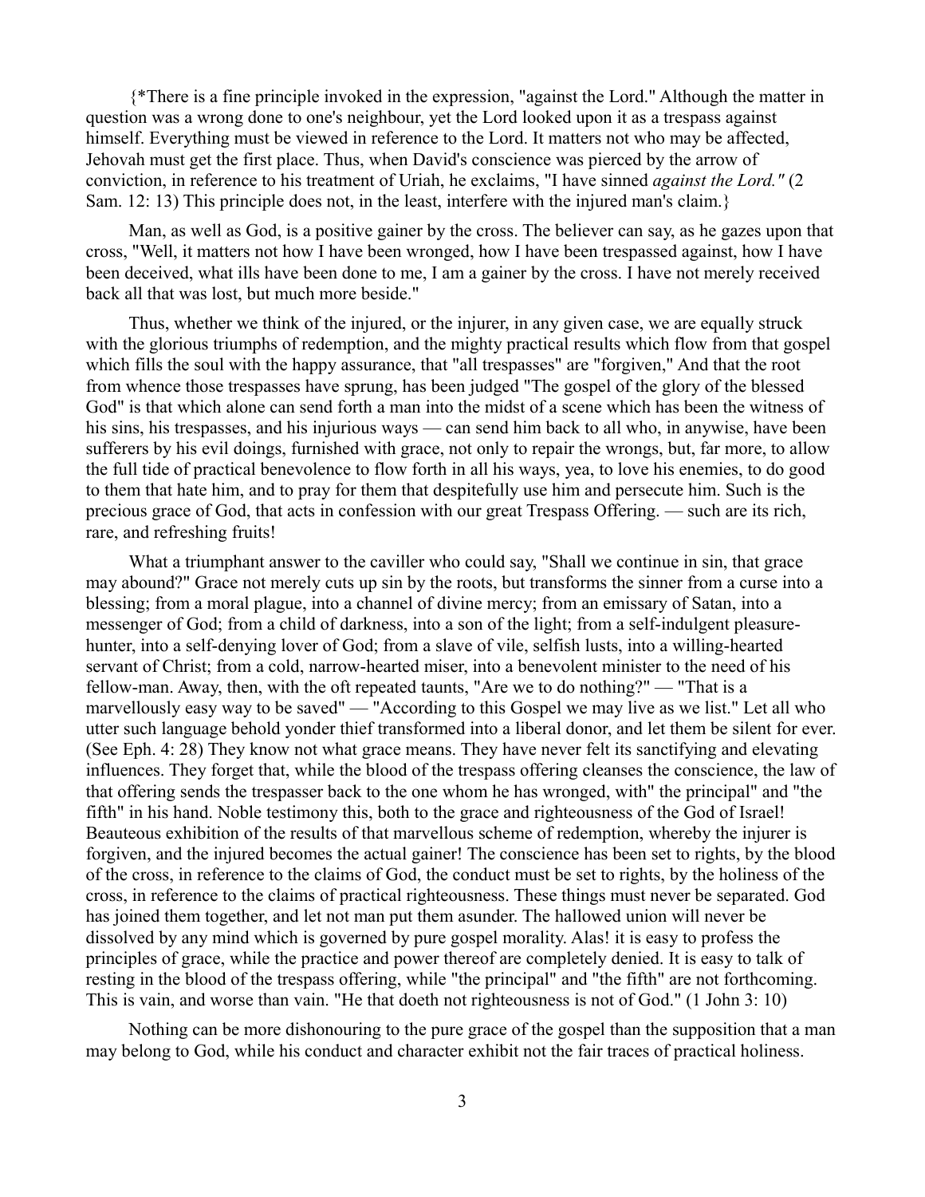{*There is a fine principle invoked in the expression, "against the Lord." Although the matter in question was a wrong done to one's neighbour, yet the Lord looked upon it as a trespass against himself. Everything must be viewed in reference to the Lord. It matters not who may be affected, Jehovah must get the first place. Thus, when David's conscience was pierced by the arrow of conviction, in reference to his treatment of Uriah, he exclaims, "I have sinned *against the Lord."* (2 Sam. 12: 13) This principle does not, in the least, interfere with the injured man's claim.}

Man, as well as God, is a positive gainer by the cross. The believer can say, as he gazes upon that cross, "Well, it matters not how I have been wronged, how I have been trespassed against, how I have been deceived, what ills have been done to me, I am a gainer by the cross. I have not merely received back all that was lost, but much more beside."

Thus, whether we think of the injured, or the injurer, in any given case, we are equally struck with the glorious triumphs of redemption, and the mighty practical results which flow from that gospel which fills the soul with the happy assurance, that "all trespasses" are "forgiven," And that the root from whence those trespasses have sprung, has been judged "The gospel of the glory of the blessed God" is that which alone can send forth a man into the midst of a scene which has been the witness of his sins, his trespasses, and his injurious ways — can send him back to all who, in anywise, have been sufferers by his evil doings, furnished with grace, not only to repair the wrongs, but, far more, to allow the full tide of practical benevolence to flow forth in all his ways, yea, to love his enemies, to do good to them that hate him, and to pray for them that despitefully use him and persecute him. Such is the precious grace of God, that acts in confession with our great Trespass Offering. — such are its rich, rare, and refreshing fruits!

What a triumphant answer to the caviller who could say, "Shall we continue in sin, that grace may abound?" Grace not merely cuts up sin by the roots, but transforms the sinner from a curse into a blessing; from a moral plague, into a channel of divine mercy; from an emissary of Satan, into a messenger of God; from a child of darkness, into a son of the light; from a self-indulgent pleasure-hunter, into a self-denying lover of God; from a slave of vile, selfish lusts, into a willing-hearted servant of Christ; from a cold, narrow-hearted miser, into a benevolent minister to the need of his fellow-man. Away, then, with the oft repeated taunts, "Are we to do nothing?" — "That is a marvellously easy way to be saved" — "According to this Gospel we may live as we list." Let all who utter such language behold yonder thief transformed into a liberal donor, and let them be silent for ever. (See Eph. 4: 28) They know not what grace means. They have never felt its sanctifying and elevating influences. They forget that, while the blood of the trespass offering cleanses the conscience, the law of that offering sends the trespasser back to the one whom he has wronged, with" the principal" and "the fifth" in his hand. Noble testimony this, both to the grace and righteousness of the God of Israel! Beauteous exhibition of the results of that marvellous scheme of redemption, whereby the injurer is forgiven, and the injured becomes the actual gainer! The conscience has been set to rights, by the blood of the cross, in reference to the claims of God, the conduct must be set to rights, by the holiness of the cross, in reference to the claims of practical righteousness. These things must never be separated. God has joined them together, and let not man put them asunder. The hallowed union will never be dissolved by any mind which is governed by pure gospel morality. Alas! it is easy to profess the principles of grace, while the practice and power thereof are completely denied. It is easy to talk of resting in the blood of the trespass offering, while "the principal" and "the fifth" are not forthcoming. This is vain, and worse than vain. "He that doeth not righteousness is not of God." (1 John 3: 10)

Nothing can be more dishonouring to the pure grace of the gospel than the supposition that a man may belong to God, while his conduct and character exhibit not the fair traces of practical holiness.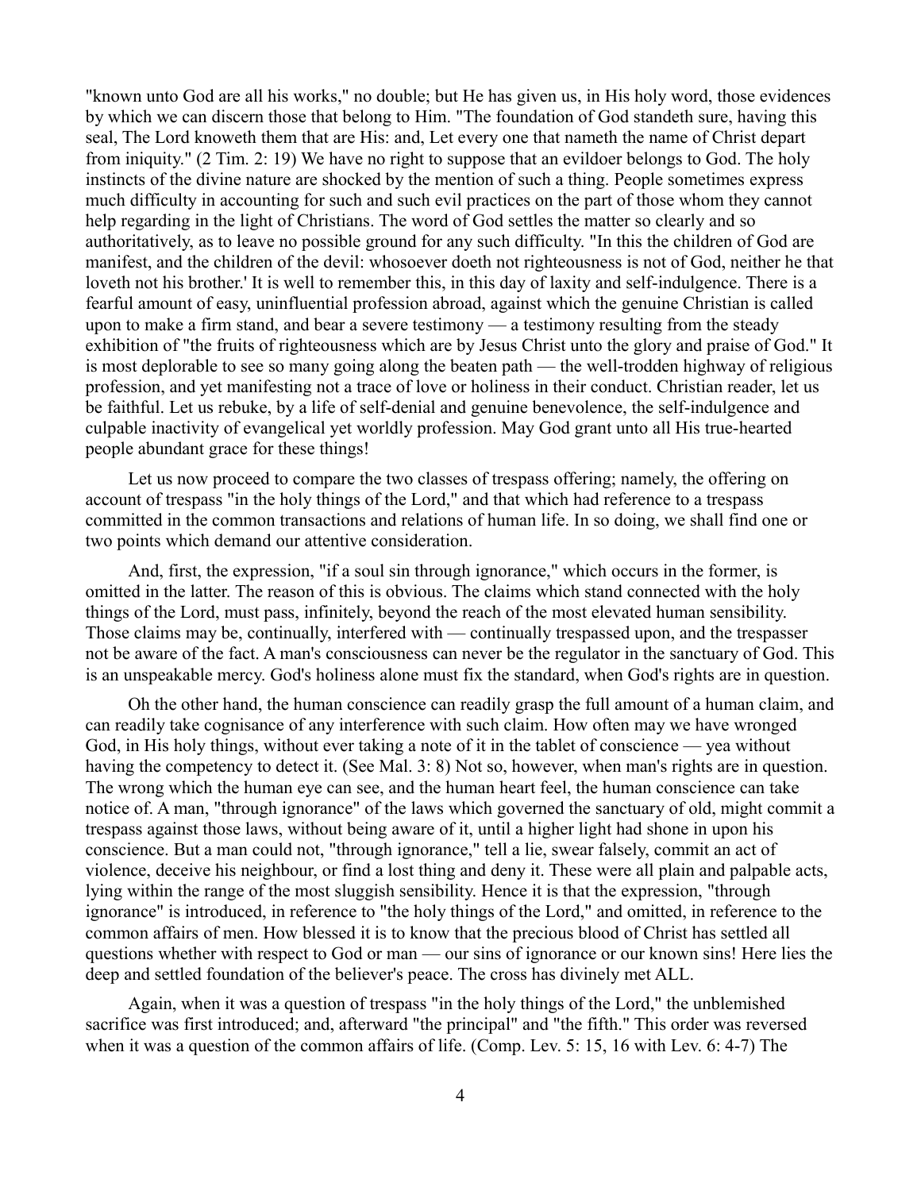"known unto God are all his works," no double; but He has given us, in His holy word, those evidences by which we can discern those that belong to Him. "The foundation of God standeth sure, having this seal, The Lord knoweth them that are His: and, Let every one that nameth the name of Christ depart from iniquity." (2 Tim. 2: 19) We have no right to suppose that an evildoer belongs to God. The holy instincts of the divine nature are shocked by the mention of such a thing. People sometimes express much difficulty in accounting for such and such evil practices on the part of those whom they cannot help regarding in the light of Christians. The word of God settles the matter so clearly and so authoritatively, as to leave no possible ground for any such difficulty. "In this the children of God are manifest, and the children of the devil: whosoever doeth not righteousness is not of God, neither he that loveth not his brother.' It is well to remember this, in this day of laxity and self-indulgence. There is a fearful amount of easy, uninfluential profession abroad, against which the genuine Christian is called upon to make a firm stand, and bear a severe testimony — a testimony resulting from the steady exhibition of "the fruits of righteousness which are by Jesus Christ unto the glory and praise of God." It is most deplorable to see so many going along the beaten path — the well-trodden highway of religious profession, and yet manifesting not a trace of love or holiness in their conduct. Christian reader, let us be faithful. Let us rebuke, by a life of self-denial and genuine benevolence, the self-indulgence and culpable inactivity of evangelical yet worldly profession. May God grant unto all His true-hearted people abundant grace for these things!

Let us now proceed to compare the two classes of trespass offering; namely, the offering on account of trespass "in the holy things of the Lord," and that which had reference to a trespass committed in the common transactions and relations of human life. In so doing, we shall find one or two points which demand our attentive consideration.

And, first, the expression, "if a soul sin through ignorance," which occurs in the former, is omitted in the latter. The reason of this is obvious. The claims which stand connected with the holy things of the Lord, must pass, infinitely, beyond the reach of the most elevated human sensibility. Those claims may be, continually, interfered with — continually trespassed upon, and the trespasser not be aware of the fact. A man's consciousness can never be the regulator in the sanctuary of God. This is an unspeakable mercy. God's holiness alone must fix the standard, when God's rights are in question.

Oh the other hand, the human conscience can readily grasp the full amount of a human claim, and can readily take cognisance of any interference with such claim. How often may we have wronged God, in His holy things, without ever taking a note of it in the tablet of conscience — yea without having the competency to detect it. (See Mal. 3: 8) Not so, however, when man's rights are in question. The wrong which the human eye can see, and the human heart feel, the human conscience can take notice of. A man, "through ignorance" of the laws which governed the sanctuary of old, might commit a trespass against those laws, without being aware of it, until a higher light had shone in upon his conscience. But a man could not, "through ignorance," tell a lie, swear falsely, commit an act of violence, deceive his neighbour, or find a lost thing and deny it. These were all plain and palpable acts, lying within the range of the most sluggish sensibility. Hence it is that the expression, "through ignorance" is introduced, in reference to "the holy things of the Lord," and omitted, in reference to the common affairs of men. How blessed it is to know that the precious blood of Christ has settled all questions whether with respect to God or man — our sins of ignorance or our known sins! Here lies the deep and settled foundation of the believer's peace. The cross has divinely met ALL.

Again, when it was a question of trespass "in the holy things of the Lord," the unblemished sacrifice was first introduced; and, afterward "the principal" and "the fifth." This order was reversed when it was a question of the common affairs of life. (Comp. Lev. 5: 15, 16 with Lev. 6: 4-7) The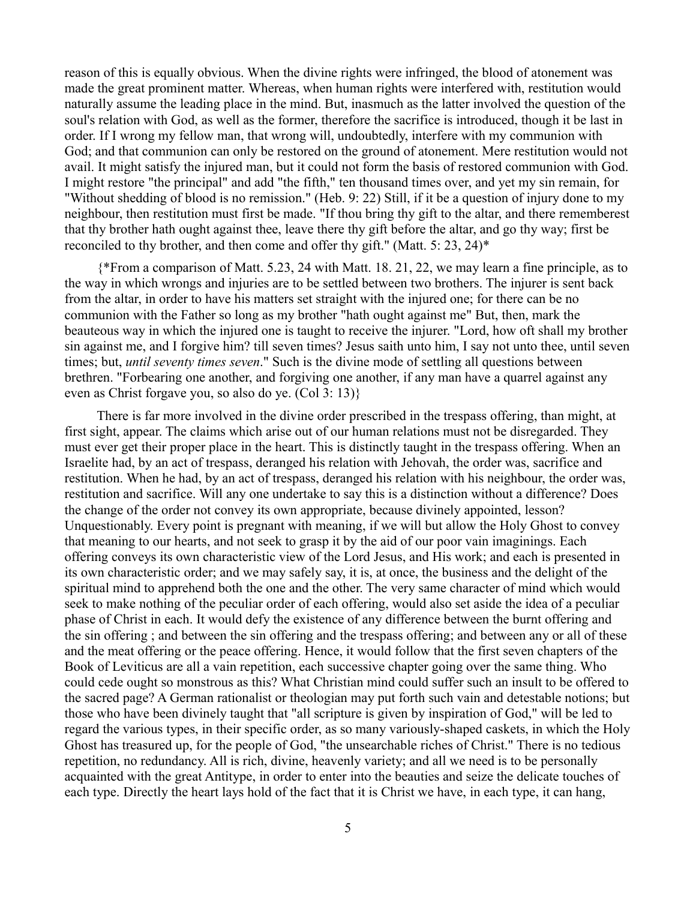reason of this is equally obvious. When the divine rights were infringed, the blood of atonement was made the great prominent matter. Whereas, when human rights were interfered with, restitution would naturally assume the leading place in the mind. But, inasmuch as the latter involved the question of the soul's relation with God, as well as the former, therefore the sacrifice is introduced, though it be last in order. If I wrong my fellow man, that wrong will, undoubtedly, interfere with my communion with God; and that communion can only be restored on the ground of atonement. Mere restitution would not avail. It might satisfy the injured man, but it could not form the basis of restored communion with God. I might restore "the principal" and add "the fifth," ten thousand times over, and yet my sin remain, for "Without shedding of blood is no remission." (Heb. 9: 22) Still, if it be a question of injury done to my neighbour, then restitution must first be made. "If thou bring thy gift to the altar, and there rememberest that thy brother hath ought against thee, leave there thy gift before the altar, and go thy way; first be reconciled to thy brother, and then come and offer thy gift." (Matt. 5: 23, 24)*

{*From a comparison of Matt. 5.23, 24 with Matt. 18. 21, 22, we may learn a fine principle, as to the way in which wrongs and injuries are to be settled between two brothers. The injurer is sent back from the altar, in order to have his matters set straight with the injured one; for there can be no communion with the Father so long as my brother "hath ought against me" But, then, mark the beauteous way in which the injured one is taught to receive the injurer. "Lord, how oft shall my brother sin against me, and I forgive him? till seven times? Jesus saith unto him, I say not unto thee, until seven times; but, *until seventy times seven*." Such is the divine mode of settling all questions between brethren. "Forbearing one another, and forgiving one another, if any man have a quarrel against any even as Christ forgave you, so also do ye. (Col 3: 13)}

There is far more involved in the divine order prescribed in the trespass offering, than might, at first sight, appear. The claims which arise out of our human relations must not be disregarded. They must ever get their proper place in the heart. This is distinctly taught in the trespass offering. When an Israelite had, by an act of trespass, deranged his relation with Jehovah, the order was, sacrifice and restitution. When he had, by an act of trespass, deranged his relation with his neighbour, the order was, restitution and sacrifice. Will any one undertake to say this is a distinction without a difference? Does the change of the order not convey its own appropriate, because divinely appointed, lesson? Unquestionably. Every point is pregnant with meaning, if we will but allow the Holy Ghost to convey that meaning to our hearts, and not seek to grasp it by the aid of our poor vain imaginings. Each offering conveys its own characteristic view of the Lord Jesus, and His work; and each is presented in its own characteristic order; and we may safely say, it is, at once, the business and the delight of the spiritual mind to apprehend both the one and the other. The very same character of mind which would seek to make nothing of the peculiar order of each offering, would also set aside the idea of a peculiar phase of Christ in each. It would defy the existence of any difference between the burnt offering and the sin offering ; and between the sin offering and the trespass offering; and between any or all of these and the meat offering or the peace offering. Hence, it would follow that the first seven chapters of the Book of Leviticus are all a vain repetition, each successive chapter going over the same thing. Who could cede ought so monstrous as this? What Christian mind could suffer such an insult to be offered to the sacred page? A German rationalist or theologian may put forth such vain and detestable notions; but those who have been divinely taught that "all scripture is given by inspiration of God," will be led to regard the various types, in their specific order, as so many variously-shaped caskets, in which the Holy Ghost has treasured up, for the people of God, "the unsearchable riches of Christ." There is no tedious repetition, no redundancy. All is rich, divine, heavenly variety; and all we need is to be personally acquainted with the great Antitype, in order to enter into the beauties and seize the delicate touches of each type. Directly the heart lays hold of the fact that it is Christ we have, in each type, it can hang,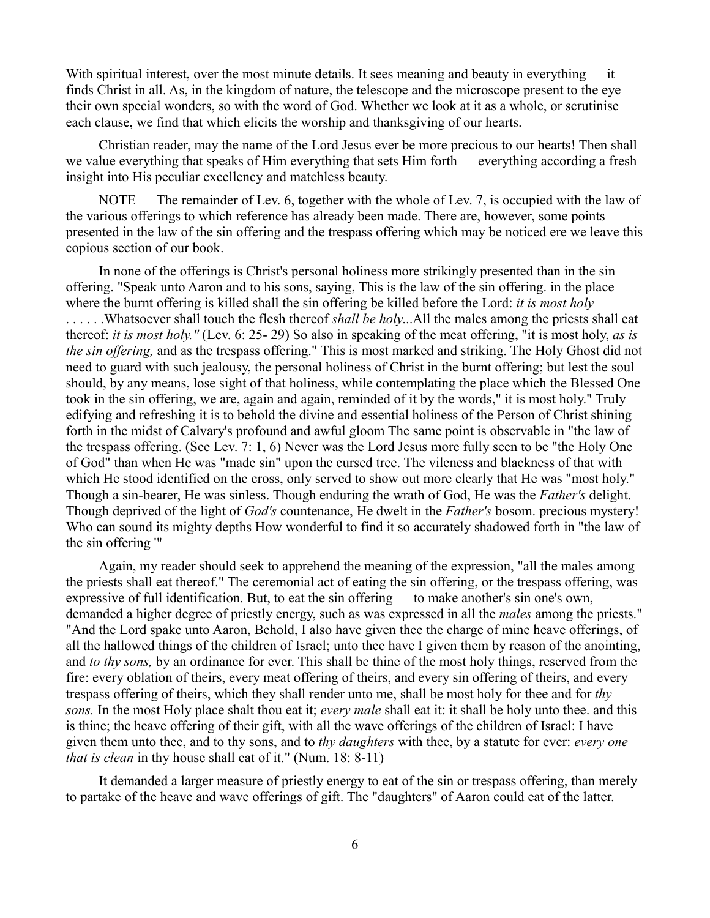With spiritual interest, over the most minute details. It sees meaning and beauty in everything — it finds Christ in all. As, in the kingdom of nature, the telescope and the microscope present to the eye their own special wonders, so with the word of God. Whether we look at it as a whole, or scrutinise each clause, we find that which elicits the worship and thanksgiving of our hearts.

Christian reader, may the name of the Lord Jesus ever be more precious to our hearts! Then shall we value everything that speaks of Him everything that sets Him forth — everything according a fresh insight into His peculiar excellency and matchless beauty.

NOTE — The remainder of Lev. 6, together with the whole of Lev. 7, is occupied with the law of the various offerings to which reference has already been made. There are, however, some points presented in the law of the sin offering and the trespass offering which may be noticed ere we leave this copious section of our book.

In none of the offerings is Christ's personal holiness more strikingly presented than in the sin offering. "Speak unto Aaron and to his sons, saying, This is the law of the sin offering. in the place where the burnt offering is killed shall the sin offering be killed before the Lord: *it is most holy* . . . . . .Whatsoever shall touch the flesh thereof *shall be holy...*All the males among the priests shall eat thereof: *it is most holy."* (Lev. 6: 25- 29) So also in speaking of the meat offering, "it is most holy, *as is the sin offering,* and as the trespass offering." This is most marked and striking. The Holy Ghost did not need to guard with such jealousy, the personal holiness of Christ in the burnt offering; but lest the soul should, by any means, lose sight of that holiness, while contemplating the place which the Blessed One took in the sin offering, we are, again and again, reminded of it by the words," it is most holy." Truly edifying and refreshing it is to behold the divine and essential holiness of the Person of Christ shining forth in the midst of Calvary's profound and awful gloom The same point is observable in "the law of the trespass offering. (See Lev. 7: 1, 6) Never was the Lord Jesus more fully seen to be "the Holy One of God" than when He was "made sin" upon the cursed tree. The vileness and blackness of that with which He stood identified on the cross, only served to show out more clearly that He was "most holy." Though a sin-bearer, He was sinless. Though enduring the wrath of God, He was the *Father's* delight. Though deprived of the light of *God's* countenance, He dwelt in the *Father's* bosom. precious mystery! Who can sound its mighty depths How wonderful to find it so accurately shadowed forth in "the law of the sin offering '"

Again, my reader should seek to apprehend the meaning of the expression, "all the males among the priests shall eat thereof." The ceremonial act of eating the sin offering, or the trespass offering, was expressive of full identification. But, to eat the sin offering — to make another's sin one's own, demanded a higher degree of priestly energy, such as was expressed in all the *males* among the priests." "And the Lord spake unto Aaron, Behold, I also have given thee the charge of mine heave offerings, of all the hallowed things of the children of Israel; unto thee have I given them by reason of the anointing, and *to thy sons,* by an ordinance for ever. This shall be thine of the most holy things, reserved from the fire: every oblation of theirs, every meat offering of theirs, and every sin offering of theirs, and every trespass offering of theirs, which they shall render unto me, shall be most holy for thee and for *thy sons.* In the most Holy place shalt thou eat it; *every male* shall eat it: it shall be holy unto thee. and this is thine; the heave offering of their gift, with all the wave offerings of the children of Israel: I have given them unto thee, and to thy sons, and to *thy daughters* with thee, by a statute for ever: *every one that is clean* in thy house shall eat of it." (Num. 18: 8-11)

It demanded a larger measure of priestly energy to eat of the sin or trespass offering, than merely to partake of the heave and wave offerings of gift. The "daughters" of Aaron could eat of the latter.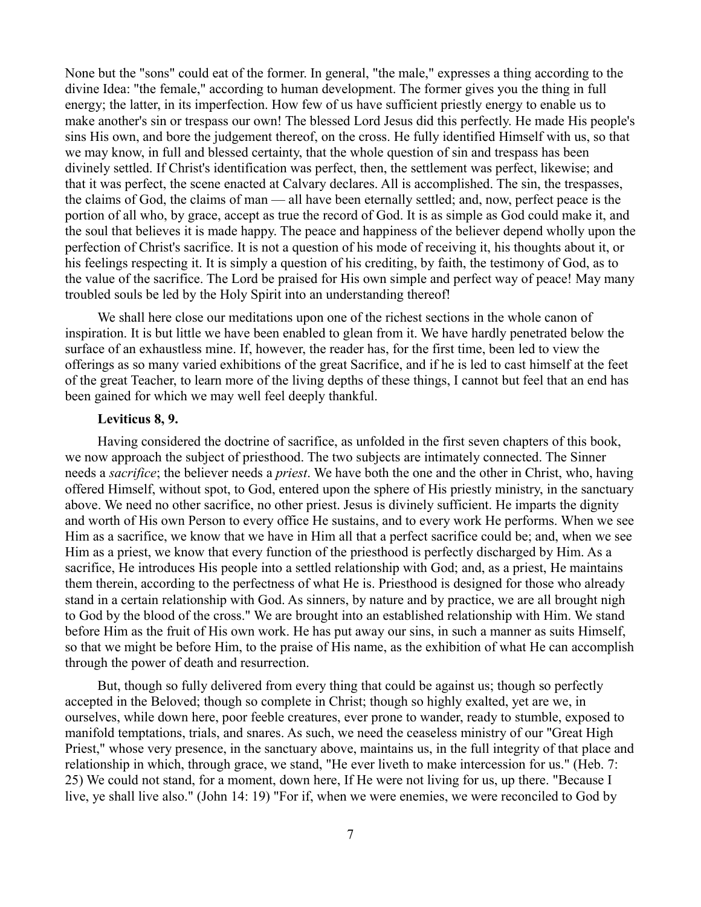None but the "sons" could eat of the former. In general, "the male," expresses a thing according to the divine Idea: "the female," according to human development. The former gives you the thing in full energy; the latter, in its imperfection. How few of us have sufficient priestly energy to enable us to make another's sin or trespass our own! The blessed Lord Jesus did this perfectly. He made His people's sins His own, and bore the judgement thereof, on the cross. He fully identified Himself with us, so that we may know, in full and blessed certainty, that the whole question of sin and trespass has been divinely settled. If Christ's identification was perfect, then, the settlement was perfect, likewise; and that it was perfect, the scene enacted at Calvary declares. All is accomplished. The sin, the trespasses, the claims of God, the claims of man — all have been eternally settled; and, now, perfect peace is the portion of all who, by grace, accept as true the record of God. It is as simple as God could make it, and the soul that believes it is made happy. The peace and happiness of the believer depend wholly upon the perfection of Christ's sacrifice. It is not a question of his mode of receiving it, his thoughts about it, or his feelings respecting it. It is simply a question of his crediting, by faith, the testimony of God, as to the value of the sacrifice. The Lord be praised for His own simple and perfect way of peace! May many troubled souls be led by the Holy Spirit into an understanding thereof!

We shall here close our meditations upon one of the richest sections in the whole canon of inspiration. It is but little we have been enabled to glean from it. We have hardly penetrated below the surface of an exhaustless mine. If, however, the reader has, for the first time, been led to view the offerings as so many varied exhibitions of the great Sacrifice, and if he is led to cast himself at the feet of the great Teacher, to learn more of the living depths of these things, I cannot but feel that an end has been gained for which we may well feel deeply thankful.

**Leviticus 8, 9.**

Having considered the doctrine of sacrifice, as unfolded in the first seven chapters of this book, we now approach the subject of priesthood. The two subjects are intimately connected. The Sinner needs a *sacrifice*; the believer needs a *priest*. We have both the one and the other in Christ, who, having offered Himself, without spot, to God, entered upon the sphere of His priestly ministry, in the sanctuary above. We need no other sacrifice, no other priest. Jesus is divinely sufficient. He imparts the dignity and worth of His own Person to every office He sustains, and to every work He performs. When we see Him as a sacrifice, we know that we have in Him all that a perfect sacrifice could be; and, when we see Him as a priest, we know that every function of the priesthood is perfectly discharged by Him. As a sacrifice, He introduces His people into a settled relationship with God; and, as a priest, He maintains them therein, according to the perfectness of what He is. Priesthood is designed for those who already stand in a certain relationship with God. As sinners, by nature and by practice, we are all brought nigh to God by the blood of the cross." We are brought into an established relationship with Him. We stand before Him as the fruit of His own work. He has put away our sins, in such a manner as suits Himself, so that we might be before Him, to the praise of His name, as the exhibition of what He can accomplish through the power of death and resurrection.

But, though so fully delivered from every thing that could be against us; though so perfectly accepted in the Beloved; though so complete in Christ; though so highly exalted, yet are we, in ourselves, while down here, poor feeble creatures, ever prone to wander, ready to stumble, exposed to manifold temptations, trials, and snares. As such, we need the ceaseless ministry of our "Great High Priest," whose very presence, in the sanctuary above, maintains us, in the full integrity of that place and relationship in which, through grace, we stand, "He ever liveth to make intercession for us." (Heb. 7: 25) We could not stand, for a moment, down here, If He were not living for us, up there. "Because I live, ye shall live also." (John 14: 19) "For if, when we were enemies, we were reconciled to God by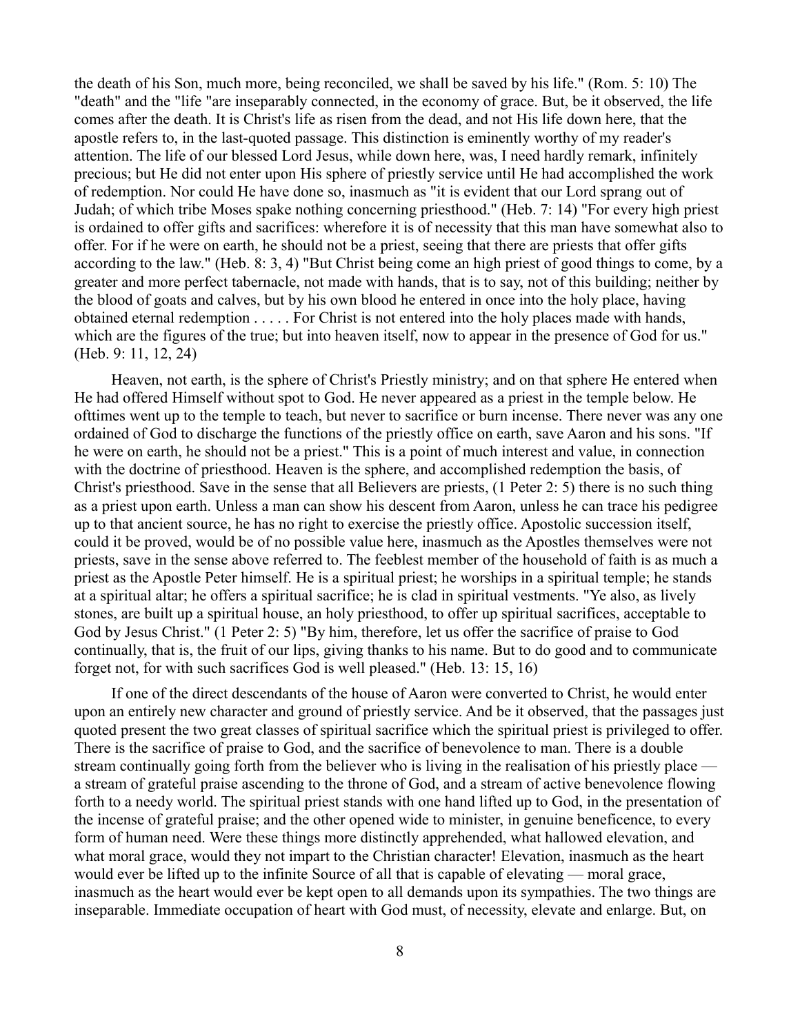the death of his Son, much more, being reconciled, we shall be saved by his life." (Rom. 5: 10) The "death" and the "life "are inseparably connected, in the economy of grace. But, be it observed, the life comes after the death. It is Christ's life as risen from the dead, and not His life down here, that the apostle refers to, in the last-quoted passage. This distinction is eminently worthy of my reader's attention. The life of our blessed Lord Jesus, while down here, was, I need hardly remark, infinitely precious; but He did not enter upon His sphere of priestly service until He had accomplished the work of redemption. Nor could He have done so, inasmuch as "it is evident that our Lord sprang out of Judah; of which tribe Moses spake nothing concerning priesthood." (Heb. 7: 14) "For every high priest is ordained to offer gifts and sacrifices: wherefore it is of necessity that this man have somewhat also to offer. For if he were on earth, he should not be a priest, seeing that there are priests that offer gifts according to the law." (Heb. 8: 3, 4) "But Christ being come an high priest of good things to come, by a greater and more perfect tabernacle, not made with hands, that is to say, not of this building; neither by the blood of goats and calves, but by his own blood he entered in once into the holy place, having obtained eternal redemption . . . . . For Christ is not entered into the holy places made with hands, which are the figures of the true; but into heaven itself, now to appear in the presence of God for us." (Heb. 9: 11, 12, 24)

Heaven, not earth, is the sphere of Christ's Priestly ministry; and on that sphere He entered when He had offered Himself without spot to God. He never appeared as a priest in the temple below. He ofttimes went up to the temple to teach, but never to sacrifice or burn incense. There never was any one ordained of God to discharge the functions of the priestly office on earth, save Aaron and his sons. "If he were on earth, he should not be a priest." This is a point of much interest and value, in connection with the doctrine of priesthood. Heaven is the sphere, and accomplished redemption the basis, of Christ's priesthood. Save in the sense that all Believers are priests, (1 Peter 2: 5) there is no such thing as a priest upon earth. Unless a man can show his descent from Aaron, unless he can trace his pedigree up to that ancient source, he has no right to exercise the priestly office. Apostolic succession itself, could it be proved, would be of no possible value here, inasmuch as the Apostles themselves were not priests, save in the sense above referred to. The feeblest member of the household of faith is as much a priest as the Apostle Peter himself. He is a spiritual priest; he worships in a spiritual temple; he stands at a spiritual altar; he offers a spiritual sacrifice; he is clad in spiritual vestments. "Ye also, as lively stones, are built up a spiritual house, an holy priesthood, to offer up spiritual sacrifices, acceptable to God by Jesus Christ." (1 Peter 2: 5) "By him, therefore, let us offer the sacrifice of praise to God continually, that is, the fruit of our lips, giving thanks to his name. But to do good and to communicate forget not, for with such sacrifices God is well pleased." (Heb. 13: 15, 16)

If one of the direct descendants of the house of Aaron were converted to Christ, he would enter upon an entirely new character and ground of priestly service. And be it observed, that the passages just quoted present the two great classes of spiritual sacrifice which the spiritual priest is privileged to offer. There is the sacrifice of praise to God, and the sacrifice of benevolence to man. There is a double stream continually going forth from the believer who is living in the realisation of his priestly place — a stream of grateful praise ascending to the throne of God, and a stream of active benevolence flowing forth to a needy world. The spiritual priest stands with one hand lifted up to God, in the presentation of the incense of grateful praise; and the other opened wide to minister, in genuine beneficence, to every form of human need. Were these things more distinctly apprehended, what hallowed elevation, and what moral grace, would they not impart to the Christian character! Elevation, inasmuch as the heart would ever be lifted up to the infinite Source of all that is capable of elevating — moral grace, inasmuch as the heart would ever be kept open to all demands upon its sympathies. The two things are inseparable. Immediate occupation of heart with God must, of necessity, elevate and enlarge. But, on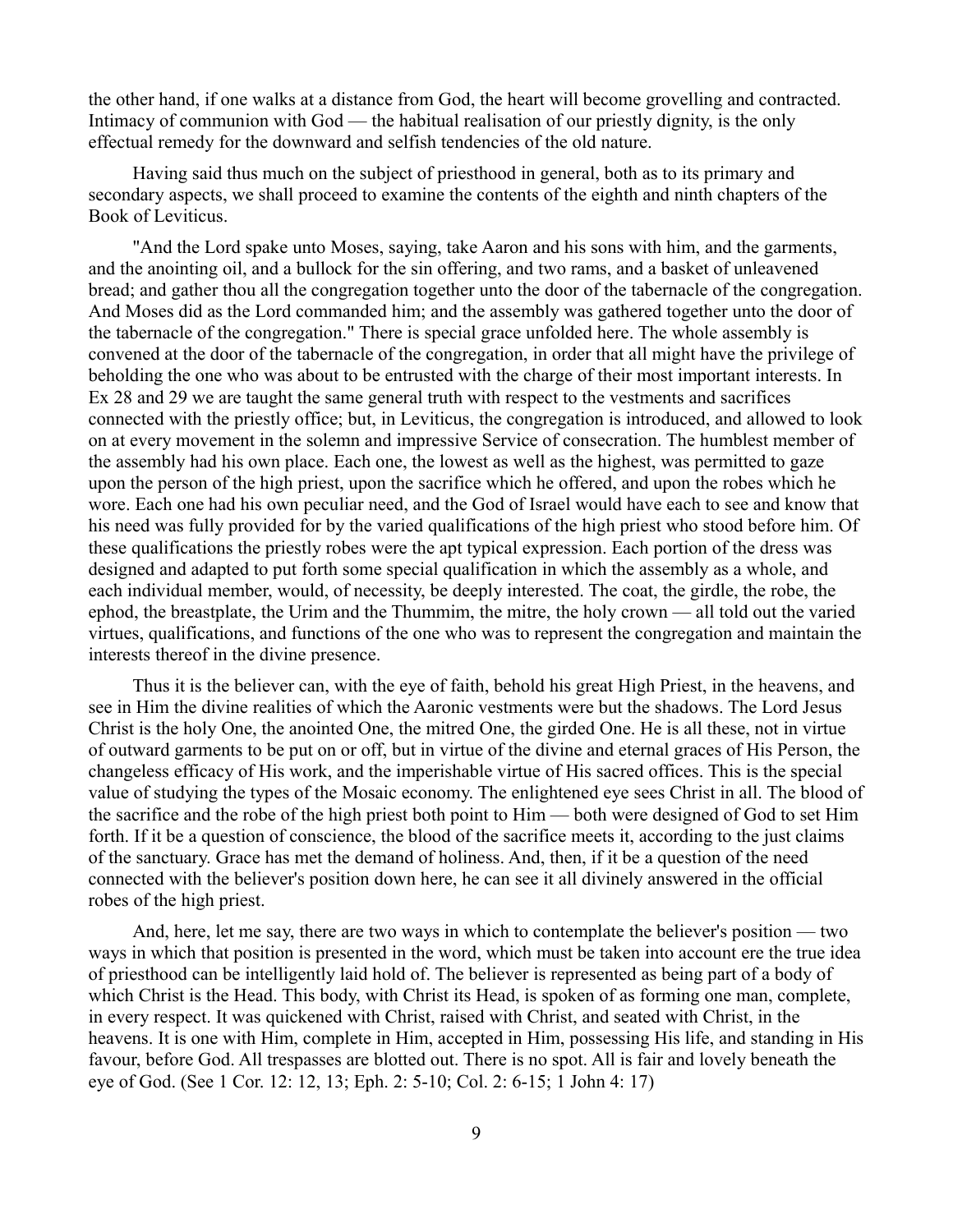the other hand, if one walks at a distance from God, the heart will become grovelling and contracted. Intimacy of communion with God — the habitual realisation of our priestly dignity, is the only effectual remedy for the downward and selfish tendencies of the old nature.

Having said thus much on the subject of priesthood in general, both as to its primary and secondary aspects, we shall proceed to examine the contents of the eighth and ninth chapters of the Book of Leviticus.

"And the Lord spake unto Moses, saying, take Aaron and his sons with him, and the garments, and the anointing oil, and a bullock for the sin offering, and two rams, and a basket of unleavened bread; and gather thou all the congregation together unto the door of the tabernacle of the congregation. And Moses did as the Lord commanded him; and the assembly was gathered together unto the door of the tabernacle of the congregation." There is special grace unfolded here. The whole assembly is convened at the door of the tabernacle of the congregation, in order that all might have the privilege of beholding the one who was about to be entrusted with the charge of their most important interests. In Ex 28 and 29 we are taught the same general truth with respect to the vestments and sacrifices connected with the priestly office; but, in Leviticus, the congregation is introduced, and allowed to look on at every movement in the solemn and impressive Service of consecration. The humblest member of the assembly had his own place. Each one, the lowest as well as the highest, was permitted to gaze upon the person of the high priest, upon the sacrifice which he offered, and upon the robes which he wore. Each one had his own peculiar need, and the God of Israel would have each to see and know that his need was fully provided for by the varied qualifications of the high priest who stood before him. Of these qualifications the priestly robes were the apt typical expression. Each portion of the dress was designed and adapted to put forth some special qualification in which the assembly as a whole, and each individual member, would, of necessity, be deeply interested. The coat, the girdle, the robe, the ephod, the breastplate, the Urim and the Thummim, the mitre, the holy crown — all told out the varied virtues, qualifications, and functions of the one who was to represent the congregation and maintain the interests thereof in the divine presence.

Thus it is the believer can, with the eye of faith, behold his great High Priest, in the heavens, and see in Him the divine realities of which the Aaronic vestments were but the shadows. The Lord Jesus Christ is the holy One, the anointed One, the mitred One, the girded One. He is all these, not in virtue of outward garments to be put on or off, but in virtue of the divine and eternal graces of His Person, the changeless efficacy of His work, and the imperishable virtue of His sacred offices. This is the special value of studying the types of the Mosaic economy. The enlightened eye sees Christ in all. The blood of the sacrifice and the robe of the high priest both point to Him — both were designed of God to set Him forth. If it be a question of conscience, the blood of the sacrifice meets it, according to the just claims of the sanctuary. Grace has met the demand of holiness. And, then, if it be a question of the need connected with the believer's position down here, he can see it all divinely answered in the official robes of the high priest.

And, here, let me say, there are two ways in which to contemplate the believer's position — two ways in which that position is presented in the word, which must be taken into account ere the true idea of priesthood can be intelligently laid hold of. The believer is represented as being part of a body of which Christ is the Head. This body, with Christ its Head, is spoken of as forming one man, complete, in every respect. It was quickened with Christ, raised with Christ, and seated with Christ, in the heavens. It is one with Him, complete in Him, accepted in Him, possessing His life, and standing in His favour, before God. All trespasses are blotted out. There is no spot. All is fair and lovely beneath the eye of God. (See 1 Cor. 12: 12, 13; Eph. 2: 5-10; Col. 2: 6-15; 1 John 4: 17)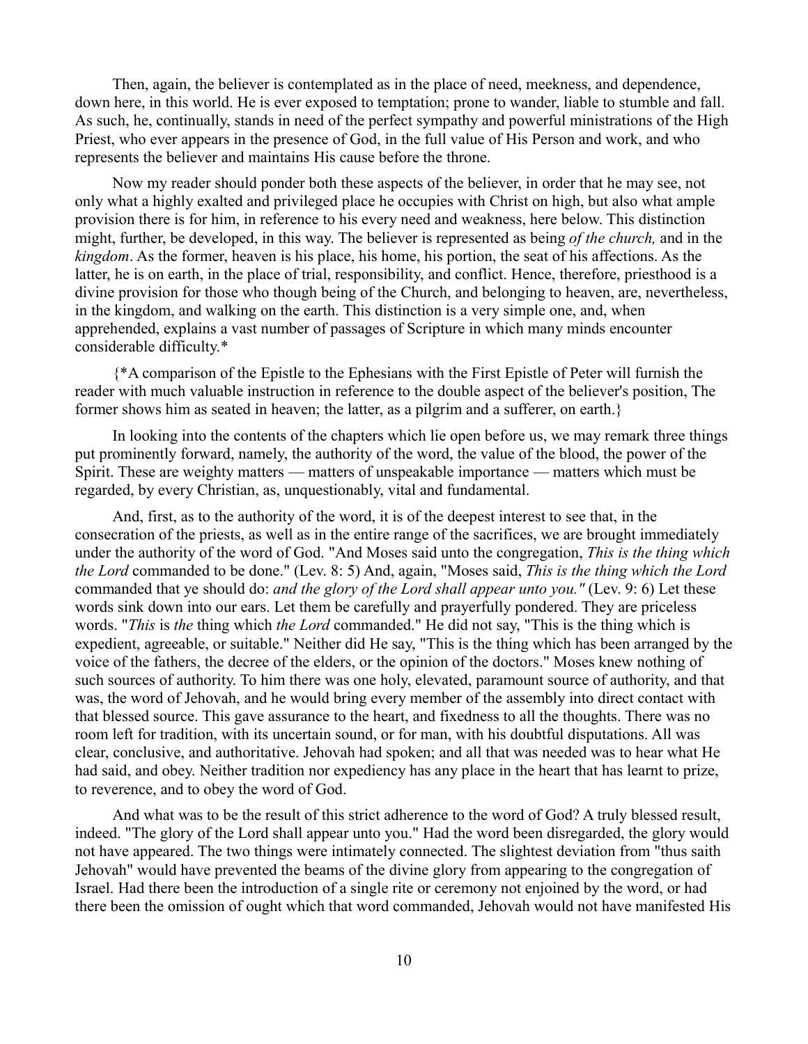Then, again, the believer is contemplated as in the place of need, meekness, and dependence, down here, in this world. He is ever exposed to temptation; prone to wander, liable to stumble and fall. As such, he, continually, stands in need of the perfect sympathy and powerful ministrations of the High Priest, who ever appears in the presence of God, in the full value of His Person and work, and who represents the believer and maintains His cause before the throne.

Now my reader should ponder both these aspects of the believer, in order that he may see, not only what a highly exalted and privileged place he occupies with Christ on high, but also what ample provision there is for him, in reference to his every need and weakness, here below. This distinction might, further, be developed, in this way. The believer is represented as being *of the church,* and in the *kingdom*. As the former, heaven is his place, his home, his portion, the seat of his affections. As the latter, he is on earth, in the place of trial, responsibility, and conflict. Hence, therefore, priesthood is a divine provision for those who though being of the Church, and belonging to heaven, are, nevertheless, in the kingdom, and walking on the earth. This distinction is a very simple one, and, when apprehended, explains a vast number of passages of Scripture in which many minds encounter considerable difficulty.*

{*A comparison of the Epistle to the Ephesians with the First Epistle of Peter will furnish the reader with much valuable instruction in reference to the double aspect of the believer's position, The former shows him as seated in heaven; the latter, as a pilgrim and a sufferer, on earth.}

In looking into the contents of the chapters which lie open before us, we may remark three things put prominently forward, namely, the authority of the word, the value of the blood, the power of the Spirit. These are weighty matters — matters of unspeakable importance — matters which must be regarded, by every Christian, as, unquestionably, vital and fundamental.

And, first, as to the authority of the word, it is of the deepest interest to see that, in the consecration of the priests, as well as in the entire range of the sacrifices, we are brought immediately under the authority of the word of God. "And Moses said unto the congregation, *This is the thing which the Lord* commanded to be done." (Lev. 8: 5) And, again, "Moses said, *This is the thing which the Lord* commanded that ye should do: *and the glory of the Lord shall appear unto you."* (Lev. 9: 6) Let these words sink down into our ears. Let them be carefully and prayerfully pondered. They are priceless words. "*This* is *the* thing which *the Lord* commanded." He did not say, "This is the thing which is expedient, agreeable, or suitable." Neither did He say, "This is the thing which has been arranged by the voice of the fathers, the decree of the elders, or the opinion of the doctors." Moses knew nothing of such sources of authority. To him there was one holy, elevated, paramount source of authority, and that was, the word of Jehovah, and he would bring every member of the assembly into direct contact with that blessed source. This gave assurance to the heart, and fixedness to all the thoughts. There was no room left for tradition, with its uncertain sound, or for man, with his doubtful disputations. All was clear, conclusive, and authoritative. Jehovah had spoken; and all that was needed was to hear what He had said, and obey. Neither tradition nor expediency has any place in the heart that has learnt to prize, to reverence, and to obey the word of God.

And what was to be the result of this strict adherence to the word of God? A truly blessed result, indeed. "The glory of the Lord shall appear unto you." Had the word been disregarded, the glory would not have appeared. The two things were intimately connected. The slightest deviation from "thus saith Jehovah" would have prevented the beams of the divine glory from appearing to the congregation of Israel. Had there been the introduction of a single rite or ceremony not enjoined by the word, or had there been the omission of ought which that word commanded, Jehovah would not have manifested His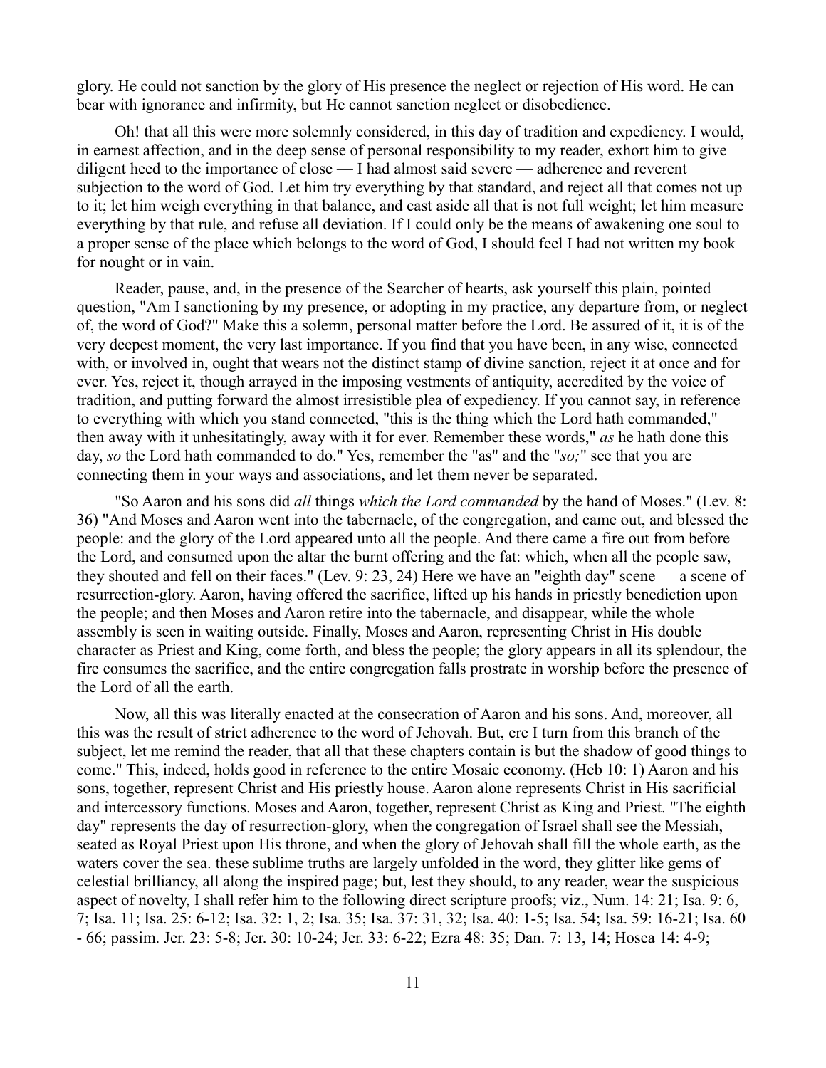glory. He could not sanction by the glory of His presence the neglect or rejection of His word. He can bear with ignorance and infirmity, but He cannot sanction neglect or disobedience.

Oh! that all this were more solemnly considered, in this day of tradition and expediency. I would, in earnest affection, and in the deep sense of personal responsibility to my reader, exhort him to give diligent heed to the importance of close — I had almost said severe — adherence and reverent subjection to the word of God. Let him try everything by that standard, and reject all that comes not up to it; let him weigh everything in that balance, and cast aside all that is not full weight; let him measure everything by that rule, and refuse all deviation. If I could only be the means of awakening one soul to a proper sense of the place which belongs to the word of God, I should feel I had not written my book for nought or in vain.

Reader, pause, and, in the presence of the Searcher of hearts, ask yourself this plain, pointed question, "Am I sanctioning by my presence, or adopting in my practice, any departure from, or neglect of, the word of God?" Make this a solemn, personal matter before the Lord. Be assured of it, it is of the very deepest moment, the very last importance. If you find that you have been, in any wise, connected with, or involved in, ought that wears not the distinct stamp of divine sanction, reject it at once and for ever. Yes, reject it, though arrayed in the imposing vestments of antiquity, accredited by the voice of tradition, and putting forward the almost irresistible plea of expediency. If you cannot say, in reference to everything with which you stand connected, "this is the thing which the Lord hath commanded," then away with it unhesitatingly, away with it for ever. Remember these words," *as* he hath done this day, *so* the Lord hath commanded to do." Yes, remember the "as" and the "*so;*" see that you are connecting them in your ways and associations, and let them never be separated.

"So Aaron and his sons did *all* things *which the Lord commanded* by the hand of Moses." (Lev. 8: 36) "And Moses and Aaron went into the tabernacle, of the congregation, and came out, and blessed the people: and the glory of the Lord appeared unto all the people. And there came a fire out from before the Lord, and consumed upon the altar the burnt offering and the fat: which, when all the people saw, they shouted and fell on their faces." (Lev. 9: 23, 24) Here we have an "eighth day" scene — a scene of resurrection-glory. Aaron, having offered the sacrifice, lifted up his hands in priestly benediction upon the people; and then Moses and Aaron retire into the tabernacle, and disappear, while the whole assembly is seen in waiting outside. Finally, Moses and Aaron, representing Christ in His double character as Priest and King, come forth, and bless the people; the glory appears in all its splendour, the fire consumes the sacrifice, and the entire congregation falls prostrate in worship before the presence of the Lord of all the earth.

Now, all this was literally enacted at the consecration of Aaron and his sons. And, moreover, all this was the result of strict adherence to the word of Jehovah. But, ere I turn from this branch of the subject, let me remind the reader, that all that these chapters contain is but the shadow of good things to come." This, indeed, holds good in reference to the entire Mosaic economy. (Heb 10: 1) Aaron and his sons, together, represent Christ and His priestly house. Aaron alone represents Christ in His sacrificial and intercessory functions. Moses and Aaron, together, represent Christ as King and Priest. "The eighth day" represents the day of resurrection-glory, when the congregation of Israel shall see the Messiah, seated as Royal Priest upon His throne, and when the glory of Jehovah shall fill the whole earth, as the waters cover the sea. these sublime truths are largely unfolded in the word, they glitter like gems of celestial brilliancy, all along the inspired page; but, lest they should, to any reader, wear the suspicious aspect of novelty, I shall refer him to the following direct scripture proofs; viz., Num. 14: 21; Isa. 9: 6, 7; Isa. 11; Isa. 25: 6-12; Isa. 32: 1, 2; Isa. 35; Isa. 37: 31, 32; Isa. 40: 1-5; Isa. 54; Isa. 59: 16-21; Isa. 60 - 66; passim. Jer. 23: 5-8; Jer. 30: 10-24; Jer. 33: 6-22; Ezra 48: 35; Dan. 7: 13, 14; Hosea 14: 4-9;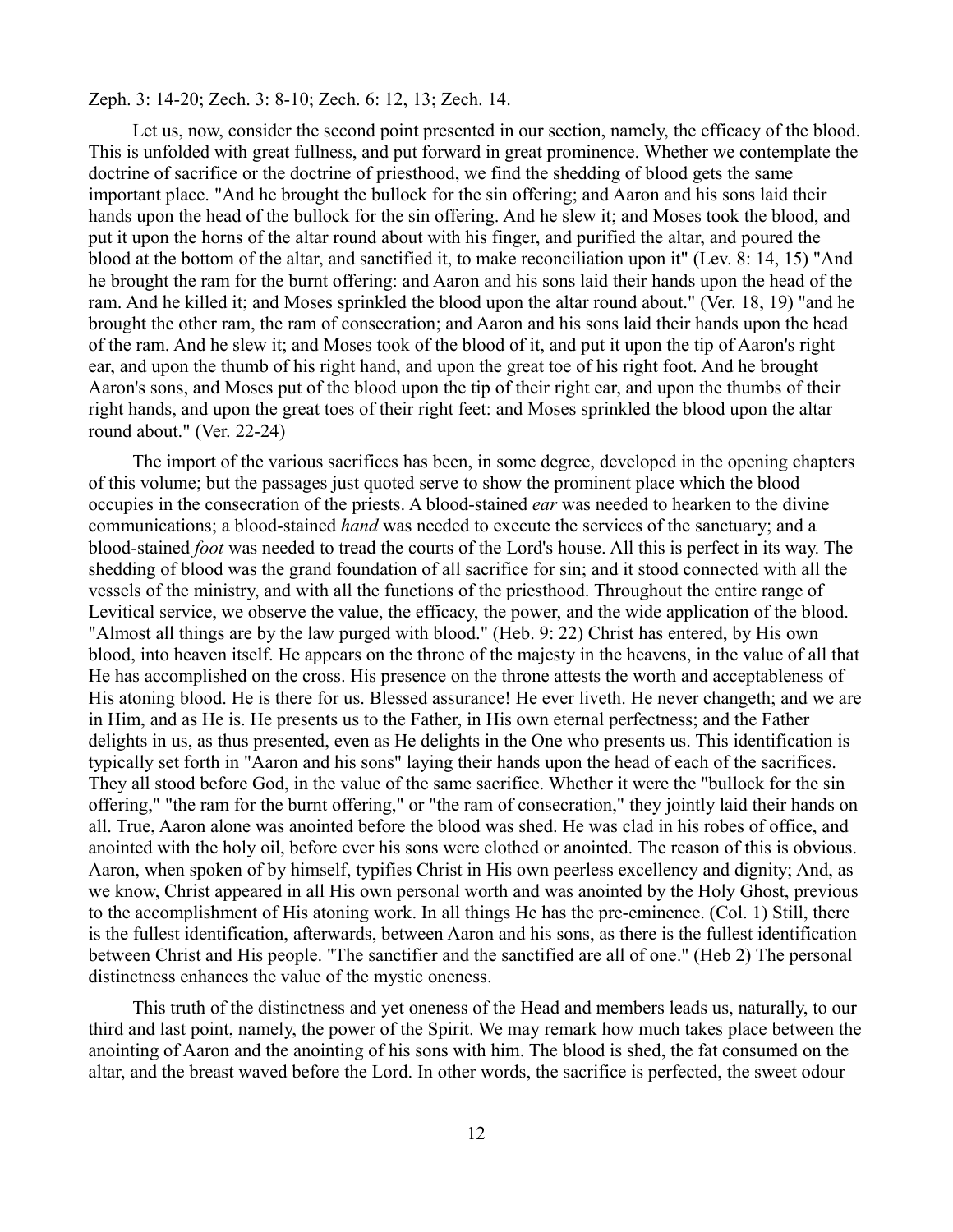Zeph. 3: 14-20; Zech. 3: 8-10; Zech. 6: 12, 13; Zech. 14.

Let us, now, consider the second point presented in our section, namely, the efficacy of the blood. This is unfolded with great fullness, and put forward in great prominence. Whether we contemplate the doctrine of sacrifice or the doctrine of priesthood, we find the shedding of blood gets the same important place. "And he brought the bullock for the sin offering; and Aaron and his sons laid their hands upon the head of the bullock for the sin offering. And he slew it; and Moses took the blood, and put it upon the horns of the altar round about with his finger, and purified the altar, and poured the blood at the bottom of the altar, and sanctified it, to make reconciliation upon it" (Lev. 8: 14, 15) "And he brought the ram for the burnt offering: and Aaron and his sons laid their hands upon the head of the ram. And he killed it; and Moses sprinkled the blood upon the altar round about." (Ver. 18, 19) "and he brought the other ram, the ram of consecration; and Aaron and his sons laid their hands upon the head of the ram. And he slew it; and Moses took of the blood of it, and put it upon the tip of Aaron's right ear, and upon the thumb of his right hand, and upon the great toe of his right foot. And he brought Aaron's sons, and Moses put of the blood upon the tip of their right ear, and upon the thumbs of their right hands, and upon the great toes of their right feet: and Moses sprinkled the blood upon the altar round about." (Ver. 22-24)

The import of the various sacrifices has been, in some degree, developed in the opening chapters of this volume; but the passages just quoted serve to show the prominent place which the blood occupies in the consecration of the priests. A blood-stained *ear* was needed to hearken to the divine communications; a blood-stained *hand* was needed to execute the services of the sanctuary; and a blood-stained *foot* was needed to tread the courts of the Lord's house. All this is perfect in its way. The shedding of blood was the grand foundation of all sacrifice for sin; and it stood connected with all the vessels of the ministry, and with all the functions of the priesthood. Throughout the entire range of Levitical service, we observe the value, the efficacy, the power, and the wide application of the blood. "Almost all things are by the law purged with blood." (Heb. 9: 22) Christ has entered, by His own blood, into heaven itself. He appears on the throne of the majesty in the heavens, in the value of all that He has accomplished on the cross. His presence on the throne attests the worth and acceptableness of His atoning blood. He is there for us. Blessed assurance! He ever liveth. He never changeth; and we are in Him, and as He is. He presents us to the Father, in His own eternal perfectness; and the Father delights in us, as thus presented, even as He delights in the One who presents us. This identification is typically set forth in "Aaron and his sons" laying their hands upon the head of each of the sacrifices. They all stood before God, in the value of the same sacrifice. Whether it were the "bullock for the sin offering," "the ram for the burnt offering," or "the ram of consecration," they jointly laid their hands on all. True, Aaron alone was anointed before the blood was shed. He was clad in his robes of office, and anointed with the holy oil, before ever his sons were clothed or anointed. The reason of this is obvious. Aaron, when spoken of by himself, typifies Christ in His own peerless excellency and dignity; And, as we know, Christ appeared in all His own personal worth and was anointed by the Holy Ghost, previous to the accomplishment of His atoning work. In all things He has the pre-eminence. (Col. 1) Still, there is the fullest identification, afterwards, between Aaron and his sons, as there is the fullest identification between Christ and His people. "The sanctifier and the sanctified are all of one." (Heb 2) The personal distinctness enhances the value of the mystic oneness.

This truth of the distinctness and yet oneness of the Head and members leads us, naturally, to our third and last point, namely, the power of the Spirit. We may remark how much takes place between the anointing of Aaron and the anointing of his sons with him. The blood is shed, the fat consumed on the altar, and the breast waved before the Lord. In other words, the sacrifice is perfected, the sweet odour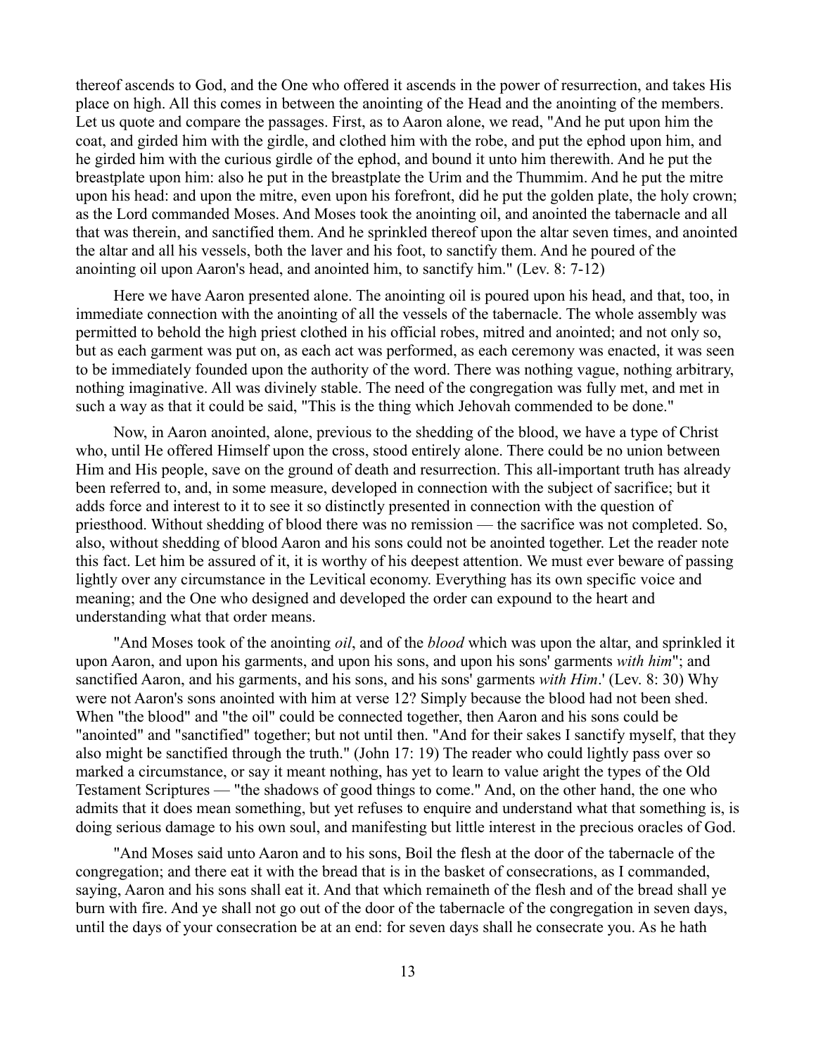thereof ascends to God, and the One who offered it ascends in the power of resurrection, and takes His place on high. All this comes in between the anointing of the Head and the anointing of the members. Let us quote and compare the passages. First, as to Aaron alone, we read, "And he put upon him the coat, and girded him with the girdle, and clothed him with the robe, and put the ephod upon him, and he girded him with the curious girdle of the ephod, and bound it unto him therewith. And he put the breastplate upon him: also he put in the breastplate the Urim and the Thummim. And he put the mitre upon his head: and upon the mitre, even upon his forefront, did he put the golden plate, the holy crown; as the Lord commanded Moses. And Moses took the anointing oil, and anointed the tabernacle and all that was therein, and sanctified them. And he sprinkled thereof upon the altar seven times, and anointed the altar and all his vessels, both the laver and his foot, to sanctify them. And he poured of the anointing oil upon Aaron's head, and anointed him, to sanctify him." (Lev. 8: 7-12)

Here we have Aaron presented alone. The anointing oil is poured upon his head, and that, too, in immediate connection with the anointing of all the vessels of the tabernacle. The whole assembly was permitted to behold the high priest clothed in his official robes, mitred and anointed; and not only so, but as each garment was put on, as each act was performed, as each ceremony was enacted, it was seen to be immediately founded upon the authority of the word. There was nothing vague, nothing arbitrary, nothing imaginative. All was divinely stable. The need of the congregation was fully met, and met in such a way as that it could be said, "This is the thing which Jehovah commended to be done."

Now, in Aaron anointed, alone, previous to the shedding of the blood, we have a type of Christ who, until He offered Himself upon the cross, stood entirely alone. There could be no union between Him and His people, save on the ground of death and resurrection. This all-important truth has already been referred to, and, in some measure, developed in connection with the subject of sacrifice; but it adds force and interest to it to see it so distinctly presented in connection with the question of priesthood. Without shedding of blood there was no remission — the sacrifice was not completed. So, also, without shedding of blood Aaron and his sons could not be anointed together. Let the reader note this fact. Let him be assured of it, it is worthy of his deepest attention. We must ever beware of passing lightly over any circumstance in the Levitical economy. Everything has its own specific voice and meaning; and the One who designed and developed the order can expound to the heart and understanding what that order means.

"And Moses took of the anointing *oil*, and of the *blood* which was upon the altar, and sprinkled it upon Aaron, and upon his garments, and upon his sons, and upon his sons' garments *with him*"; and sanctified Aaron, and his garments, and his sons, and his sons' garments *with Him*.' (Lev. 8: 30) Why were not Aaron's sons anointed with him at verse 12? Simply because the blood had not been shed. When "the blood" and "the oil" could be connected together, then Aaron and his sons could be "anointed" and "sanctified" together; but not until then. "And for their sakes I sanctify myself, that they also might be sanctified through the truth." (John 17: 19) The reader who could lightly pass over so marked a circumstance, or say it meant nothing, has yet to learn to value aright the types of the Old Testament Scriptures — "the shadows of good things to come." And, on the other hand, the one who admits that it does mean something, but yet refuses to enquire and understand what that something is, is doing serious damage to his own soul, and manifesting but little interest in the precious oracles of God.

"And Moses said unto Aaron and to his sons, Boil the flesh at the door of the tabernacle of the congregation; and there eat it with the bread that is in the basket of consecrations, as I commanded, saying, Aaron and his sons shall eat it. And that which remaineth of the flesh and of the bread shall ye burn with fire. And ye shall not go out of the door of the tabernacle of the congregation in seven days, until the days of your consecration be at an end: for seven days shall he consecrate you. As he hath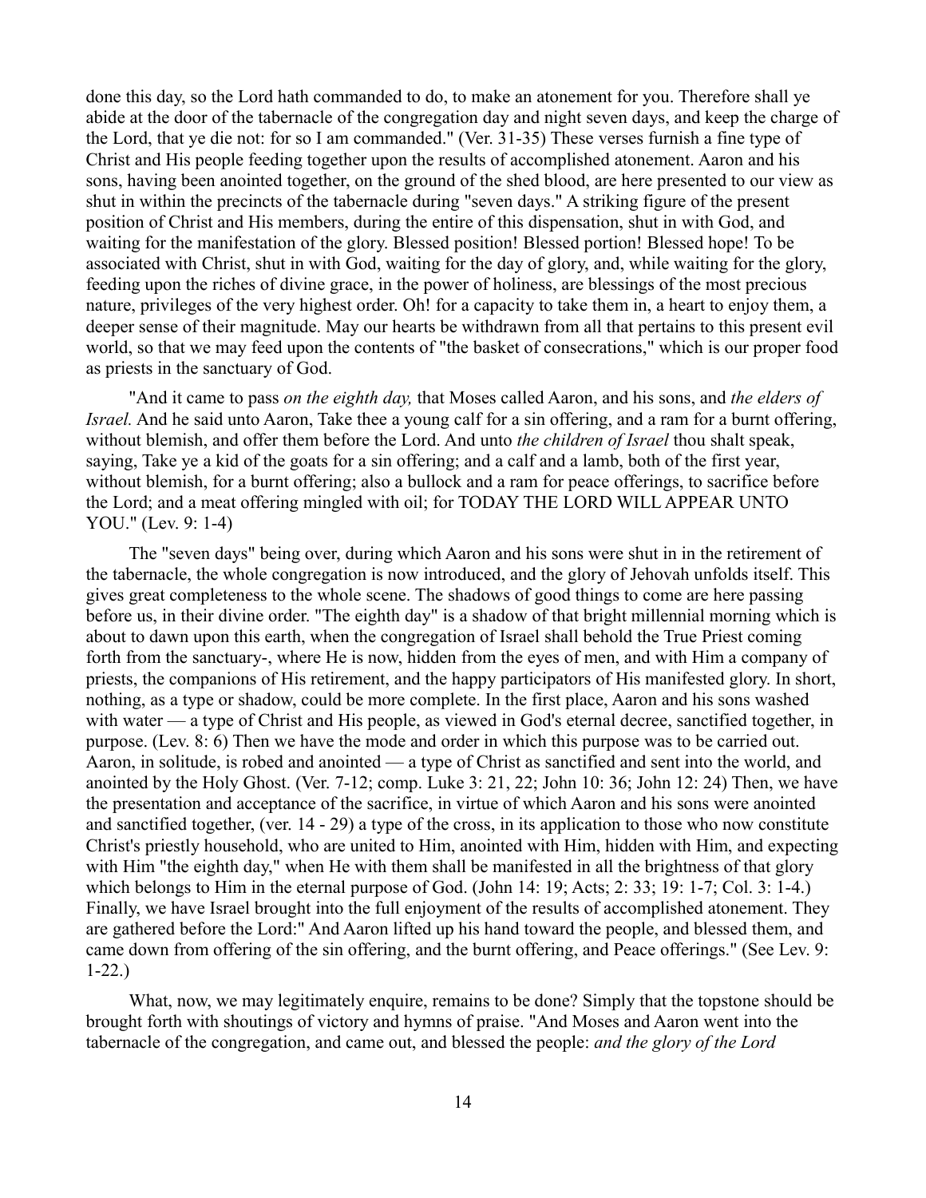done this day, so the Lord hath commanded to do, to make an atonement for you. Therefore shall ye abide at the door of the tabernacle of the congregation day and night seven days, and keep the charge of the Lord, that ye die not: for so I am commanded." (Ver. 31-35) These verses furnish a fine type of Christ and His people feeding together upon the results of accomplished atonement. Aaron and his sons, having been anointed together, on the ground of the shed blood, are here presented to our view as shut in within the precincts of the tabernacle during "seven days." A striking figure of the present position of Christ and His members, during the entire of this dispensation, shut in with God, and waiting for the manifestation of the glory. Blessed position! Blessed portion! Blessed hope! To be associated with Christ, shut in with God, waiting for the day of glory, and, while waiting for the glory, feeding upon the riches of divine grace, in the power of holiness, are blessings of the most precious nature, privileges of the very highest order. Oh! for a capacity to take them in, a heart to enjoy them, a deeper sense of their magnitude. May our hearts be withdrawn from all that pertains to this present evil world, so that we may feed upon the contents of "the basket of consecrations," which is our proper food as priests in the sanctuary of God.

"And it came to pass *on the eighth day,* that Moses called Aaron, and his sons, and *the elders of Israel.* And he said unto Aaron, Take thee a young calf for a sin offering, and a ram for a burnt offering, without blemish, and offer them before the Lord. And unto *the children of Israel* thou shalt speak, saying, Take ye a kid of the goats for a sin offering; and a calf and a lamb, both of the first year, without blemish, for a burnt offering; also a bullock and a ram for peace offerings, to sacrifice before the Lord; and a meat offering mingled with oil; for TODAY THE LORD WILL APPEAR UNTO YOU." (Lev. 9: 1-4)

The "seven days" being over, during which Aaron and his sons were shut in in the retirement of the tabernacle, the whole congregation is now introduced, and the glory of Jehovah unfolds itself. This gives great completeness to the whole scene. The shadows of good things to come are here passing before us, in their divine order. "The eighth day" is a shadow of that bright millennial morning which is about to dawn upon this earth, when the congregation of Israel shall behold the True Priest coming forth from the sanctuary-, where He is now, hidden from the eyes of men, and with Him a company of priests, the companions of His retirement, and the happy participators of His manifested glory. In short, nothing, as a type or shadow, could be more complete. In the first place, Aaron and his sons washed with water — a type of Christ and His people, as viewed in God's eternal decree, sanctified together, in purpose. (Lev. 8: 6) Then we have the mode and order in which this purpose was to be carried out. Aaron, in solitude, is robed and anointed — a type of Christ as sanctified and sent into the world, and anointed by the Holy Ghost. (Ver. 7-12; comp. Luke 3: 21, 22; John 10: 36; John 12: 24) Then, we have the presentation and acceptance of the sacrifice, in virtue of which Aaron and his sons were anointed and sanctified together, (ver. 14 - 29) a type of the cross, in its application to those who now constitute Christ's priestly household, who are united to Him, anointed with Him, hidden with Him, and expecting with Him "the eighth day," when He with them shall be manifested in all the brightness of that glory which belongs to Him in the eternal purpose of God. (John 14: 19; Acts; 2: 33; 19: 1-7; Col. 3: 1-4.) Finally, we have Israel brought into the full enjoyment of the results of accomplished atonement. They are gathered before the Lord:" And Aaron lifted up his hand toward the people, and blessed them, and came down from offering of the sin offering, and the burnt offering, and Peace offerings." (See Lev. 9: 1-22.)

What, now, we may legitimately enquire, remains to be done? Simply that the topstone should be brought forth with shoutings of victory and hymns of praise. "And Moses and Aaron went into the tabernacle of the congregation, and came out, and blessed the people: *and the glory of the Lord*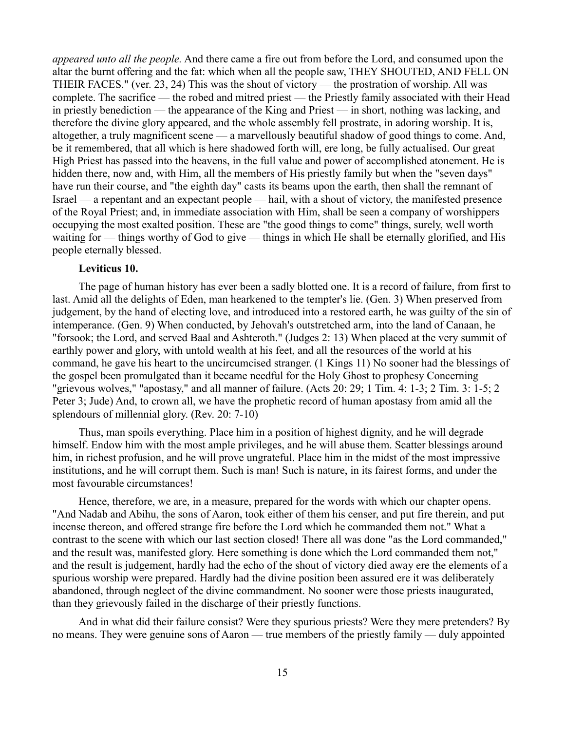*appeared unto all the people.* And there came a fire out from before the Lord, and consumed upon the altar the burnt offering and the fat: which when all the people saw, THEY SHOUTED, AND FELL ON THEIR FACES." (ver. 23, 24) This was the shout of victory — the prostration of worship. All was complete. The sacrifice — the robed and mitred priest — the Priestly family associated with their Head in priestly benediction — the appearance of the King and Priest — in short, nothing was lacking, and therefore the divine glory appeared, and the whole assembly fell prostrate, in adoring worship. It is, altogether, a truly magnificent scene — a marvellously beautiful shadow of good things to come. And, be it remembered, that all which is here shadowed forth will, ere long, be fully actualised. Our great High Priest has passed into the heavens, in the full value and power of accomplished atonement. He is hidden there, now and, with Him, all the members of His priestly family but when the "seven days" have run their course, and "the eighth day" casts its beams upon the earth, then shall the remnant of Israel — a repentant and an expectant people — hail, with a shout of victory, the manifested presence of the Royal Priest; and, in immediate association with Him, shall be seen a company of worshippers occupying the most exalted position. These are "the good things to come" things, surely, well worth waiting for — things worthy of God to give — things in which He shall be eternally glorified, and His people eternally blessed.

**Leviticus 10.**

The page of human history has ever been a sadly blotted one. It is a record of failure, from first to last. Amid all the delights of Eden, man hearkened to the tempter's lie. (Gen. 3) When preserved from judgement, by the hand of electing love, and introduced into a restored earth, he was guilty of the sin of intemperance. (Gen. 9) When conducted, by Jehovah's outstretched arm, into the land of Canaan, he "forsook; the Lord, and served Baal and Ashteroth." (Judges 2: 13) When placed at the very summit of earthly power and glory, with untold wealth at his feet, and all the resources of the world at his command, he gave his heart to the uncircumcised stranger. (1 Kings 11) No sooner had the blessings of the gospel been promulgated than it became needful for the Holy Ghost to prophesy Concerning "grievous wolves," "apostasy," and all manner of failure. (Acts 20: 29; 1 Tim. 4: 1-3; 2 Tim. 3: 1-5; 2 Peter 3; Jude) And, to crown all, we have the prophetic record of human apostasy from amid all the splendours of millennial glory. (Rev. 20: 7-10)

Thus, man spoils everything. Place him in a position of highest dignity, and he will degrade himself. Endow him with the most ample privileges, and he will abuse them. Scatter blessings around him, in richest profusion, and he will prove ungrateful. Place him in the midst of the most impressive institutions, and he will corrupt them. Such is man! Such is nature, in its fairest forms, and under the most favourable circumstances!

Hence, therefore, we are, in a measure, prepared for the words with which our chapter opens. "And Nadab and Abihu, the sons of Aaron, took either of them his censer, and put fire therein, and put incense thereon, and offered strange fire before the Lord which he commanded them not." What a contrast to the scene with which our last section closed! There all was done "as the Lord commanded," and the result was, manifested glory. Here something is done which the Lord commanded them not," and the result is judgement, hardly had the echo of the shout of victory died away ere the elements of a spurious worship were prepared. Hardly had the divine position been assured ere it was deliberately abandoned, through neglect of the divine commandment. No sooner were those priests inaugurated, than they grievously failed in the discharge of their priestly functions.

And in what did their failure consist? Were they spurious priests? Were they mere pretenders? By no means. They were genuine sons of Aaron — true members of the priestly family — duly appointed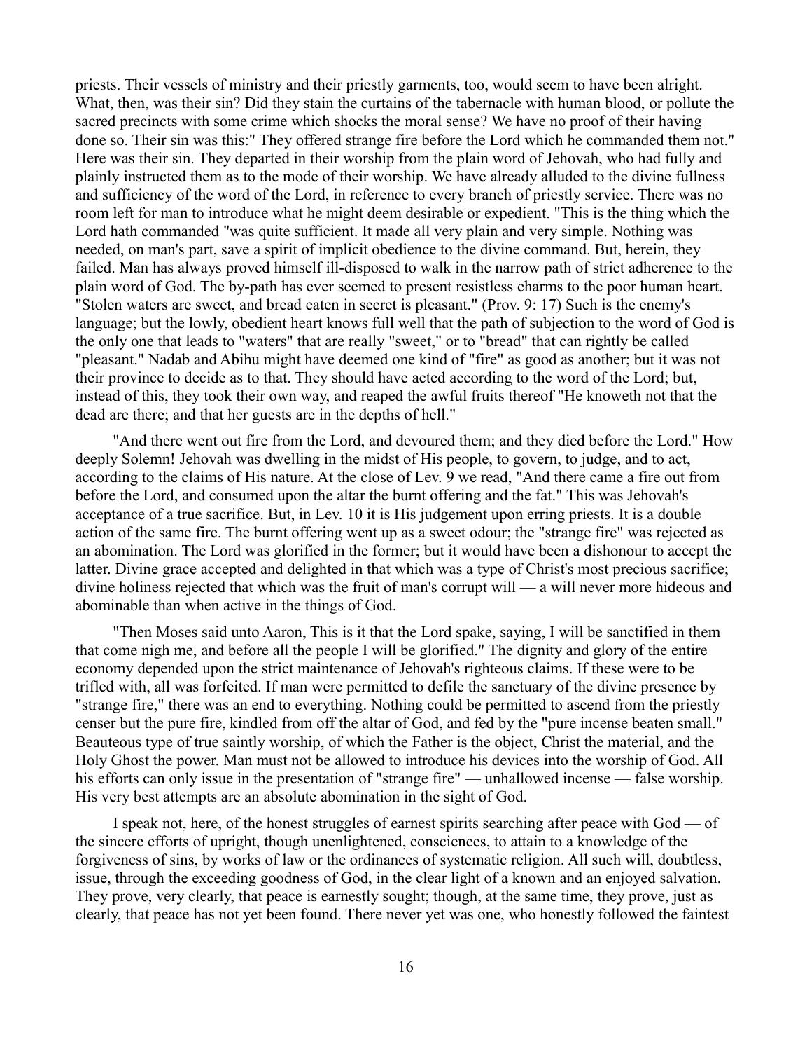priests. Their vessels of ministry and their priestly garments, too, would seem to have been alright. What, then, was their sin? Did they stain the curtains of the tabernacle with human blood, or pollute the sacred precincts with some crime which shocks the moral sense? We have no proof of their having done so. Their sin was this:" They offered strange fire before the Lord which he commanded them not." Here was their sin. They departed in their worship from the plain word of Jehovah, who had fully and plainly instructed them as to the mode of their worship. We have already alluded to the divine fullness and sufficiency of the word of the Lord, in reference to every branch of priestly service. There was no room left for man to introduce what he might deem desirable or expedient. "This is the thing which the Lord hath commanded "was quite sufficient. It made all very plain and very simple. Nothing was needed, on man's part, save a spirit of implicit obedience to the divine command. But, herein, they failed. Man has always proved himself ill-disposed to walk in the narrow path of strict adherence to the plain word of God. The by-path has ever seemed to present resistless charms to the poor human heart. "Stolen waters are sweet, and bread eaten in secret is pleasant." (Prov. 9: 17) Such is the enemy's language; but the lowly, obedient heart knows full well that the path of subjection to the word of God is the only one that leads to "waters" that are really "sweet," or to "bread" that can rightly be called "pleasant." Nadab and Abihu might have deemed one kind of "fire" as good as another; but it was not their province to decide as to that. They should have acted according to the word of the Lord; but, instead of this, they took their own way, and reaped the awful fruits thereof "He knoweth not that the dead are there; and that her guests are in the depths of hell."

"And there went out fire from the Lord, and devoured them; and they died before the Lord." How deeply Solemn! Jehovah was dwelling in the midst of His people, to govern, to judge, and to act, according to the claims of His nature. At the close of Lev. 9 we read, "And there came a fire out from before the Lord, and consumed upon the altar the burnt offering and the fat." This was Jehovah's acceptance of a true sacrifice. But, in Lev. 10 it is His judgement upon erring priests. It is a double action of the same fire. The burnt offering went up as a sweet odour; the "strange fire" was rejected as an abomination. The Lord was glorified in the former; but it would have been a dishonour to accept the latter. Divine grace accepted and delighted in that which was a type of Christ's most precious sacrifice; divine holiness rejected that which was the fruit of man's corrupt will — a will never more hideous and abominable than when active in the things of God.

"Then Moses said unto Aaron, This is it that the Lord spake, saying, I will be sanctified in them that come nigh me, and before all the people I will be glorified." The dignity and glory of the entire economy depended upon the strict maintenance of Jehovah's righteous claims. If these were to be trifled with, all was forfeited. If man were permitted to defile the sanctuary of the divine presence by "strange fire," there was an end to everything. Nothing could be permitted to ascend from the priestly censer but the pure fire, kindled from off the altar of God, and fed by the "pure incense beaten small." Beauteous type of true saintly worship, of which the Father is the object, Christ the material, and the Holy Ghost the power. Man must not be allowed to introduce his devices into the worship of God. All his efforts can only issue in the presentation of "strange fire" — unhallowed incense — false worship. His very best attempts are an absolute abomination in the sight of God.

I speak not, here, of the honest struggles of earnest spirits searching after peace with God — of the sincere efforts of upright, though unenlightened, consciences, to attain to a knowledge of the forgiveness of sins, by works of law or the ordinances of systematic religion. All such will, doubtless, issue, through the exceeding goodness of God, in the clear light of a known and an enjoyed salvation. They prove, very clearly, that peace is earnestly sought; though, at the same time, they prove, just as clearly, that peace has not yet been found. There never yet was one, who honestly followed the faintest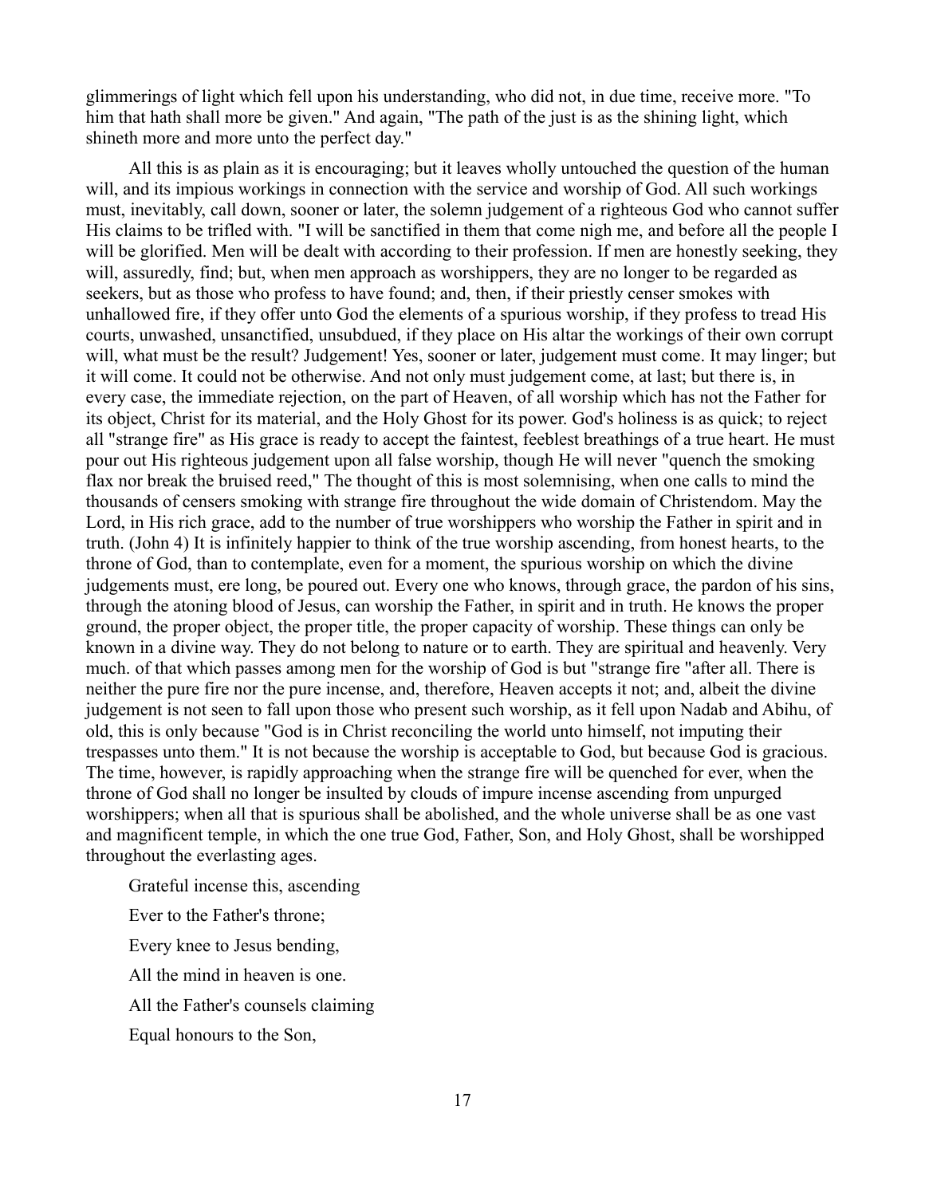glimmerings of light which fell upon his understanding, who did not, in due time, receive more. "To him that hath shall more be given." And again, "The path of the just is as the shining light, which shineth more and more unto the perfect day."

All this is as plain as it is encouraging; but it leaves wholly untouched the question of the human will, and its impious workings in connection with the service and worship of God. All such workings must, inevitably, call down, sooner or later, the solemn judgement of a righteous God who cannot suffer His claims to be trifled with. "I will be sanctified in them that come nigh me, and before all the people I will be glorified. Men will be dealt with according to their profession. If men are honestly seeking, they will, assuredly, find; but, when men approach as worshippers, they are no longer to be regarded as seekers, but as those who profess to have found; and, then, if their priestly censer smokes with unhallowed fire, if they offer unto God the elements of a spurious worship, if they profess to tread His courts, unwashed, unsanctified, unsubdued, if they place on His altar the workings of their own corrupt will, what must be the result? Judgement! Yes, sooner or later, judgement must come. It may linger; but it will come. It could not be otherwise. And not only must judgement come, at last; but there is, in every case, the immediate rejection, on the part of Heaven, of all worship which has not the Father for its object, Christ for its material, and the Holy Ghost for its power. God's holiness is as quick; to reject all "strange fire" as His grace is ready to accept the faintest, feeblest breathings of a true heart. He must pour out His righteous judgement upon all false worship, though He will never "quench the smoking flax nor break the bruised reed," The thought of this is most solemnising, when one calls to mind the thousands of censers smoking with strange fire throughout the wide domain of Christendom. May the Lord, in His rich grace, add to the number of true worshippers who worship the Father in spirit and in truth. (John 4) It is infinitely happier to think of the true worship ascending, from honest hearts, to the throne of God, than to contemplate, even for a moment, the spurious worship on which the divine judgements must, ere long, be poured out. Every one who knows, through grace, the pardon of his sins, through the atoning blood of Jesus, can worship the Father, in spirit and in truth. He knows the proper ground, the proper object, the proper title, the proper capacity of worship. These things can only be known in a divine way. They do not belong to nature or to earth. They are spiritual and heavenly. Very much. of that which passes among men for the worship of God is but "strange fire "after all. There is neither the pure fire nor the pure incense, and, therefore, Heaven accepts it not; and, albeit the divine judgement is not seen to fall upon those who present such worship, as it fell upon Nadab and Abihu, of old, this is only because "God is in Christ reconciling the world unto himself, not imputing their trespasses unto them." It is not because the worship is acceptable to God, but because God is gracious. The time, however, is rapidly approaching when the strange fire will be quenched for ever, when the throne of God shall no longer be insulted by clouds of impure incense ascending from unpurged worshippers; when all that is spurious shall be abolished, and the whole universe shall be as one vast and magnificent temple, in which the one true God, Father, Son, and Holy Ghost, shall be worshipped throughout the everlasting ages.

Grateful incense this, ascending

Ever to the Father's throne;

Every knee to Jesus bending,

All the mind in heaven is one.

All the Father's counsels claiming

Equal honours to the Son,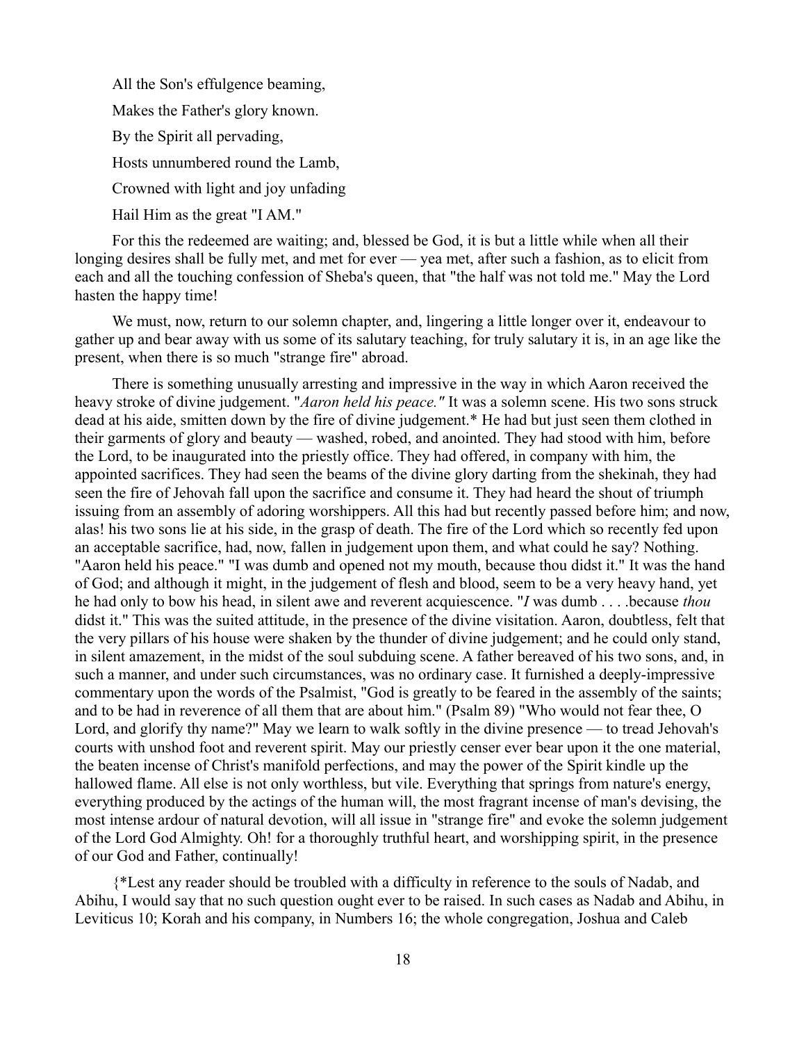All the Son's effulgence beaming,

Makes the Father's glory known.

By the Spirit all pervading,

Hosts unnumbered round the Lamb,

Crowned with light and joy unfading

Hail Him as the great "I AM."

For this the redeemed are waiting; and, blessed be God, it is but a little while when all their longing desires shall be fully met, and met for ever — yea met, after such a fashion, as to elicit from each and all the touching confession of Sheba's queen, that "the half was not told me." May the Lord hasten the happy time!

We must, now, return to our solemn chapter, and, lingering a little longer over it, endeavour to gather up and bear away with us some of its salutary teaching, for truly salutary it is, in an age like the present, when there is so much "strange fire" abroad.

There is something unusually arresting and impressive in the way in which Aaron received the heavy stroke of divine judgement. "*Aaron held his peace."* It was a solemn scene. His two sons struck dead at his aide, smitten down by the fire of divine judgement.* He had but just seen them clothed in their garments of glory and beauty — washed, robed, and anointed. They had stood with him, before the Lord, to be inaugurated into the priestly office. They had offered, in company with him, the appointed sacrifices. They had seen the beams of the divine glory darting from the shekinah, they had seen the fire of Jehovah fall upon the sacrifice and consume it. They had heard the shout of triumph issuing from an assembly of adoring worshippers. All this had but recently passed before him; and now, alas! his two sons lie at his side, in the grasp of death. The fire of the Lord which so recently fed upon an acceptable sacrifice, had, now, fallen in judgement upon them, and what could he say? Nothing. "Aaron held his peace." "I was dumb and opened not my mouth, because thou didst it." It was the hand of God; and although it might, in the judgement of flesh and blood, seem to be a very heavy hand, yet he had only to bow his head, in silent awe and reverent acquiescence. "*I* was dumb . . . .because *thou* didst it." This was the suited attitude, in the presence of the divine visitation. Aaron, doubtless, felt that the very pillars of his house were shaken by the thunder of divine judgement; and he could only stand, in silent amazement, in the midst of the soul subduing scene. A father bereaved of his two sons, and, in such a manner, and under such circumstances, was no ordinary case. It furnished a deeply-impressive commentary upon the words of the Psalmist, "God is greatly to be feared in the assembly of the saints; and to be had in reverence of all them that are about him." (Psalm 89) "Who would not fear thee, O Lord, and glorify thy name?" May we learn to walk softly in the divine presence — to tread Jehovah's courts with unshod foot and reverent spirit. May our priestly censer ever bear upon it the one material, the beaten incense of Christ's manifold perfections, and may the power of the Spirit kindle up the hallowed flame. All else is not only worthless, but vile. Everything that springs from nature's energy, everything produced by the actings of the human will, the most fragrant incense of man's devising, the most intense ardour of natural devotion, will all issue in "strange fire" and evoke the solemn judgement of the Lord God Almighty. Oh! for a thoroughly truthful heart, and worshipping spirit, in the presence of our God and Father, continually!

{*Lest any reader should be troubled with a difficulty in reference to the souls of Nadab, and Abihu, I would say that no such question ought ever to be raised. In such cases as Nadab and Abihu, in Leviticus 10; Korah and his company, in Numbers 16; the whole congregation, Joshua and Caleb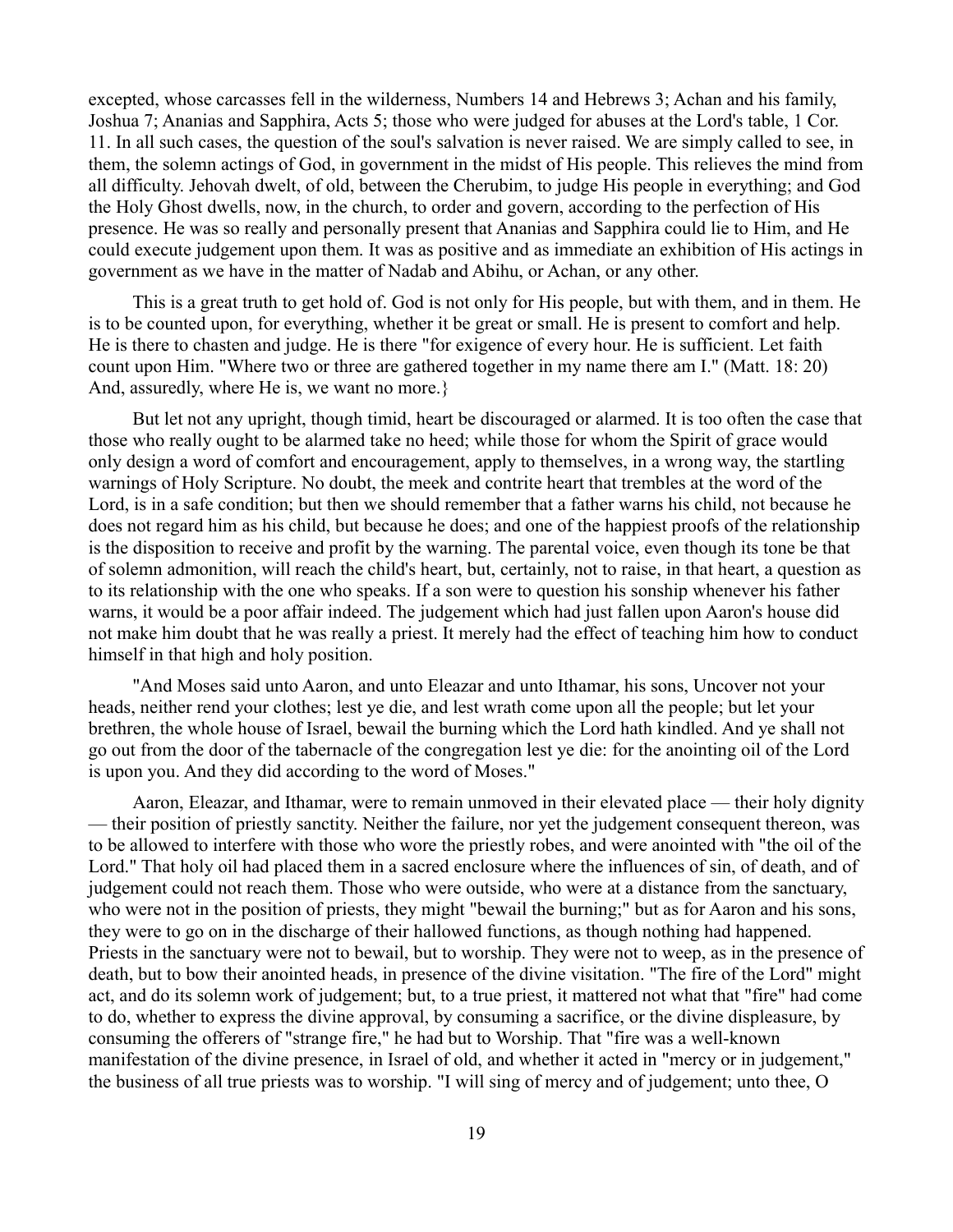excepted, whose carcasses fell in the wilderness, Numbers 14 and Hebrews 3; Achan and his family, Joshua 7; Ananias and Sapphira, Acts 5; those who were judged for abuses at the Lord's table, 1 Cor. 11. In all such cases, the question of the soul's salvation is never raised. We are simply called to see, in them, the solemn actings of God, in government in the midst of His people. This relieves the mind from all difficulty. Jehovah dwelt, of old, between the Cherubim, to judge His people in everything; and God the Holy Ghost dwells, now, in the church, to order and govern, according to the perfection of His presence. He was so really and personally present that Ananias and Sapphira could lie to Him, and He could execute judgement upon them. It was as positive and as immediate an exhibition of His actings in government as we have in the matter of Nadab and Abihu, or Achan, or any other.

This is a great truth to get hold of. God is not only for His people, but with them, and in them. He is to be counted upon, for everything, whether it be great or small. He is present to comfort and help. He is there to chasten and judge. He is there "for exigence of every hour. He is sufficient. Let faith count upon Him. "Where two or three are gathered together in my name there am I." (Matt. 18: 20) And, assuredly, where He is, we want no more.}

But let not any upright, though timid, heart be discouraged or alarmed. It is too often the case that those who really ought to be alarmed take no heed; while those for whom the Spirit of grace would only design a word of comfort and encouragement, apply to themselves, in a wrong way, the startling warnings of Holy Scripture. No doubt, the meek and contrite heart that trembles at the word of the Lord, is in a safe condition; but then we should remember that a father warns his child, not because he does not regard him as his child, but because he does; and one of the happiest proofs of the relationship is the disposition to receive and profit by the warning. The parental voice, even though its tone be that of solemn admonition, will reach the child's heart, but, certainly, not to raise, in that heart, a question as to its relationship with the one who speaks. If a son were to question his sonship whenever his father warns, it would be a poor affair indeed. The judgement which had just fallen upon Aaron's house did not make him doubt that he was really a priest. It merely had the effect of teaching him how to conduct himself in that high and holy position.

"And Moses said unto Aaron, and unto Eleazar and unto Ithamar, his sons, Uncover not your heads, neither rend your clothes; lest ye die, and lest wrath come upon all the people; but let your brethren, the whole house of Israel, bewail the burning which the Lord hath kindled. And ye shall not go out from the door of the tabernacle of the congregation lest ye die: for the anointing oil of the Lord is upon you. And they did according to the word of Moses."

Aaron, Eleazar, and Ithamar, were to remain unmoved in their elevated place — their holy dignity — their position of priestly sanctity. Neither the failure, nor yet the judgement consequent thereon, was to be allowed to interfere with those who wore the priestly robes, and were anointed with "the oil of the Lord." That holy oil had placed them in a sacred enclosure where the influences of sin, of death, and of judgement could not reach them. Those who were outside, who were at a distance from the sanctuary, who were not in the position of priests, they might "bewail the burning;" but as for Aaron and his sons, they were to go on in the discharge of their hallowed functions, as though nothing had happened. Priests in the sanctuary were not to bewail, but to worship. They were not to weep, as in the presence of death, but to bow their anointed heads, in presence of the divine visitation. "The fire of the Lord" might act, and do its solemn work of judgement; but, to a true priest, it mattered not what that "fire" had come to do, whether to express the divine approval, by consuming a sacrifice, or the divine displeasure, by consuming the offerers of "strange fire," he had but to Worship. That "fire was a well-known manifestation of the divine presence, in Israel of old, and whether it acted in "mercy or in judgement," the business of all true priests was to worship. "I will sing of mercy and of judgement; unto thee, O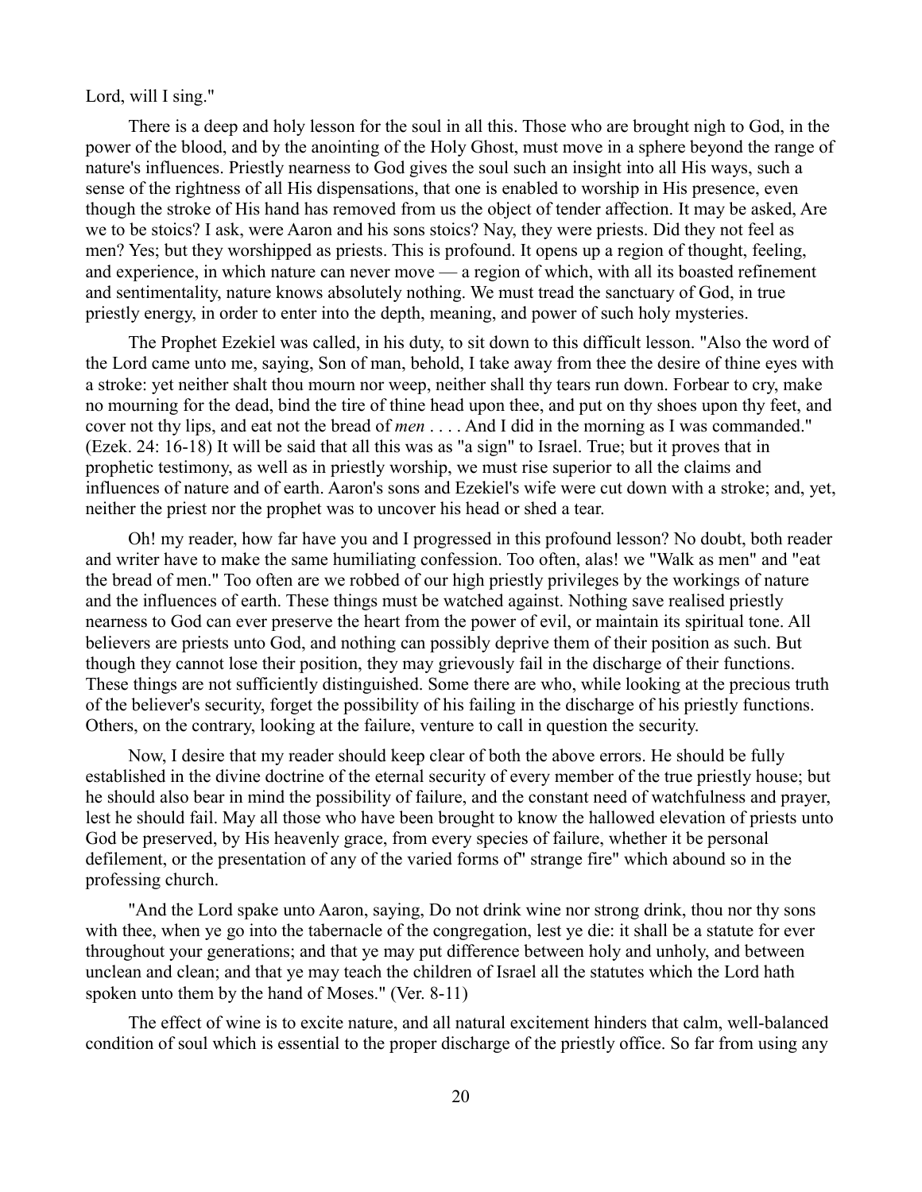Lord, will I sing."

There is a deep and holy lesson for the soul in all this. Those who are brought nigh to God, in the power of the blood, and by the anointing of the Holy Ghost, must move in a sphere beyond the range of nature's influences. Priestly nearness to God gives the soul such an insight into all His ways, such a sense of the rightness of all His dispensations, that one is enabled to worship in His presence, even though the stroke of His hand has removed from us the object of tender affection. It may be asked, Are we to be stoics? I ask, were Aaron and his sons stoics? Nay, they were priests. Did they not feel as men? Yes; but they worshipped as priests. This is profound. It opens up a region of thought, feeling, and experience, in which nature can never move — a region of which, with all its boasted refinement and sentimentality, nature knows absolutely nothing. We must tread the sanctuary of God, in true priestly energy, in order to enter into the depth, meaning, and power of such holy mysteries.

The Prophet Ezekiel was called, in his duty, to sit down to this difficult lesson. "Also the word of the Lord came unto me, saying, Son of man, behold, I take away from thee the desire of thine eyes with a stroke: yet neither shalt thou mourn nor weep, neither shall thy tears run down. Forbear to cry, make no mourning for the dead, bind the tire of thine head upon thee, and put on thy shoes upon thy feet, and cover not thy lips, and eat not the bread of *men* . . . . And I did in the morning as I was commanded." (Ezek. 24: 16-18) It will be said that all this was as "a sign" to Israel. True; but it proves that in prophetic testimony, as well as in priestly worship, we must rise superior to all the claims and influences of nature and of earth. Aaron's sons and Ezekiel's wife were cut down with a stroke; and, yet, neither the priest nor the prophet was to uncover his head or shed a tear.

Oh! my reader, how far have you and I progressed in this profound lesson? No doubt, both reader and writer have to make the same humiliating confession. Too often, alas! we "Walk as men" and "eat the bread of men." Too often are we robbed of our high priestly privileges by the workings of nature and the influences of earth. These things must be watched against. Nothing save realised priestly nearness to God can ever preserve the heart from the power of evil, or maintain its spiritual tone. All believers are priests unto God, and nothing can possibly deprive them of their position as such. But though they cannot lose their position, they may grievously fail in the discharge of their functions. These things are not sufficiently distinguished. Some there are who, while looking at the precious truth of the believer's security, forget the possibility of his failing in the discharge of his priestly functions. Others, on the contrary, looking at the failure, venture to call in question the security.

Now, I desire that my reader should keep clear of both the above errors. He should be fully established in the divine doctrine of the eternal security of every member of the true priestly house; but he should also bear in mind the possibility of failure, and the constant need of watchfulness and prayer, lest he should fail. May all those who have been brought to know the hallowed elevation of priests unto God be preserved, by His heavenly grace, from every species of failure, whether it be personal defilement, or the presentation of any of the varied forms of" strange fire" which abound so in the professing church.

"And the Lord spake unto Aaron, saying, Do not drink wine nor strong drink, thou nor thy sons with thee, when ye go into the tabernacle of the congregation, lest ye die: it shall be a statute for ever throughout your generations; and that ye may put difference between holy and unholy, and between unclean and clean; and that ye may teach the children of Israel all the statutes which the Lord hath spoken unto them by the hand of Moses." (Ver. 8-11)

The effect of wine is to excite nature, and all natural excitement hinders that calm, well-balanced condition of soul which is essential to the proper discharge of the priestly office. So far from using any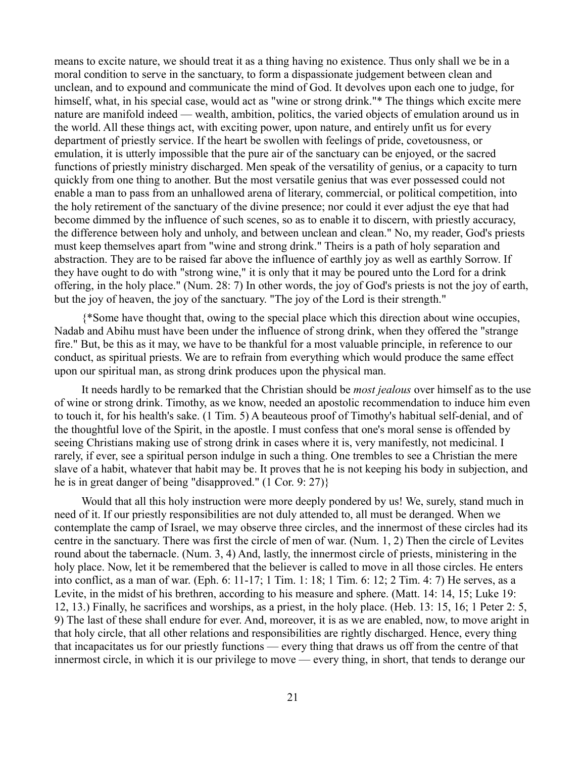means to excite nature, we should treat it as a thing having no existence. Thus only shall we be in a moral condition to serve in the sanctuary, to form a dispassionate judgement between clean and unclean, and to expound and communicate the mind of God. It devolves upon each one to judge, for himself, what, in his special case, would act as "wine or strong drink."* The things which excite mere nature are manifold indeed — wealth, ambition, politics, the varied objects of emulation around us in the world. All these things act, with exciting power, upon nature, and entirely unfit us for every department of priestly service. If the heart be swollen with feelings of pride, covetousness, or emulation, it is utterly impossible that the pure air of the sanctuary can be enjoyed, or the sacred functions of priestly ministry discharged. Men speak of the versatility of genius, or a capacity to turn quickly from one thing to another. But the most versatile genius that was ever possessed could not enable a man to pass from an unhallowed arena of literary, commercial, or political competition, into the holy retirement of the sanctuary of the divine presence; nor could it ever adjust the eye that had become dimmed by the influence of such scenes, so as to enable it to discern, with priestly accuracy, the difference between holy and unholy, and between unclean and clean." No, my reader, God's priests must keep themselves apart from "wine and strong drink." Theirs is a path of holy separation and abstraction. They are to be raised far above the influence of earthly joy as well as earthly Sorrow. If they have ought to do with "strong wine," it is only that it may be poured unto the Lord for a drink offering, in the holy place." (Num. 28: 7) In other words, the joy of God's priests is not the joy of earth, but the joy of heaven, the joy of the sanctuary. "The joy of the Lord is their strength."

{*Some have thought that, owing to the special place which this direction about wine occupies, Nadab and Abihu must have been under the influence of strong drink, when they offered the "strange fire." But, be this as it may, we have to be thankful for a most valuable principle, in reference to our conduct, as spiritual priests. We are to refrain from everything which would produce the same effect upon our spiritual man, as strong drink produces upon the physical man.

It needs hardly to be remarked that the Christian should be *most jealous* over himself as to the use of wine or strong drink. Timothy, as we know, needed an apostolic recommendation to induce him even to touch it, for his health's sake. (1 Tim. 5) A beauteous proof of Timothy's habitual self-denial, and of the thoughtful love of the Spirit, in the apostle. I must confess that one's moral sense is offended by seeing Christians making use of strong drink in cases where it is, very manifestly, not medicinal. I rarely, if ever, see a spiritual person indulge in such a thing. One trembles to see a Christian the mere slave of a habit, whatever that habit may be. It proves that he is not keeping his body in subjection, and he is in great danger of being "disapproved." (1 Cor. 9: 27)}

Would that all this holy instruction were more deeply pondered by us! We, surely, stand much in need of it. If our priestly responsibilities are not duly attended to, all must be deranged. When we contemplate the camp of Israel, we may observe three circles, and the innermost of these circles had its centre in the sanctuary. There was first the circle of men of war. (Num. 1, 2) Then the circle of Levites round about the tabernacle. (Num. 3, 4) And, lastly, the innermost circle of priests, ministering in the holy place. Now, let it be remembered that the believer is called to move in all those circles. He enters into conflict, as a man of war. (Eph. 6: 11-17; 1 Tim. 1: 18; 1 Tim. 6: 12; 2 Tim. 4: 7) He serves, as a Levite, in the midst of his brethren, according to his measure and sphere. (Matt. 14: 14, 15; Luke 19: 12, 13.) Finally, he sacrifices and worships, as a priest, in the holy place. (Heb. 13: 15, 16; 1 Peter 2: 5, 9) The last of these shall endure for ever. And, moreover, it is as we are enabled, now, to move aright in that holy circle, that all other relations and responsibilities are rightly discharged. Hence, every thing that incapacitates us for our priestly functions — every thing that draws us off from the centre of that innermost circle, in which it is our privilege to move — every thing, in short, that tends to derange our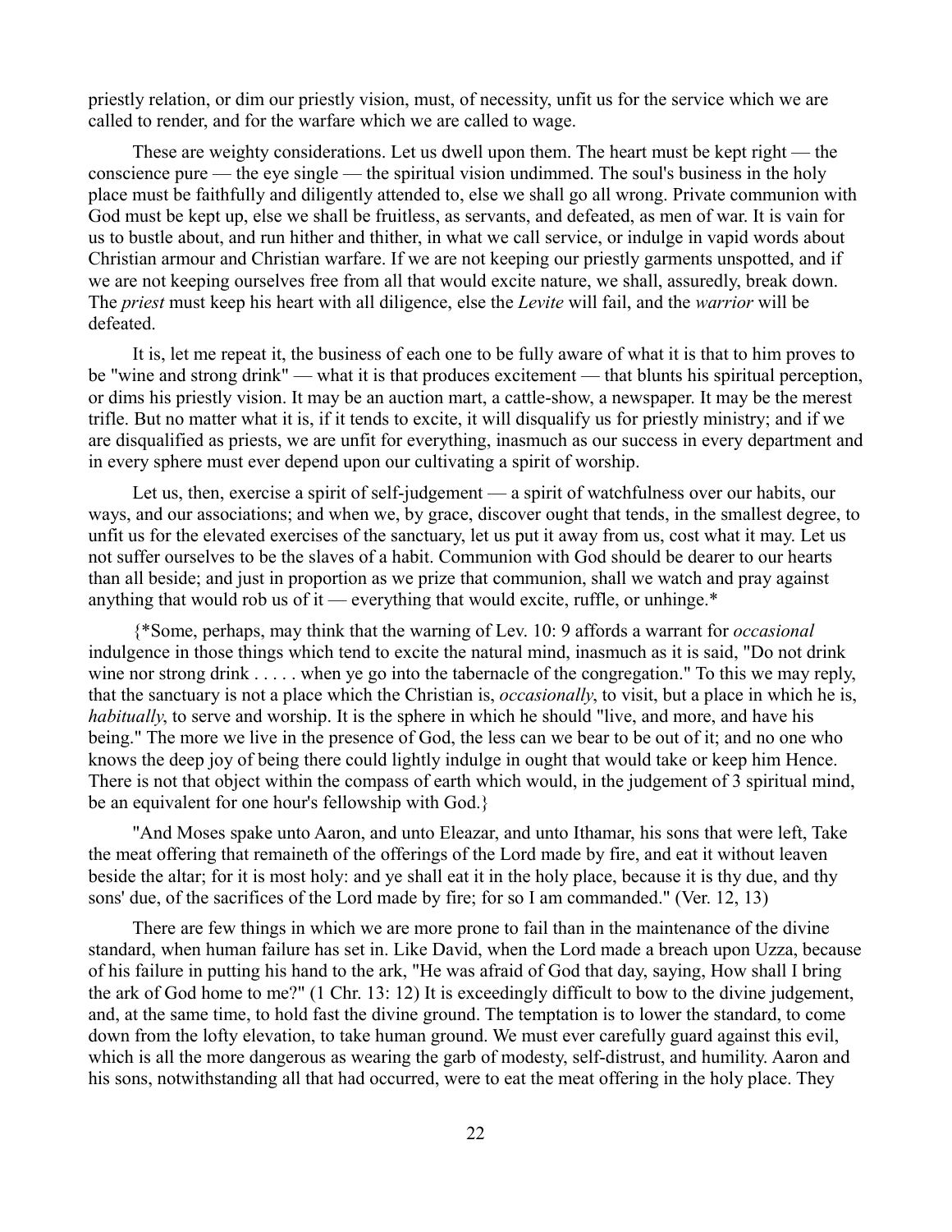priestly relation, or dim our priestly vision, must, of necessity, unfit us for the service which we are called to render, and for the warfare which we are called to wage.

These are weighty considerations. Let us dwell upon them. The heart must be kept right — the conscience pure — the eye single — the spiritual vision undimmed. The soul's business in the holy place must be faithfully and diligently attended to, else we shall go all wrong. Private communion with God must be kept up, else we shall be fruitless, as servants, and defeated, as men of war. It is vain for us to bustle about, and run hither and thither, in what we call service, or indulge in vapid words about Christian armour and Christian warfare. If we are not keeping our priestly garments unspotted, and if we are not keeping ourselves free from all that would excite nature, we shall, assuredly, break down. The *priest* must keep his heart with all diligence, else the *Levite* will fail, and the *warrior* will be defeated.

It is, let me repeat it, the business of each one to be fully aware of what it is that to him proves to be "wine and strong drink" — what it is that produces excitement — that blunts his spiritual perception, or dims his priestly vision. It may be an auction mart, a cattle-show, a newspaper. It may be the merest trifle. But no matter what it is, if it tends to excite, it will disqualify us for priestly ministry; and if we are disqualified as priests, we are unfit for everything, inasmuch as our success in every department and in every sphere must ever depend upon our cultivating a spirit of worship.

Let us, then, exercise a spirit of self-judgement — a spirit of watchfulness over our habits, our ways, and our associations; and when we, by grace, discover ought that tends, in the smallest degree, to unfit us for the elevated exercises of the sanctuary, let us put it away from us, cost what it may. Let us not suffer ourselves to be the slaves of a habit. Communion with God should be dearer to our hearts than all beside; and just in proportion as we prize that communion, shall we watch and pray against anything that would rob us of it — everything that would excite, ruffle, or unhinge.*

{*Some, perhaps, may think that the warning of Lev. 10: 9 affords a warrant for *occasional* indulgence in those things which tend to excite the natural mind, inasmuch as it is said, "Do not drink wine nor strong drink . . . . . when ye go into the tabernacle of the congregation." To this we may reply, that the sanctuary is not a place which the Christian is, *occasionally*, to visit, but a place in which he is, *habitually*, to serve and worship. It is the sphere in which he should "live, and more, and have his being." The more we live in the presence of God, the less can we bear to be out of it; and no one who knows the deep joy of being there could lightly indulge in ought that would take or keep him Hence. There is not that object within the compass of earth which would, in the judgement of 3 spiritual mind, be an equivalent for one hour's fellowship with God.}

"And Moses spake unto Aaron, and unto Eleazar, and unto Ithamar, his sons that were left, Take the meat offering that remaineth of the offerings of the Lord made by fire, and eat it without leaven beside the altar; for it is most holy: and ye shall eat it in the holy place, because it is thy due, and thy sons' due, of the sacrifices of the Lord made by fire; for so I am commanded." (Ver. 12, 13)

There are few things in which we are more prone to fail than in the maintenance of the divine standard, when human failure has set in. Like David, when the Lord made a breach upon Uzza, because of his failure in putting his hand to the ark, "He was afraid of God that day, saying, How shall I bring the ark of God home to me?" (1 Chr. 13: 12) It is exceedingly difficult to bow to the divine judgement, and, at the same time, to hold fast the divine ground. The temptation is to lower the standard, to come down from the lofty elevation, to take human ground. We must ever carefully guard against this evil, which is all the more dangerous as wearing the garb of modesty, self-distrust, and humility. Aaron and his sons, notwithstanding all that had occurred, were to eat the meat offering in the holy place. They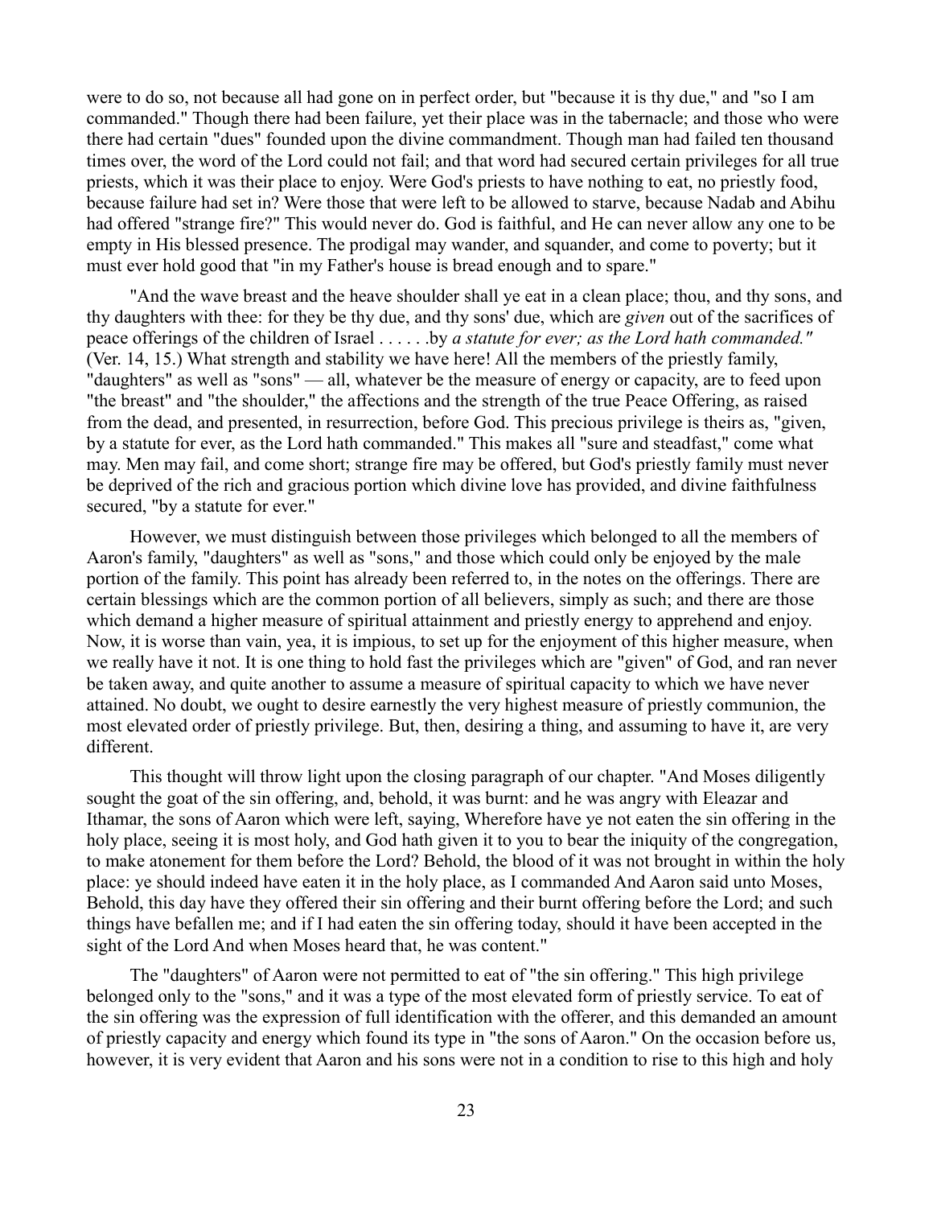were to do so, not because all had gone on in perfect order, but "because it is thy due," and "so I am commanded." Though there had been failure, yet their place was in the tabernacle; and those who were there had certain "dues" founded upon the divine commandment. Though man had failed ten thousand times over, the word of the Lord could not fail; and that word had secured certain privileges for all true priests, which it was their place to enjoy. Were God's priests to have nothing to eat, no priestly food, because failure had set in? Were those that were left to be allowed to starve, because Nadab and Abihu had offered "strange fire?" This would never do. God is faithful, and He can never allow any one to be empty in His blessed presence. The prodigal may wander, and squander, and come to poverty; but it must ever hold good that "in my Father's house is bread enough and to spare."

"And the wave breast and the heave shoulder shall ye eat in a clean place; thou, and thy sons, and thy daughters with thee: for they be thy due, and thy sons' due, which are *given* out of the sacrifices of peace offerings of the children of Israel . . . . . .by *a statute for ever; as the Lord hath commanded."* (Ver. 14, 15.) What strength and stability we have here! All the members of the priestly family, "daughters" as well as "sons" — all, whatever be the measure of energy or capacity, are to feed upon "the breast" and "the shoulder," the affections and the strength of the true Peace Offering, as raised from the dead, and presented, in resurrection, before God. This precious privilege is theirs as, "given, by a statute for ever, as the Lord hath commanded." This makes all "sure and steadfast," come what may. Men may fail, and come short; strange fire may be offered, but God's priestly family must never be deprived of the rich and gracious portion which divine love has provided, and divine faithfulness secured, "by a statute for ever."

However, we must distinguish between those privileges which belonged to all the members of Aaron's family, "daughters" as well as "sons," and those which could only be enjoyed by the male portion of the family. This point has already been referred to, in the notes on the offerings. There are certain blessings which are the common portion of all believers, simply as such; and there are those which demand a higher measure of spiritual attainment and priestly energy to apprehend and enjoy. Now, it is worse than vain, yea, it is impious, to set up for the enjoyment of this higher measure, when we really have it not. It is one thing to hold fast the privileges which are "given" of God, and ran never be taken away, and quite another to assume a measure of spiritual capacity to which we have never attained. No doubt, we ought to desire earnestly the very highest measure of priestly communion, the most elevated order of priestly privilege. But, then, desiring a thing, and assuming to have it, are very different.

This thought will throw light upon the closing paragraph of our chapter. "And Moses diligently sought the goat of the sin offering, and, behold, it was burnt: and he was angry with Eleazar and Ithamar, the sons of Aaron which were left, saying, Wherefore have ye not eaten the sin offering in the holy place, seeing it is most holy, and God hath given it to you to bear the iniquity of the congregation, to make atonement for them before the Lord? Behold, the blood of it was not brought in within the holy place: ye should indeed have eaten it in the holy place, as I commanded And Aaron said unto Moses, Behold, this day have they offered their sin offering and their burnt offering before the Lord; and such things have befallen me; and if I had eaten the sin offering today, should it have been accepted in the sight of the Lord And when Moses heard that, he was content."

The "daughters" of Aaron were not permitted to eat of "the sin offering." This high privilege belonged only to the "sons," and it was a type of the most elevated form of priestly service. To eat of the sin offering was the expression of full identification with the offerer, and this demanded an amount of priestly capacity and energy which found its type in "the sons of Aaron." On the occasion before us, however, it is very evident that Aaron and his sons were not in a condition to rise to this high and holy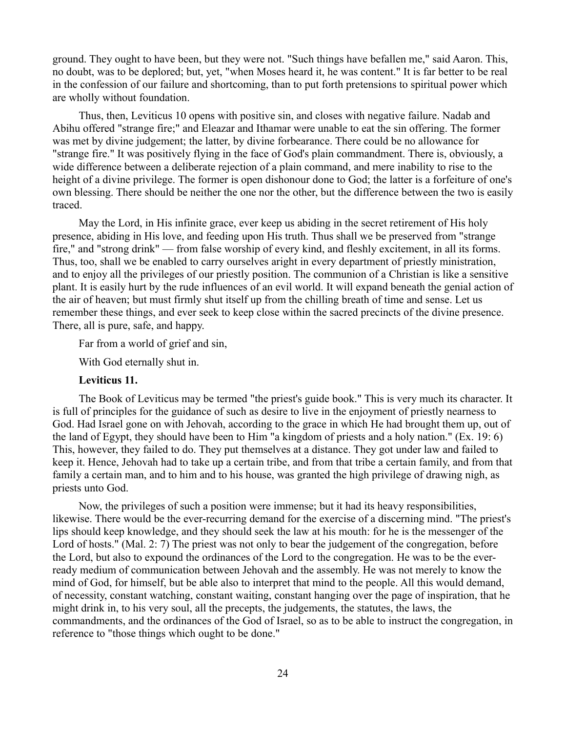ground. They ought to have been, but they were not. "Such things have befallen me," said Aaron. This, no doubt, was to be deplored; but, yet, "when Moses heard it, he was content." It is far better to be real in the confession of our failure and shortcoming, than to put forth pretensions to spiritual power which are wholly without foundation.

Thus, then, Leviticus 10 opens with positive sin, and closes with negative failure. Nadab and Abihu offered "strange fire;" and Eleazar and Ithamar were unable to eat the sin offering. The former was met by divine judgement; the latter, by divine forbearance. There could be no allowance for "strange fire." It was positively flying in the face of God's plain commandment. There is, obviously, a wide difference between a deliberate rejection of a plain command, and mere inability to rise to the height of a divine privilege. The former is open dishonour done to God; the latter is a forfeiture of one's own blessing. There should be neither the one nor the other, but the difference between the two is easily traced.

May the Lord, in His infinite grace, ever keep us abiding in the secret retirement of His holy presence, abiding in His love, and feeding upon His truth. Thus shall we be preserved from "strange fire," and "strong drink" — from false worship of every kind, and fleshly excitement, in all its forms. Thus, too, shall we be enabled to carry ourselves aright in every department of priestly ministration, and to enjoy all the privileges of our priestly position. The communion of a Christian is like a sensitive plant. It is easily hurt by the rude influences of an evil world. It will expand beneath the genial action of the air of heaven; but must firmly shut itself up from the chilling breath of time and sense. Let us remember these things, and ever seek to keep close within the sacred precincts of the divine presence. There, all is pure, safe, and happy.

Far from a world of grief and sin,

With God eternally shut in.

**Leviticus 11.**

The Book of Leviticus may be termed "the priest's guide book." This is very much its character. It is full of principles for the guidance of such as desire to live in the enjoyment of priestly nearness to God. Had Israel gone on with Jehovah, according to the grace in which He had brought them up, out of the land of Egypt, they should have been to Him "a kingdom of priests and a holy nation." (Ex. 19: 6) This, however, they failed to do. They put themselves at a distance. They got under law and failed to keep it. Hence, Jehovah had to take up a certain tribe, and from that tribe a certain family, and from that family a certain man, and to him and to his house, was granted the high privilege of drawing nigh, as priests unto God.

Now, the privileges of such a position were immense; but it had its heavy responsibilities, likewise. There would be the ever-recurring demand for the exercise of a discerning mind. "The priest's lips should keep knowledge, and they should seek the law at his mouth: for he is the messenger of the Lord of hosts." (Mal. 2: 7) The priest was not only to bear the judgement of the congregation, before the Lord, but also to expound the ordinances of the Lord to the congregation. He was to be the ever-ready medium of communication between Jehovah and the assembly. He was not merely to know the mind of God, for himself, but be able also to interpret that mind to the people. All this would demand, of necessity, constant watching, constant waiting, constant hanging over the page of inspiration, that he might drink in, to his very soul, all the precepts, the judgements, the statutes, the laws, the commandments, and the ordinances of the God of Israel, so as to be able to instruct the congregation, in reference to "those things which ought to be done."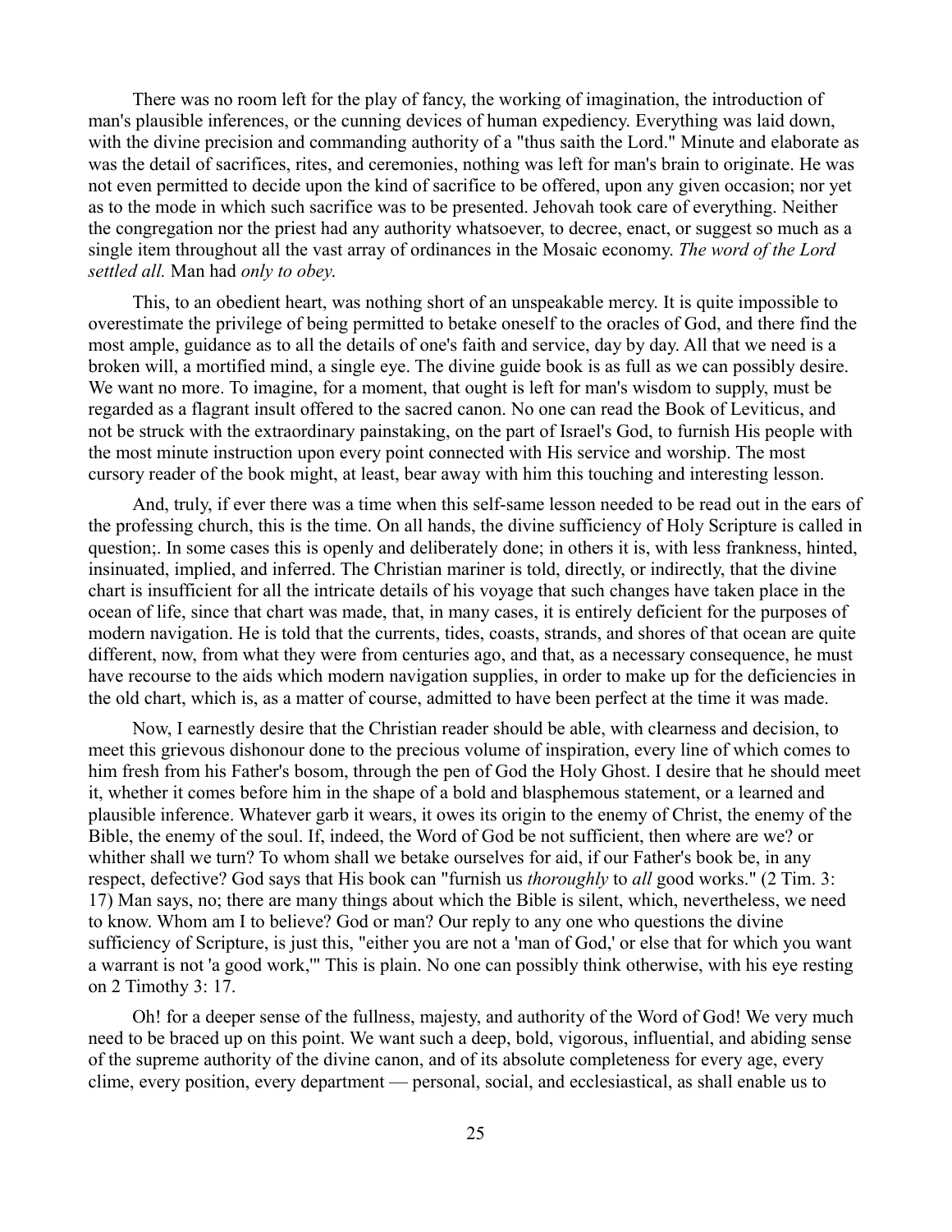There was no room left for the play of fancy, the working of imagination, the introduction of man's plausible inferences, or the cunning devices of human expediency. Everything was laid down, with the divine precision and commanding authority of a "thus saith the Lord." Minute and elaborate as was the detail of sacrifices, rites, and ceremonies, nothing was left for man's brain to originate. He was not even permitted to decide upon the kind of sacrifice to be offered, upon any given occasion; nor yet as to the mode in which such sacrifice was to be presented. Jehovah took care of everything. Neither the congregation nor the priest had any authority whatsoever, to decree, enact, or suggest so much as a single item throughout all the vast array of ordinances in the Mosaic economy. *The word of the Lord settled all.* Man had *only to obey.*

This, to an obedient heart, was nothing short of an unspeakable mercy. It is quite impossible to overestimate the privilege of being permitted to betake oneself to the oracles of God, and there find the most ample, guidance as to all the details of one's faith and service, day by day. All that we need is a broken will, a mortified mind, a single eye. The divine guide book is as full as we can possibly desire. We want no more. To imagine, for a moment, that ought is left for man's wisdom to supply, must be regarded as a flagrant insult offered to the sacred canon. No one can read the Book of Leviticus, and not be struck with the extraordinary painstaking, on the part of Israel's God, to furnish His people with the most minute instruction upon every point connected with His service and worship. The most cursory reader of the book might, at least, bear away with him this touching and interesting lesson.

And, truly, if ever there was a time when this self-same lesson needed to be read out in the ears of the professing church, this is the time. On all hands, the divine sufficiency of Holy Scripture is called in question;. In some cases this is openly and deliberately done; in others it is, with less frankness, hinted, insinuated, implied, and inferred. The Christian mariner is told, directly, or indirectly, that the divine chart is insufficient for all the intricate details of his voyage that such changes have taken place in the ocean of life, since that chart was made, that, in many cases, it is entirely deficient for the purposes of modern navigation. He is told that the currents, tides, coasts, strands, and shores of that ocean are quite different, now, from what they were from centuries ago, and that, as a necessary consequence, he must have recourse to the aids which modern navigation supplies, in order to make up for the deficiencies in the old chart, which is, as a matter of course, admitted to have been perfect at the time it was made.

Now, I earnestly desire that the Christian reader should be able, with clearness and decision, to meet this grievous dishonour done to the precious volume of inspiration, every line of which comes to him fresh from his Father's bosom, through the pen of God the Holy Ghost. I desire that he should meet it, whether it comes before him in the shape of a bold and blasphemous statement, or a learned and plausible inference. Whatever garb it wears, it owes its origin to the enemy of Christ, the enemy of the Bible, the enemy of the soul. If, indeed, the Word of God be not sufficient, then where are we? or whither shall we turn? To whom shall we betake ourselves for aid, if our Father's book be, in any respect, defective? God says that His book can "furnish us *thoroughly* to *all* good works." (2 Tim. 3: 17) Man says, no; there are many things about which the Bible is silent, which, nevertheless, we need to know. Whom am I to believe? God or man? Our reply to any one who questions the divine sufficiency of Scripture, is just this, "either you are not a 'man of God,' or else that for which you want a warrant is not 'a good work,'" This is plain. No one can possibly think otherwise, with his eye resting on 2 Timothy 3: 17.

Oh! for a deeper sense of the fullness, majesty, and authority of the Word of God! We very much need to be braced up on this point. We want such a deep, bold, vigorous, influential, and abiding sense of the supreme authority of the divine canon, and of its absolute completeness for every age, every clime, every position, every department — personal, social, and ecclesiastical, as shall enable us to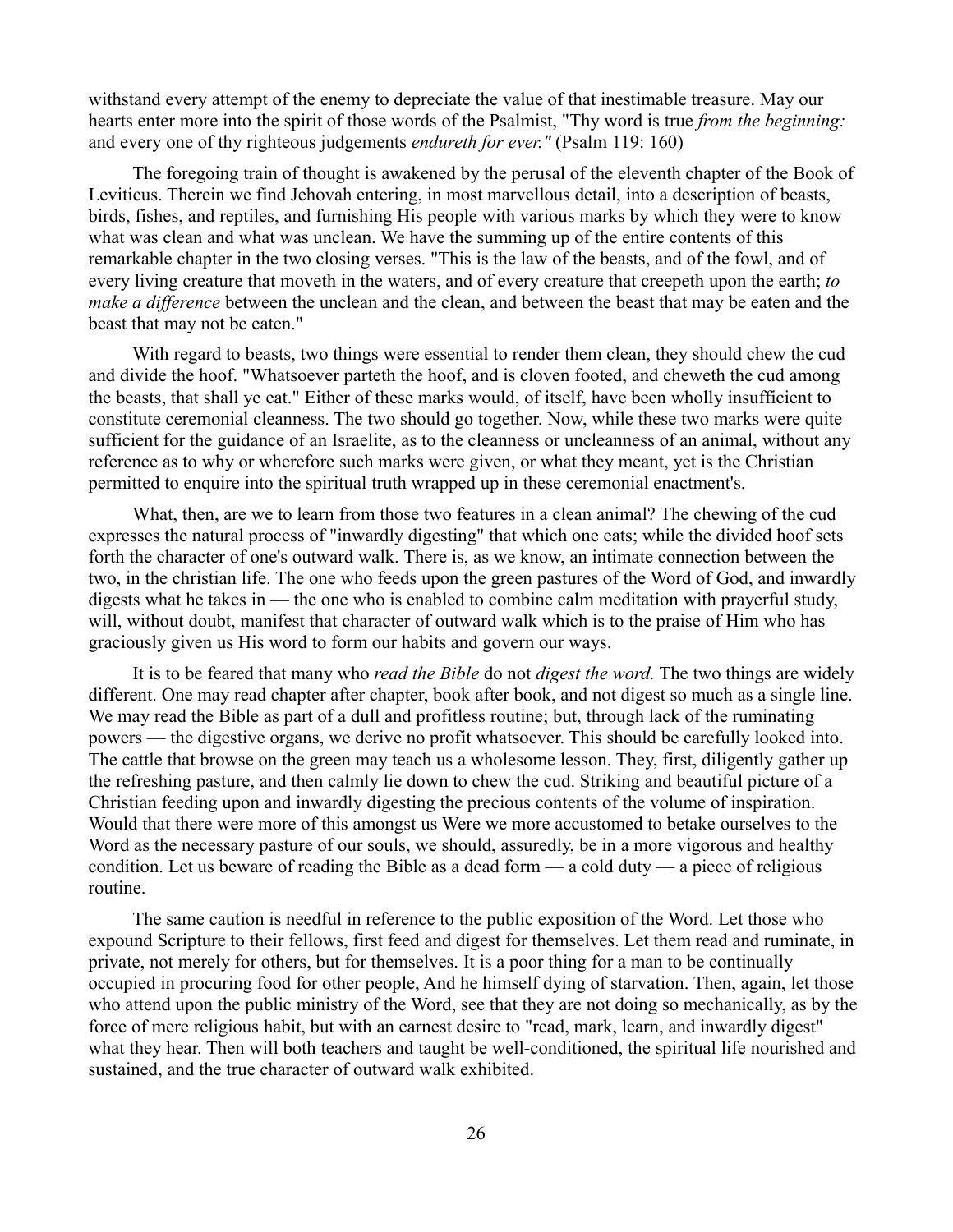withstand every attempt of the enemy to depreciate the value of that inestimable treasure. May our hearts enter more into the spirit of those words of the Psalmist, "Thy word is true *from the beginning:* and every one of thy righteous judgements *endureth for ever."* (Psalm 119: 160)

The foregoing train of thought is awakened by the perusal of the eleventh chapter of the Book of Leviticus. Therein we find Jehovah entering, in most marvellous detail, into a description of beasts, birds, fishes, and reptiles, and furnishing His people with various marks by which they were to know what was clean and what was unclean. We have the summing up of the entire contents of this remarkable chapter in the two closing verses. "This is the law of the beasts, and of the fowl, and of every living creature that moveth in the waters, and of every creature that creepeth upon the earth; *to make a difference* between the unclean and the clean, and between the beast that may be eaten and the beast that may not be eaten."

With regard to beasts, two things were essential to render them clean, they should chew the cud and divide the hoof. "Whatsoever parteth the hoof, and is cloven footed, and cheweth the cud among the beasts, that shall ye eat." Either of these marks would, of itself, have been wholly insufficient to constitute ceremonial cleanness. The two should go together. Now, while these two marks were quite sufficient for the guidance of an Israelite, as to the cleanness or uncleanness of an animal, without any reference as to why or wherefore such marks were given, or what they meant, yet is the Christian permitted to enquire into the spiritual truth wrapped up in these ceremonial enactment's.

What, then, are we to learn from those two features in a clean animal? The chewing of the cud expresses the natural process of "inwardly digesting" that which one eats; while the divided hoof sets forth the character of one's outward walk. There is, as we know, an intimate connection between the two, in the christian life. The one who feeds upon the green pastures of the Word of God, and inwardly digests what he takes in — the one who is enabled to combine calm meditation with prayerful study, will, without doubt, manifest that character of outward walk which is to the praise of Him who has graciously given us His word to form our habits and govern our ways.

It is to be feared that many who *read the Bible* do not *digest the word.* The two things are widely different. One may read chapter after chapter, book after book, and not digest so much as a single line. We may read the Bible as part of a dull and profitless routine; but, through lack of the ruminating powers — the digestive organs, we derive no profit whatsoever. This should be carefully looked into. The cattle that browse on the green may teach us a wholesome lesson. They, first, diligently gather up the refreshing pasture, and then calmly lie down to chew the cud. Striking and beautiful picture of a Christian feeding upon and inwardly digesting the precious contents of the volume of inspiration. Would that there were more of this amongst us Were we more accustomed to betake ourselves to the Word as the necessary pasture of our souls, we should, assuredly, be in a more vigorous and healthy condition. Let us beware of reading the Bible as a dead form — a cold duty — a piece of religious routine.

The same caution is needful in reference to the public exposition of the Word. Let those who expound Scripture to their fellows, first feed and digest for themselves. Let them read and ruminate, in private, not merely for others, but for themselves. It is a poor thing for a man to be continually occupied in procuring food for other people, And he himself dying of starvation. Then, again, let those who attend upon the public ministry of the Word, see that they are not doing so mechanically, as by the force of mere religious habit, but with an earnest desire to "read, mark, learn, and inwardly digest" what they hear. Then will both teachers and taught be well-conditioned, the spiritual life nourished and sustained, and the true character of outward walk exhibited.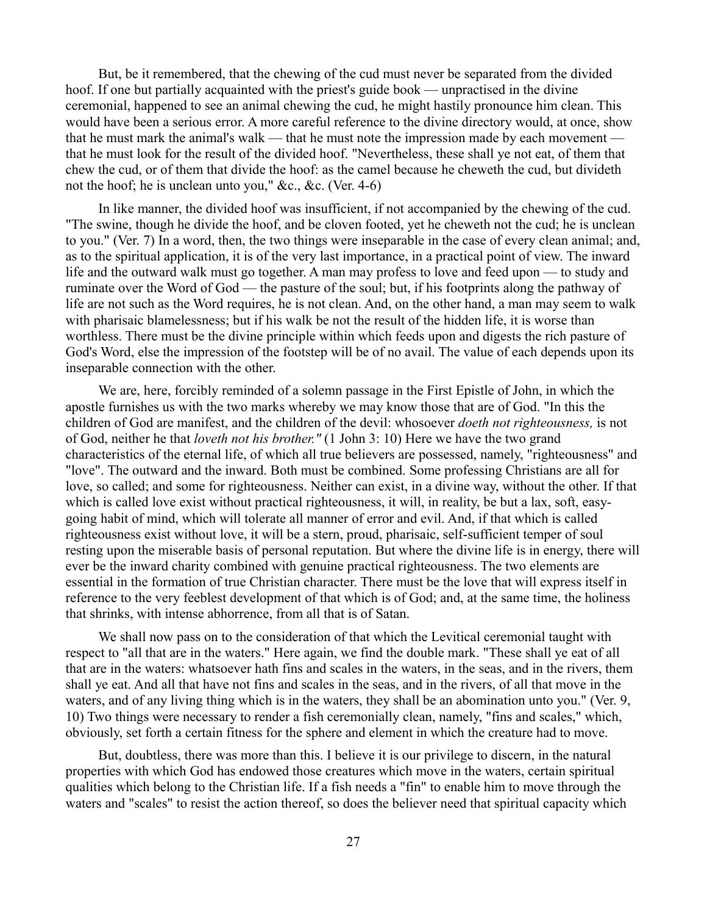But, be it remembered, that the chewing of the cud must never be separated from the divided hoof. If one but partially acquainted with the priest's guide book — unpractised in the divine ceremonial, happened to see an animal chewing the cud, he might hastily pronounce him clean. This would have been a serious error. A more careful reference to the divine directory would, at once, show that he must mark the animal's walk — that he must note the impression made by each movement — that he must look for the result of the divided hoof. "Nevertheless, these shall ye not eat, of them that chew the cud, or of them that divide the hoof: as the camel because he cheweth the cud, but divideth not the hoof; he is unclean unto you," &c., &c. (Ver. 4-6)

In like manner, the divided hoof was insufficient, if not accompanied by the chewing of the cud. "The swine, though he divide the hoof, and be cloven footed, yet he cheweth not the cud; he is unclean to you." (Ver. 7) In a word, then, the two things were inseparable in the case of every clean animal; and, as to the spiritual application, it is of the very last importance, in a practical point of view. The inward life and the outward walk must go together. A man may profess to love and feed upon — to study and ruminate over the Word of God — the pasture of the soul; but, if his footprints along the pathway of life are not such as the Word requires, he is not clean. And, on the other hand, a man may seem to walk with pharisaic blamelessness; but if his walk be not the result of the hidden life, it is worse than worthless. There must be the divine principle within which feeds upon and digests the rich pasture of God's Word, else the impression of the footstep will be of no avail. The value of each depends upon its inseparable connection with the other.

We are, here, forcibly reminded of a solemn passage in the First Epistle of John, in which the apostle furnishes us with the two marks whereby we may know those that are of God. "In this the children of God are manifest, and the children of the devil: whosoever *doeth not righteousness,* is not of God, neither he that *loveth not his brother."* (1 John 3: 10) Here we have the two grand characteristics of the eternal life, of which all true believers are possessed, namely, "righteousness" and "love". The outward and the inward. Both must be combined. Some professing Christians are all for love, so called; and some for righteousness. Neither can exist, in a divine way, without the other. If that which is called love exist without practical righteousness, it will, in reality, be but a lax, soft, easy-going habit of mind, which will tolerate all manner of error and evil. And, if that which is called righteousness exist without love, it will be a stern, proud, pharisaic, self-sufficient temper of soul resting upon the miserable basis of personal reputation. But where the divine life is in energy, there will ever be the inward charity combined with genuine practical righteousness. The two elements are essential in the formation of true Christian character. There must be the love that will express itself in reference to the very feeblest development of that which is of God; and, at the same time, the holiness that shrinks, with intense abhorrence, from all that is of Satan.

We shall now pass on to the consideration of that which the Levitical ceremonial taught with respect to "all that are in the waters." Here again, we find the double mark. "These shall ye eat of all that are in the waters: whatsoever hath fins and scales in the waters, in the seas, and in the rivers, them shall ye eat. And all that have not fins and scales in the seas, and in the rivers, of all that move in the waters, and of any living thing which is in the waters, they shall be an abomination unto you." (Ver. 9, 10) Two things were necessary to render a fish ceremonially clean, namely, "fins and scales," which, obviously, set forth a certain fitness for the sphere and element in which the creature had to move.

But, doubtless, there was more than this. I believe it is our privilege to discern, in the natural properties with which God has endowed those creatures which move in the waters, certain spiritual qualities which belong to the Christian life. If a fish needs a "fin" to enable him to move through the waters and "scales" to resist the action thereof, so does the believer need that spiritual capacity which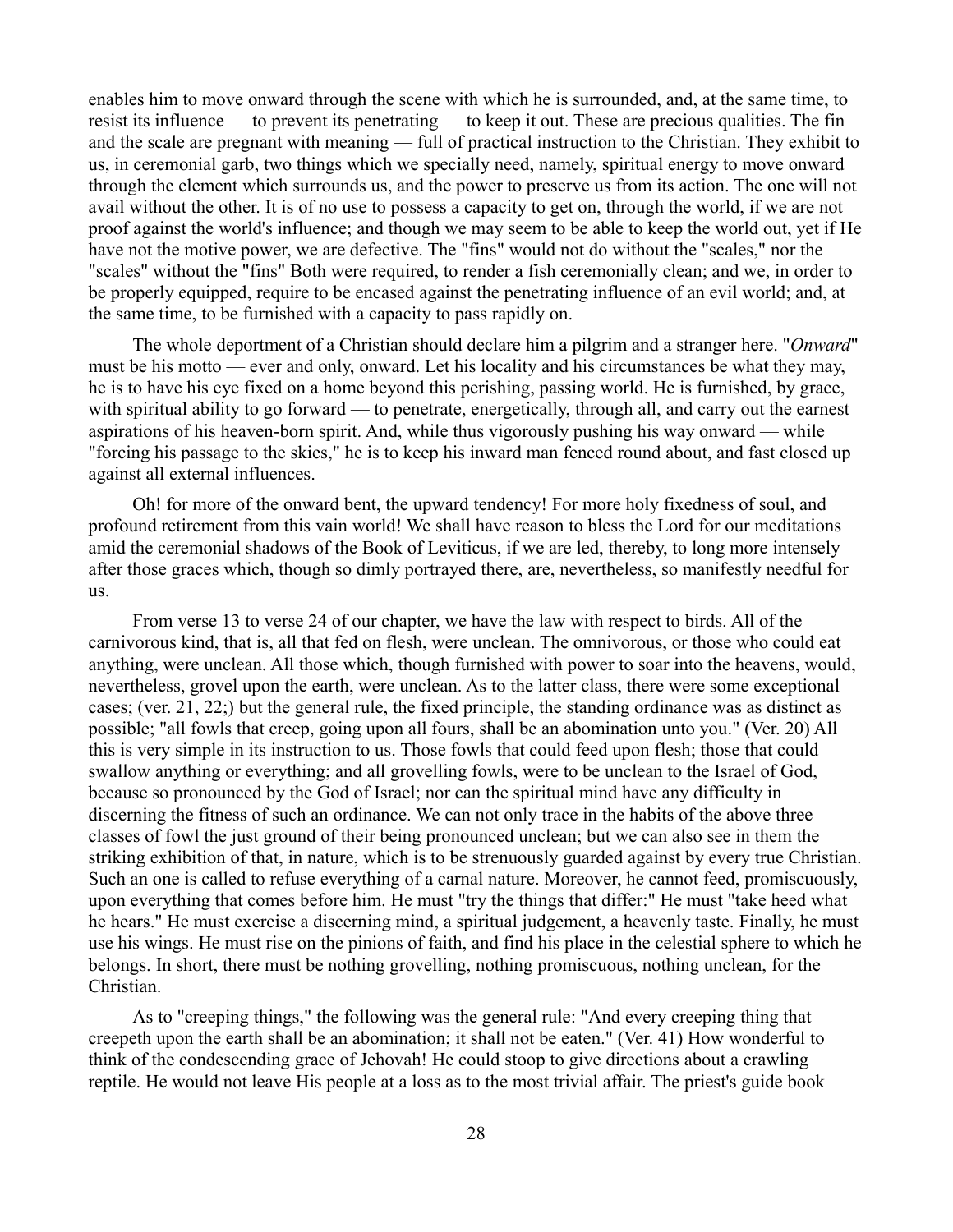enables him to move onward through the scene with which he is surrounded, and, at the same time, to resist its influence — to prevent its penetrating — to keep it out. These are precious qualities. The fin and the scale are pregnant with meaning — full of practical instruction to the Christian. They exhibit to us, in ceremonial garb, two things which we specially need, namely, spiritual energy to move onward through the element which surrounds us, and the power to preserve us from its action. The one will not avail without the other. It is of no use to possess a capacity to get on, through the world, if we are not proof against the world's influence; and though we may seem to be able to keep the world out, yet if He have not the motive power, we are defective. The "fins" would not do without the "scales," nor the "scales" without the "fins" Both were required, to render a fish ceremonially clean; and we, in order to be properly equipped, require to be encased against the penetrating influence of an evil world; and, at the same time, to be furnished with a capacity to pass rapidly on.

The whole deportment of a Christian should declare him a pilgrim and a stranger here. "*Onward*" must be his motto — ever and only, onward. Let his locality and his circumstances be what they may, he is to have his eye fixed on a home beyond this perishing, passing world. He is furnished, by grace, with spiritual ability to go forward — to penetrate, energetically, through all, and carry out the earnest aspirations of his heaven-born spirit. And, while thus vigorously pushing his way onward — while "forcing his passage to the skies," he is to keep his inward man fenced round about, and fast closed up against all external influences.

Oh! for more of the onward bent, the upward tendency! For more holy fixedness of soul, and profound retirement from this vain world! We shall have reason to bless the Lord for our meditations amid the ceremonial shadows of the Book of Leviticus, if we are led, thereby, to long more intensely after those graces which, though so dimly portrayed there, are, nevertheless, so manifestly needful for us.

From verse 13 to verse 24 of our chapter, we have the law with respect to birds. All of the carnivorous kind, that is, all that fed on flesh, were unclean. The omnivorous, or those who could eat anything, were unclean. All those which, though furnished with power to soar into the heavens, would, nevertheless, grovel upon the earth, were unclean. As to the latter class, there were some exceptional cases; (ver. 21, 22;) but the general rule, the fixed principle, the standing ordinance was as distinct as possible; "all fowls that creep, going upon all fours, shall be an abomination unto you." (Ver. 20) All this is very simple in its instruction to us. Those fowls that could feed upon flesh; those that could swallow anything or everything; and all grovelling fowls, were to be unclean to the Israel of God, because so pronounced by the God of Israel; nor can the spiritual mind have any difficulty in discerning the fitness of such an ordinance. We can not only trace in the habits of the above three classes of fowl the just ground of their being pronounced unclean; but we can also see in them the striking exhibition of that, in nature, which is to be strenuously guarded against by every true Christian. Such an one is called to refuse everything of a carnal nature. Moreover, he cannot feed, promiscuously, upon everything that comes before him. He must "try the things that differ:" He must "take heed what he hears." He must exercise a discerning mind, a spiritual judgement, a heavenly taste. Finally, he must use his wings. He must rise on the pinions of faith, and find his place in the celestial sphere to which he belongs. In short, there must be nothing grovelling, nothing promiscuous, nothing unclean, for the Christian.

As to "creeping things," the following was the general rule: "And every creeping thing that creepeth upon the earth shall be an abomination; it shall not be eaten." (Ver. 41) How wonderful to think of the condescending grace of Jehovah! He could stoop to give directions about a crawling reptile. He would not leave His people at a loss as to the most trivial affair. The priest's guide book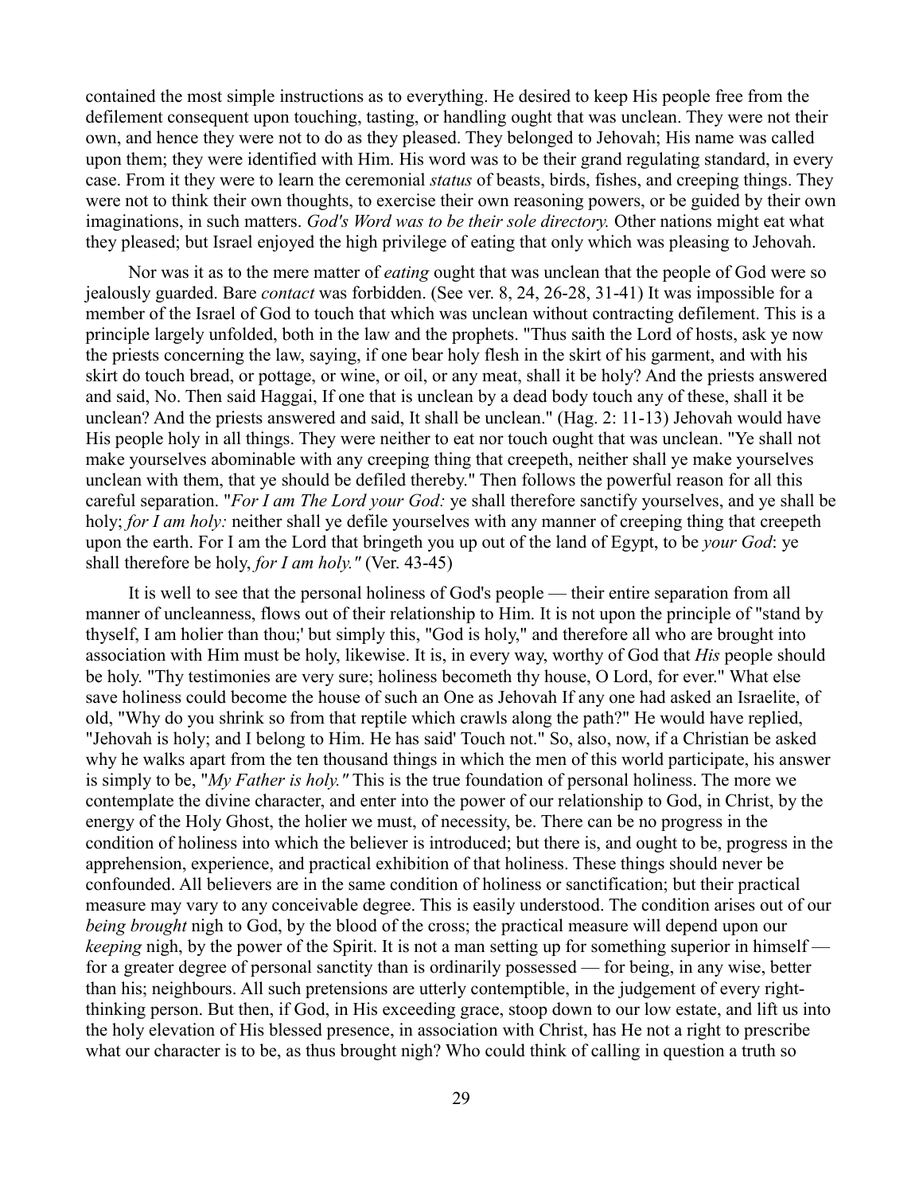contained the most simple instructions as to everything. He desired to keep His people free from the defilement consequent upon touching, tasting, or handling ought that was unclean. They were not their own, and hence they were not to do as they pleased. They belonged to Jehovah; His name was called upon them; they were identified with Him. His word was to be their grand regulating standard, in every case. From it they were to learn the ceremonial *status* of beasts, birds, fishes, and creeping things. They were not to think their own thoughts, to exercise their own reasoning powers, or be guided by their own imaginations, in such matters. *God's Word was to be their sole directory.* Other nations might eat what they pleased; but Israel enjoyed the high privilege of eating that only which was pleasing to Jehovah.

Nor was it as to the mere matter of *eating* ought that was unclean that the people of God were so jealously guarded. Bare *contact* was forbidden. (See ver. 8, 24, 26-28, 31-41) It was impossible for a member of the Israel of God to touch that which was unclean without contracting defilement. This is a principle largely unfolded, both in the law and the prophets. "Thus saith the Lord of hosts, ask ye now the priests concerning the law, saying, if one bear holy flesh in the skirt of his garment, and with his skirt do touch bread, or pottage, or wine, or oil, or any meat, shall it be holy? And the priests answered and said, No. Then said Haggai, If one that is unclean by a dead body touch any of these, shall it be unclean? And the priests answered and said, It shall be unclean." (Hag. 2: 11-13) Jehovah would have His people holy in all things. They were neither to eat nor touch ought that was unclean. "Ye shall not make yourselves abominable with any creeping thing that creepeth, neither shall ye make yourselves unclean with them, that ye should be defiled thereby." Then follows the powerful reason for all this careful separation. "*For I am The Lord your God:* ye shall therefore sanctify yourselves, and ye shall be holy; *for I am holy:* neither shall ye defile yourselves with any manner of creeping thing that creepeth upon the earth. For I am the Lord that bringeth you up out of the land of Egypt, to be *your God*: ye shall therefore be holy, *for I am holy."* (Ver. 43-45)

It is well to see that the personal holiness of God's people — their entire separation from all manner of uncleanness, flows out of their relationship to Him. It is not upon the principle of "stand by thyself, I am holier than thou;' but simply this, "God is holy," and therefore all who are brought into association with Him must be holy, likewise. It is, in every way, worthy of God that *His* people should be holy. "Thy testimonies are very sure; holiness becometh thy house, O Lord, for ever." What else save holiness could become the house of such an One as Jehovah If any one had asked an Israelite, of old, "Why do you shrink so from that reptile which crawls along the path?" He would have replied, "Jehovah is holy; and I belong to Him. He has said' Touch not." So, also, now, if a Christian be asked why he walks apart from the ten thousand things in which the men of this world participate, his answer is simply to be, "*My Father is holy."* This is the true foundation of personal holiness. The more we contemplate the divine character, and enter into the power of our relationship to God, in Christ, by the energy of the Holy Ghost, the holier we must, of necessity, be. There can be no progress in the condition of holiness into which the believer is introduced; but there is, and ought to be, progress in the apprehension, experience, and practical exhibition of that holiness. These things should never be confounded. All believers are in the same condition of holiness or sanctification; but their practical measure may vary to any conceivable degree. This is easily understood. The condition arises out of our *being brought* nigh to God, by the blood of the cross; the practical measure will depend upon our *keeping* nigh, by the power of the Spirit. It is not a man setting up for something superior in himself — for a greater degree of personal sanctity than is ordinarily possessed — for being, in any wise, better than his; neighbours. All such pretensions are utterly contemptible, in the judgement of every right-thinking person. But then, if God, in His exceeding grace, stoop down to our low estate, and lift us into the holy elevation of His blessed presence, in association with Christ, has He not a right to prescribe what our character is to be, as thus brought nigh? Who could think of calling in question a truth so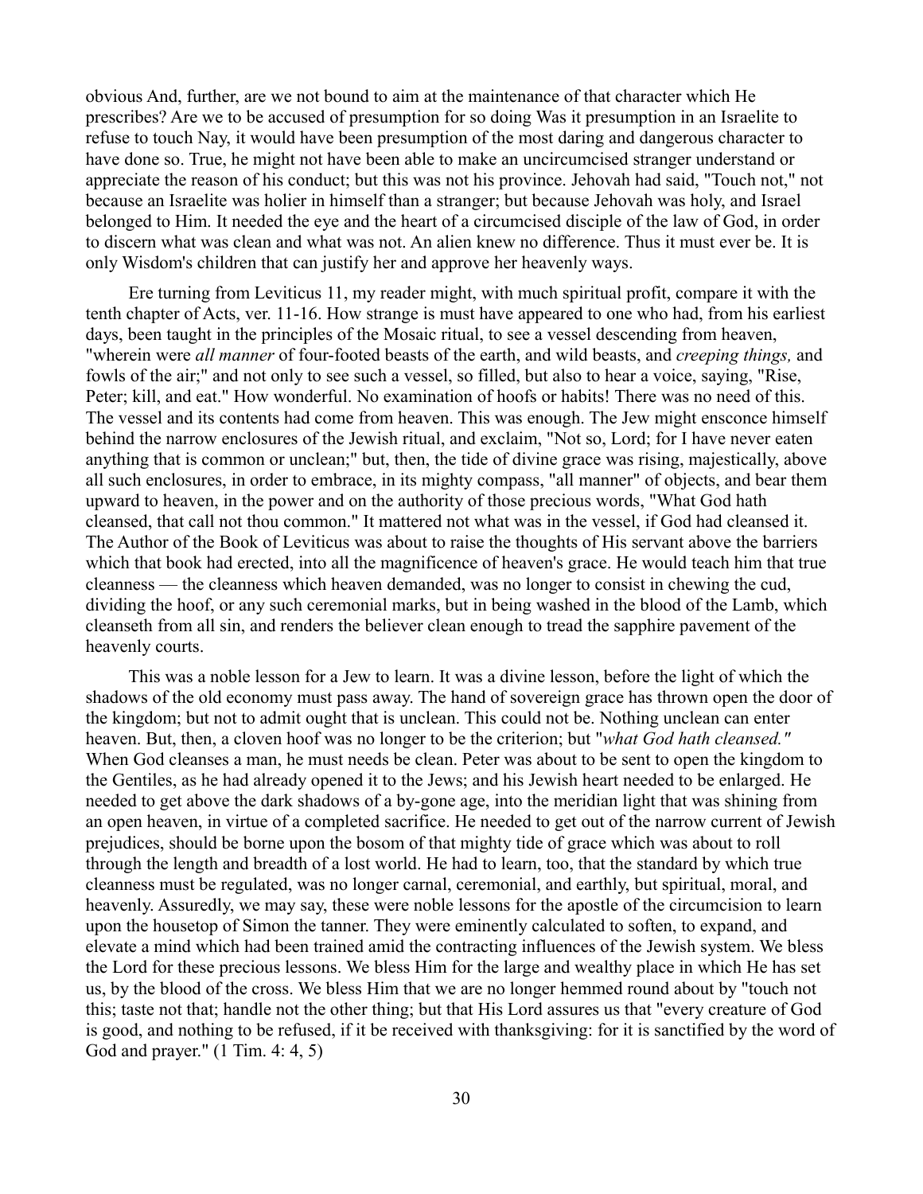obvious And, further, are we not bound to aim at the maintenance of that character which He prescribes? Are we to be accused of presumption for so doing Was it presumption in an Israelite to refuse to touch Nay, it would have been presumption of the most daring and dangerous character to have done so. True, he might not have been able to make an uncircumcised stranger understand or appreciate the reason of his conduct; but this was not his province. Jehovah had said, "Touch not," not because an Israelite was holier in himself than a stranger; but because Jehovah was holy, and Israel belonged to Him. It needed the eye and the heart of a circumcised disciple of the law of God, in order to discern what was clean and what was not. An alien knew no difference. Thus it must ever be. It is only Wisdom's children that can justify her and approve her heavenly ways.

Ere turning from Leviticus 11, my reader might, with much spiritual profit, compare it with the tenth chapter of Acts, ver. 11-16. How strange is must have appeared to one who had, from his earliest days, been taught in the principles of the Mosaic ritual, to see a vessel descending from heaven, "wherein were *all manner* of four-footed beasts of the earth, and wild beasts, and *creeping things,* and fowls of the air;" and not only to see such a vessel, so filled, but also to hear a voice, saying, "Rise, Peter; kill, and eat." How wonderful. No examination of hoofs or habits! There was no need of this. The vessel and its contents had come from heaven. This was enough. The Jew might ensconce himself behind the narrow enclosures of the Jewish ritual, and exclaim, "Not so, Lord; for I have never eaten anything that is common or unclean;" but, then, the tide of divine grace was rising, majestically, above all such enclosures, in order to embrace, in its mighty compass, "all manner" of objects, and bear them upward to heaven, in the power and on the authority of those precious words, "What God hath cleansed, that call not thou common." It mattered not what was in the vessel, if God had cleansed it. The Author of the Book of Leviticus was about to raise the thoughts of His servant above the barriers which that book had erected, into all the magnificence of heaven's grace. He would teach him that true cleanness — the cleanness which heaven demanded, was no longer to consist in chewing the cud, dividing the hoof, or any such ceremonial marks, but in being washed in the blood of the Lamb, which cleanseth from all sin, and renders the believer clean enough to tread the sapphire pavement of the heavenly courts.

This was a noble lesson for a Jew to learn. It was a divine lesson, before the light of which the shadows of the old economy must pass away. The hand of sovereign grace has thrown open the door of the kingdom; but not to admit ought that is unclean. This could not be. Nothing unclean can enter heaven. But, then, a cloven hoof was no longer to be the criterion; but "*what God hath cleansed."* When God cleanses a man, he must needs be clean. Peter was about to be sent to open the kingdom to the Gentiles, as he had already opened it to the Jews; and his Jewish heart needed to be enlarged. He needed to get above the dark shadows of a by-gone age, into the meridian light that was shining from an open heaven, in virtue of a completed sacrifice. He needed to get out of the narrow current of Jewish prejudices, should be borne upon the bosom of that mighty tide of grace which was about to roll through the length and breadth of a lost world. He had to learn, too, that the standard by which true cleanness must be regulated, was no longer carnal, ceremonial, and earthly, but spiritual, moral, and heavenly. Assuredly, we may say, these were noble lessons for the apostle of the circumcision to learn upon the housetop of Simon the tanner. They were eminently calculated to soften, to expand, and elevate a mind which had been trained amid the contracting influences of the Jewish system. We bless the Lord for these precious lessons. We bless Him for the large and wealthy place in which He has set us, by the blood of the cross. We bless Him that we are no longer hemmed round about by "touch not this; taste not that; handle not the other thing; but that His Lord assures us that "every creature of God is good, and nothing to be refused, if it be received with thanksgiving: for it is sanctified by the word of God and prayer." (1 Tim. 4: 4, 5)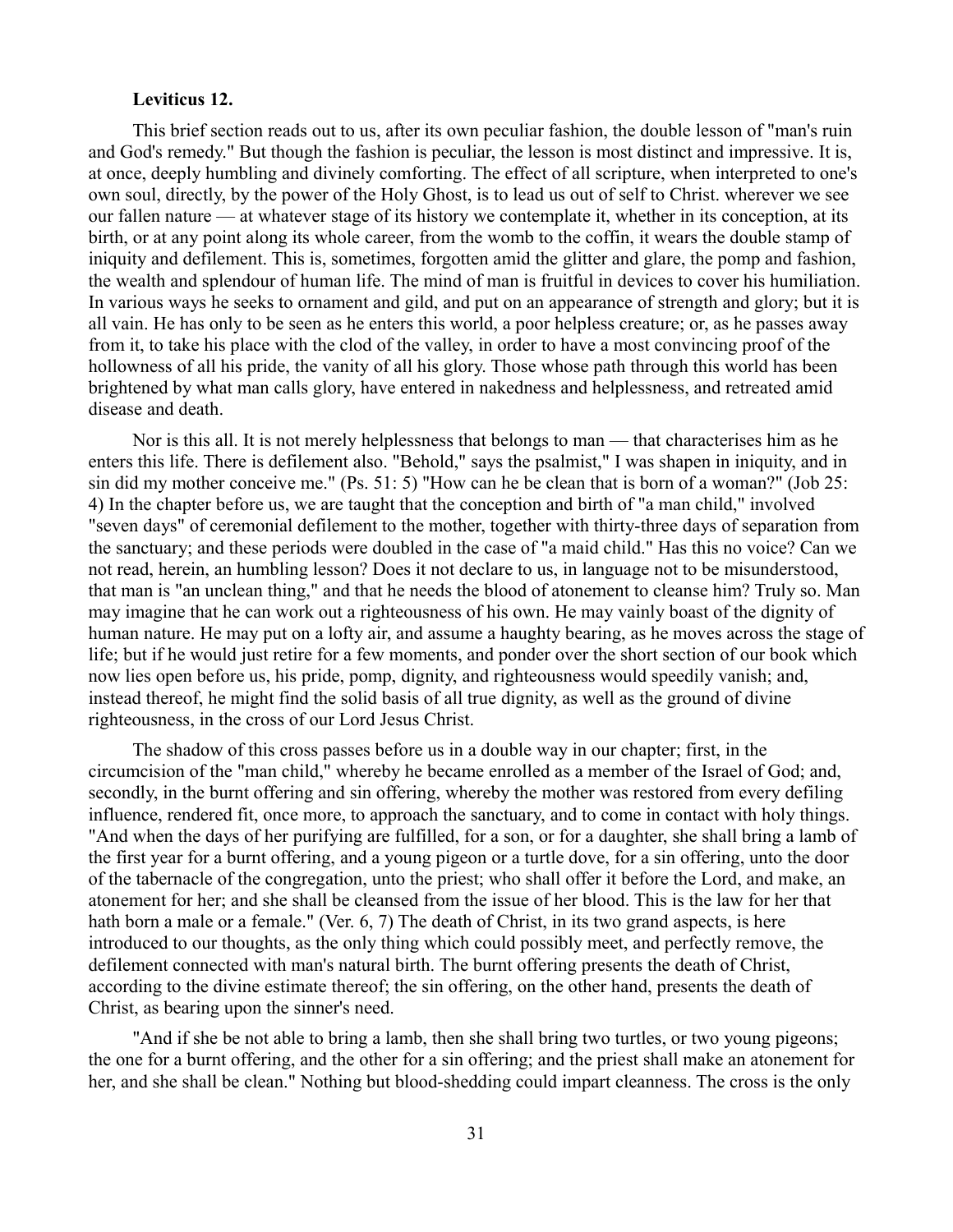**Leviticus 12.**

This brief section reads out to us, after its own peculiar fashion, the double lesson of "man's ruin and God's remedy." But though the fashion is peculiar, the lesson is most distinct and impressive. It is, at once, deeply humbling and divinely comforting. The effect of all scripture, when interpreted to one's own soul, directly, by the power of the Holy Ghost, is to lead us out of self to Christ. wherever we see our fallen nature — at whatever stage of its history we contemplate it, whether in its conception, at its birth, or at any point along its whole career, from the womb to the coffin, it wears the double stamp of iniquity and defilement. This is, sometimes, forgotten amid the glitter and glare, the pomp and fashion, the wealth and splendour of human life. The mind of man is fruitful in devices to cover his humiliation. In various ways he seeks to ornament and gild, and put on an appearance of strength and glory; but it is all vain. He has only to be seen as he enters this world, a poor helpless creature; or, as he passes away from it, to take his place with the clod of the valley, in order to have a most convincing proof of the hollowness of all his pride, the vanity of all his glory. Those whose path through this world has been brightened by what man calls glory, have entered in nakedness and helplessness, and retreated amid disease and death.

Nor is this all. It is not merely helplessness that belongs to man — that characterises him as he enters this life. There is defilement also. "Behold," says the psalmist," I was shapen in iniquity, and in sin did my mother conceive me." (Ps. 51: 5) "How can he be clean that is born of a woman?" (Job 25: 4) In the chapter before us, we are taught that the conception and birth of "a man child," involved "seven days" of ceremonial defilement to the mother, together with thirty-three days of separation from the sanctuary; and these periods were doubled in the case of "a maid child." Has this no voice? Can we not read, herein, an humbling lesson? Does it not declare to us, in language not to be misunderstood, that man is "an unclean thing," and that he needs the blood of atonement to cleanse him? Truly so. Man may imagine that he can work out a righteousness of his own. He may vainly boast of the dignity of human nature. He may put on a lofty air, and assume a haughty bearing, as he moves across the stage of life; but if he would just retire for a few moments, and ponder over the short section of our book which now lies open before us, his pride, pomp, dignity, and righteousness would speedily vanish; and, instead thereof, he might find the solid basis of all true dignity, as well as the ground of divine righteousness, in the cross of our Lord Jesus Christ.

The shadow of this cross passes before us in a double way in our chapter; first, in the circumcision of the "man child," whereby he became enrolled as a member of the Israel of God; and, secondly, in the burnt offering and sin offering, whereby the mother was restored from every defiling influence, rendered fit, once more, to approach the sanctuary, and to come in contact with holy things. "And when the days of her purifying are fulfilled, for a son, or for a daughter, she shall bring a lamb of the first year for a burnt offering, and a young pigeon or a turtle dove, for a sin offering, unto the door of the tabernacle of the congregation, unto the priest; who shall offer it before the Lord, and make, an atonement for her; and she shall be cleansed from the issue of her blood. This is the law for her that hath born a male or a female." (Ver. 6, 7) The death of Christ, in its two grand aspects, is here introduced to our thoughts, as the only thing which could possibly meet, and perfectly remove, the defilement connected with man's natural birth. The burnt offering presents the death of Christ, according to the divine estimate thereof; the sin offering, on the other hand, presents the death of Christ, as bearing upon the sinner's need.

"And if she be not able to bring a lamb, then she shall bring two turtles, or two young pigeons; the one for a burnt offering, and the other for a sin offering; and the priest shall make an atonement for her, and she shall be clean." Nothing but blood-shedding could impart cleanness. The cross is the only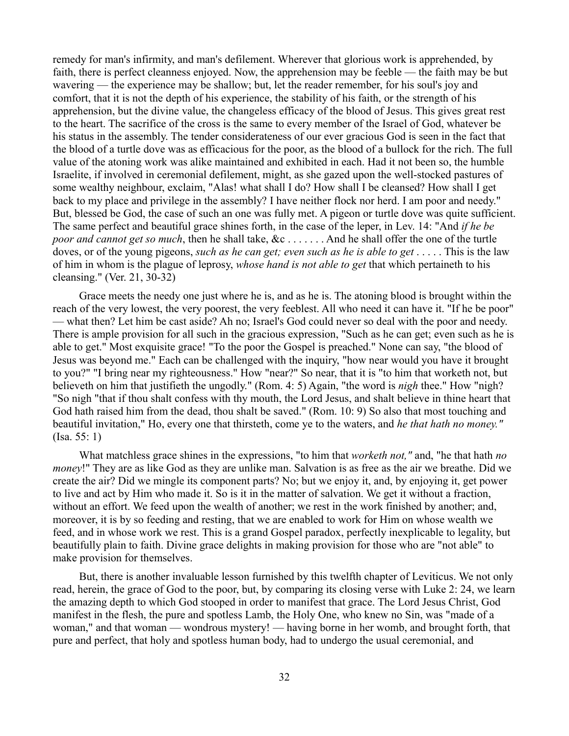remedy for man's infirmity, and man's defilement. Wherever that glorious work is apprehended, by faith, there is perfect cleanness enjoyed. Now, the apprehension may be feeble — the faith may be but wavering — the experience may be shallow; but, let the reader remember, for his soul's joy and comfort, that it is not the depth of his experience, the stability of his faith, or the strength of his apprehension, but the divine value, the changeless efficacy of the blood of Jesus. This gives great rest to the heart. The sacrifice of the cross is the same to every member of the Israel of God, whatever be his status in the assembly. The tender considerateness of our ever gracious God is seen in the fact that the blood of a turtle dove was as efficacious for the poor, as the blood of a bullock for the rich. The full value of the atoning work was alike maintained and exhibited in each. Had it not been so, the humble Israelite, if involved in ceremonial defilement, might, as she gazed upon the well-stocked pastures of some wealthy neighbour, exclaim, "Alas! what shall I do? How shall I be cleansed? How shall I get back to my place and privilege in the assembly? I have neither flock nor herd. I am poor and needy." But, blessed be God, the case of such an one was fully met. A pigeon or turtle dove was quite sufficient. The same perfect and beautiful grace shines forth, in the case of the leper, in Lev. 14: "And *if he be poor and cannot get so much*, then he shall take, &c . . . . . . . And he shall offer the one of the turtle doves, or of the young pigeons, *such as he can get; even such as he is able to get* . . . . . This is the law of him in whom is the plague of leprosy, *whose hand is not able to get* that which pertaineth to his cleansing." (Ver. 21, 30-32)

Grace meets the needy one just where he is, and as he is. The atoning blood is brought within the reach of the very lowest, the very poorest, the very feeblest. All who need it can have it. "If he be poor" — what then? Let him be cast aside? Ah no; Israel's God could never so deal with the poor and needy. There is ample provision for all such in the gracious expression, "Such as he can get; even such as he is able to get." Most exquisite grace! "To the poor the Gospel is preached." None can say, "the blood of Jesus was beyond me." Each can be challenged with the inquiry, "how near would you have it brought to you?" "I bring near my righteousness." How "near?" So near, that it is "to him that worketh not, but believeth on him that justifieth the ungodly." (Rom. 4: 5) Again, "the word is *nigh* thee." How "nigh? "So nigh "that if thou shalt confess with thy mouth, the Lord Jesus, and shalt believe in thine heart that God hath raised him from the dead, thou shalt be saved." (Rom. 10: 9) So also that most touching and beautiful invitation," Ho, every one that thirsteth, come ye to the waters, and *he that hath no money."* (Isa. 55: 1)

What matchless grace shines in the expressions, "to him that *worketh not,"* and, "he that hath *no money*!" They are as like God as they are unlike man. Salvation is as free as the air we breathe. Did we create the air? Did we mingle its component parts? No; but we enjoy it, and, by enjoying it, get power to live and act by Him who made it. So is it in the matter of salvation. We get it without a fraction, without an effort. We feed upon the wealth of another; we rest in the work finished by another; and, moreover, it is by so feeding and resting, that we are enabled to work for Him on whose wealth we feed, and in whose work we rest. This is a grand Gospel paradox, perfectly inexplicable to legality, but beautifully plain to faith. Divine grace delights in making provision for those who are "not able" to make provision for themselves.

But, there is another invaluable lesson furnished by this twelfth chapter of Leviticus. We not only read, herein, the grace of God to the poor, but, by comparing its closing verse with Luke 2: 24, we learn the amazing depth to which God stooped in order to manifest that grace. The Lord Jesus Christ, God manifest in the flesh, the pure and spotless Lamb, the Holy One, who knew no Sin, was "made of a woman," and that woman — wondrous mystery! — having borne in her womb, and brought forth, that pure and perfect, that holy and spotless human body, had to undergo the usual ceremonial, and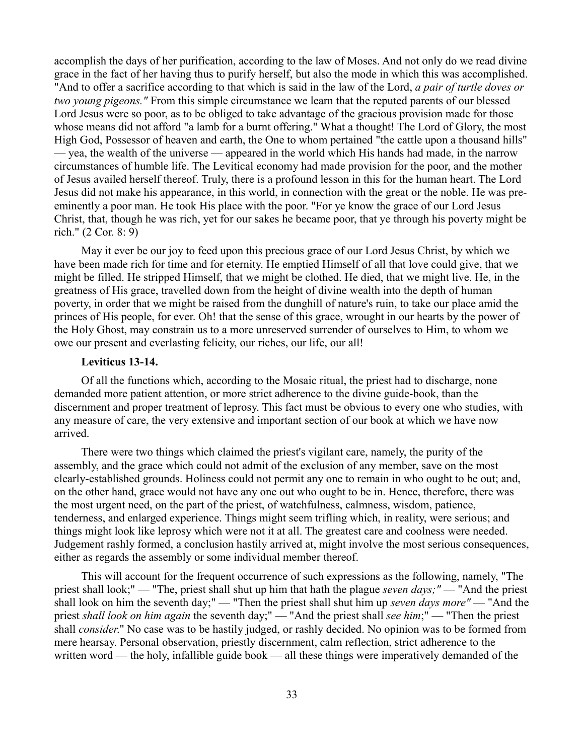accomplish the days of her purification, according to the law of Moses. And not only do we read divine grace in the fact of her having thus to purify herself, but also the mode in which this was accomplished. "And to offer a sacrifice according to that which is said in the law of the Lord, *a pair of turtle doves or two young pigeons."* From this simple circumstance we learn that the reputed parents of our blessed Lord Jesus were so poor, as to be obliged to take advantage of the gracious provision made for those whose means did not afford "a lamb for a burnt offering." What a thought! The Lord of Glory, the most High God, Possessor of heaven and earth, the One to whom pertained "the cattle upon a thousand hills" — yea, the wealth of the universe — appeared in the world which His hands had made, in the narrow circumstances of humble life. The Levitical economy had made provision for the poor, and the mother of Jesus availed herself thereof. Truly, there is a profound lesson in this for the human heart. The Lord Jesus did not make his appearance, in this world, in connection with the great or the noble. He was pre-eminently a poor man. He took His place with the poor. "For ye know the grace of our Lord Jesus Christ, that, though he was rich, yet for our sakes he became poor, that ye through his poverty might be rich." (2 Cor. 8: 9)

May it ever be our joy to feed upon this precious grace of our Lord Jesus Christ, by which we have been made rich for time and for eternity. He emptied Himself of all that love could give, that we might be filled. He stripped Himself, that we might be clothed. He died, that we might live. He, in the greatness of His grace, travelled down from the height of divine wealth into the depth of human poverty, in order that we might be raised from the dunghill of nature's ruin, to take our place amid the princes of His people, for ever. Oh! that the sense of this grace, wrought in our hearts by the power of the Holy Ghost, may constrain us to a more unreserved surrender of ourselves to Him, to whom we owe our present and everlasting felicity, our riches, our life, our all!

**Leviticus 13-14.**

Of all the functions which, according to the Mosaic ritual, the priest had to discharge, none demanded more patient attention, or more strict adherence to the divine guide-book, than the discernment and proper treatment of leprosy. This fact must be obvious to every one who studies, with any measure of care, the very extensive and important section of our book at which we have now arrived.

There were two things which claimed the priest's vigilant care, namely, the purity of the assembly, and the grace which could not admit of the exclusion of any member, save on the most clearly-established grounds. Holiness could not permit any one to remain in who ought to be out; and, on the other hand, grace would not have any one out who ought to be in. Hence, therefore, there was the most urgent need, on the part of the priest, of watchfulness, calmness, wisdom, patience, tenderness, and enlarged experience. Things might seem trifling which, in reality, were serious; and things might look like leprosy which were not it at all. The greatest care and coolness were needed. Judgement rashly formed, a conclusion hastily arrived at, might involve the most serious consequences, either as regards the assembly or some individual member thereof.

This will account for the frequent occurrence of such expressions as the following, namely, "The priest shall look;" — "The, priest shall shut up him that hath the plague *seven days;"* — "And the priest shall look on him the seventh day;" — "Then the priest shall shut him up *seven days more"* — "And the priest *shall look on him again* the seventh day;" — "And the priest shall *see him*;" — "Then the priest shall *consider*." No case was to be hastily judged, or rashly decided. No opinion was to be formed from mere hearsay. Personal observation, priestly discernment, calm reflection, strict adherence to the written word — the holy, infallible guide book — all these things were imperatively demanded of the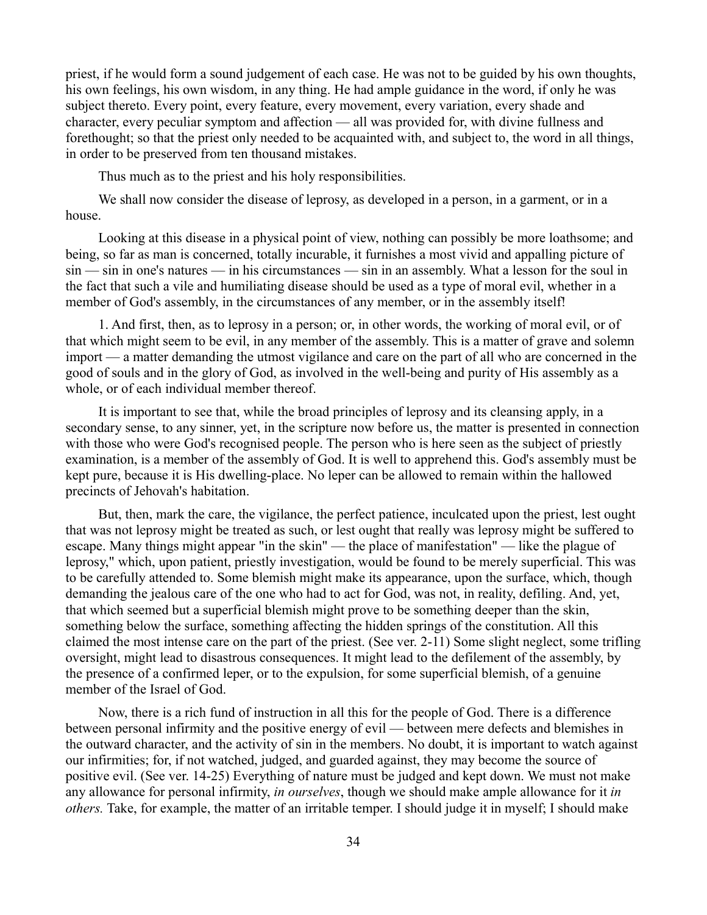priest, if he would form a sound judgement of each case. He was not to be guided by his own thoughts, his own feelings, his own wisdom, in any thing. He had ample guidance in the word, if only he was subject thereto. Every point, every feature, every movement, every variation, every shade and character, every peculiar symptom and affection — all was provided for, with divine fullness and forethought; so that the priest only needed to be acquainted with, and subject to, the word in all things, in order to be preserved from ten thousand mistakes.

Thus much as to the priest and his holy responsibilities.

We shall now consider the disease of leprosy, as developed in a person, in a garment, or in a house.

Looking at this disease in a physical point of view, nothing can possibly be more loathsome; and being, so far as man is concerned, totally incurable, it furnishes a most vivid and appalling picture of sin — sin in one's natures — in his circumstances — sin in an assembly. What a lesson for the soul in the fact that such a vile and humiliating disease should be used as a type of moral evil, whether in a member of God's assembly, in the circumstances of any member, or in the assembly itself!

1. And first, then, as to leprosy in a person; or, in other words, the working of moral evil, or of that which might seem to be evil, in any member of the assembly. This is a matter of grave and solemn import — a matter demanding the utmost vigilance and care on the part of all who are concerned in the good of souls and in the glory of God, as involved in the well-being and purity of His assembly as a whole, or of each individual member thereof.

It is important to see that, while the broad principles of leprosy and its cleansing apply, in a secondary sense, to any sinner, yet, in the scripture now before us, the matter is presented in connection with those who were God's recognised people. The person who is here seen as the subject of priestly examination, is a member of the assembly of God. It is well to apprehend this. God's assembly must be kept pure, because it is His dwelling-place. No leper can be allowed to remain within the hallowed precincts of Jehovah's habitation.

But, then, mark the care, the vigilance, the perfect patience, inculcated upon the priest, lest ought that was not leprosy might be treated as such, or lest ought that really was leprosy might be suffered to escape. Many things might appear "in the skin" — the place of manifestation" — like the plague of leprosy," which, upon patient, priestly investigation, would be found to be merely superficial. This was to be carefully attended to. Some blemish might make its appearance, upon the surface, which, though demanding the jealous care of the one who had to act for God, was not, in reality, defiling. And, yet, that which seemed but a superficial blemish might prove to be something deeper than the skin, something below the surface, something affecting the hidden springs of the constitution. All this claimed the most intense care on the part of the priest. (See ver. 2-11) Some slight neglect, some trifling oversight, might lead to disastrous consequences. It might lead to the defilement of the assembly, by the presence of a confirmed leper, or to the expulsion, for some superficial blemish, of a genuine member of the Israel of God.

Now, there is a rich fund of instruction in all this for the people of God. There is a difference between personal infirmity and the positive energy of evil — between mere defects and blemishes in the outward character, and the activity of sin in the members. No doubt, it is important to watch against our infirmities; for, if not watched, judged, and guarded against, they may become the source of positive evil. (See ver. 14-25) Everything of nature must be judged and kept down. We must not make any allowance for personal infirmity, *in ourselves*, though we should make ample allowance for it *in others.* Take, for example, the matter of an irritable temper. I should judge it in myself; I should make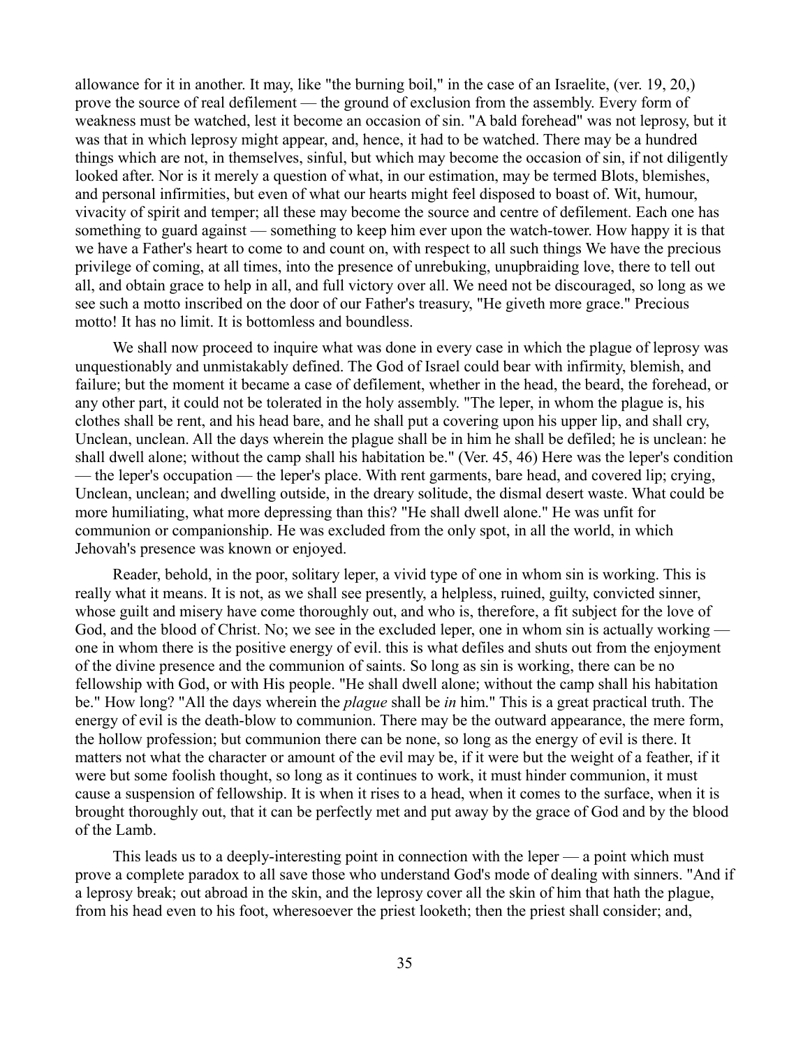allowance for it in another. It may, like "the burning boil," in the case of an Israelite, (ver. 19, 20,) prove the source of real defilement — the ground of exclusion from the assembly. Every form of weakness must be watched, lest it become an occasion of sin. "A bald forehead" was not leprosy, but it was that in which leprosy might appear, and, hence, it had to be watched. There may be a hundred things which are not, in themselves, sinful, but which may become the occasion of sin, if not diligently looked after. Nor is it merely a question of what, in our estimation, may be termed Blots, blemishes, and personal infirmities, but even of what our hearts might feel disposed to boast of. Wit, humour, vivacity of spirit and temper; all these may become the source and centre of defilement. Each one has something to guard against — something to keep him ever upon the watch-tower. How happy it is that we have a Father's heart to come to and count on, with respect to all such things We have the precious privilege of coming, at all times, into the presence of unrebuking, unupbraiding love, there to tell out all, and obtain grace to help in all, and full victory over all. We need not be discouraged, so long as we see such a motto inscribed on the door of our Father's treasury, "He giveth more grace." Precious motto! It has no limit. It is bottomless and boundless.

We shall now proceed to inquire what was done in every case in which the plague of leprosy was unquestionably and unmistakably defined. The God of Israel could bear with infirmity, blemish, and failure; but the moment it became a case of defilement, whether in the head, the beard, the forehead, or any other part, it could not be tolerated in the holy assembly. "The leper, in whom the plague is, his clothes shall be rent, and his head bare, and he shall put a covering upon his upper lip, and shall cry, Unclean, unclean. All the days wherein the plague shall be in him he shall be defiled; he is unclean: he shall dwell alone; without the camp shall his habitation be." (Ver. 45, 46) Here was the leper's condition — the leper's occupation — the leper's place. With rent garments, bare head, and covered lip; crying, Unclean, unclean; and dwelling outside, in the dreary solitude, the dismal desert waste. What could be more humiliating, what more depressing than this? "He shall dwell alone." He was unfit for communion or companionship. He was excluded from the only spot, in all the world, in which Jehovah's presence was known or enjoyed.

Reader, behold, in the poor, solitary leper, a vivid type of one in whom sin is working. This is really what it means. It is not, as we shall see presently, a helpless, ruined, guilty, convicted sinner, whose guilt and misery have come thoroughly out, and who is, therefore, a fit subject for the love of God, and the blood of Christ. No; we see in the excluded leper, one in whom sin is actually working — one in whom there is the positive energy of evil. this is what defiles and shuts out from the enjoyment of the divine presence and the communion of saints. So long as sin is working, there can be no fellowship with God, or with His people. "He shall dwell alone; without the camp shall his habitation be." How long? "All the days wherein the *plague* shall be *in* him." This is a great practical truth. The energy of evil is the death-blow to communion. There may be the outward appearance, the mere form, the hollow profession; but communion there can be none, so long as the energy of evil is there. It matters not what the character or amount of the evil may be, if it were but the weight of a feather, if it were but some foolish thought, so long as it continues to work, it must hinder communion, it must cause a suspension of fellowship. It is when it rises to a head, when it comes to the surface, when it is brought thoroughly out, that it can be perfectly met and put away by the grace of God and by the blood of the Lamb.

This leads us to a deeply-interesting point in connection with the leper — a point which must prove a complete paradox to all save those who understand God's mode of dealing with sinners. "And if a leprosy break; out abroad in the skin, and the leprosy cover all the skin of him that hath the plague, from his head even to his foot, wheresoever the priest looketh; then the priest shall consider; and,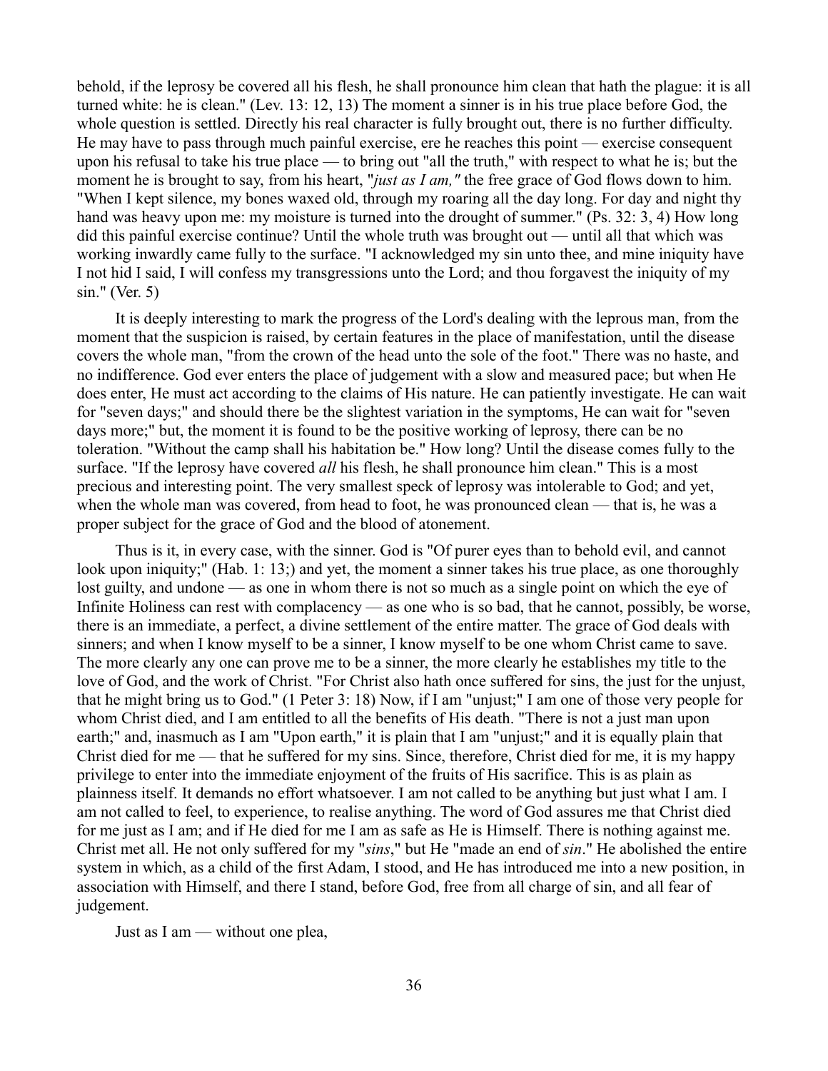behold, if the leprosy be covered all his flesh, he shall pronounce him clean that hath the plague: it is all turned white: he is clean." (Lev. 13: 12, 13) The moment a sinner is in his true place before God, the whole question is settled. Directly his real character is fully brought out, there is no further difficulty. He may have to pass through much painful exercise, ere he reaches this point — exercise consequent upon his refusal to take his true place — to bring out "all the truth," with respect to what he is; but the moment he is brought to say, from his heart, "*just as I am,"* the free grace of God flows down to him. "When I kept silence, my bones waxed old, through my roaring all the day long. For day and night thy hand was heavy upon me: my moisture is turned into the drought of summer." (Ps. 32: 3, 4) How long did this painful exercise continue? Until the whole truth was brought out — until all that which was working inwardly came fully to the surface. "I acknowledged my sin unto thee, and mine iniquity have I not hid I said, I will confess my transgressions unto the Lord; and thou forgavest the iniquity of my sin." (Ver. 5)

It is deeply interesting to mark the progress of the Lord's dealing with the leprous man, from the moment that the suspicion is raised, by certain features in the place of manifestation, until the disease covers the whole man, "from the crown of the head unto the sole of the foot." There was no haste, and no indifference. God ever enters the place of judgement with a slow and measured pace; but when He does enter, He must act according to the claims of His nature. He can patiently investigate. He can wait for "seven days;" and should there be the slightest variation in the symptoms, He can wait for "seven days more;" but, the moment it is found to be the positive working of leprosy, there can be no toleration. "Without the camp shall his habitation be." How long? Until the disease comes fully to the surface. "If the leprosy have covered *all* his flesh, he shall pronounce him clean." This is a most precious and interesting point. The very smallest speck of leprosy was intolerable to God; and yet, when the whole man was covered, from head to foot, he was pronounced clean — that is, he was a proper subject for the grace of God and the blood of atonement.

Thus is it, in every case, with the sinner. God is "Of purer eyes than to behold evil, and cannot look upon iniquity;" (Hab. 1: 13;) and yet, the moment a sinner takes his true place, as one thoroughly lost guilty, and undone — as one in whom there is not so much as a single point on which the eye of Infinite Holiness can rest with complacency — as one who is so bad, that he cannot, possibly, be worse, there is an immediate, a perfect, a divine settlement of the entire matter. The grace of God deals with sinners; and when I know myself to be a sinner, I know myself to be one whom Christ came to save. The more clearly any one can prove me to be a sinner, the more clearly he establishes my title to the love of God, and the work of Christ. "For Christ also hath once suffered for sins, the just for the unjust, that he might bring us to God." (1 Peter 3: 18) Now, if I am "unjust;" I am one of those very people for whom Christ died, and I am entitled to all the benefits of His death. "There is not a just man upon earth;" and, inasmuch as I am "Upon earth," it is plain that I am "unjust;" and it is equally plain that Christ died for me — that he suffered for my sins. Since, therefore, Christ died for me, it is my happy privilege to enter into the immediate enjoyment of the fruits of His sacrifice. This is as plain as plainness itself. It demands no effort whatsoever. I am not called to be anything but just what I am. I am not called to feel, to experience, to realise anything. The word of God assures me that Christ died for me just as I am; and if He died for me I am as safe as He is Himself. There is nothing against me. Christ met all. He not only suffered for my "*sins*," but He "made an end of *sin*." He abolished the entire system in which, as a child of the first Adam, I stood, and He has introduced me into a new position, in association with Himself, and there I stand, before God, free from all charge of sin, and all fear of judgement.

Just as I am — without one plea,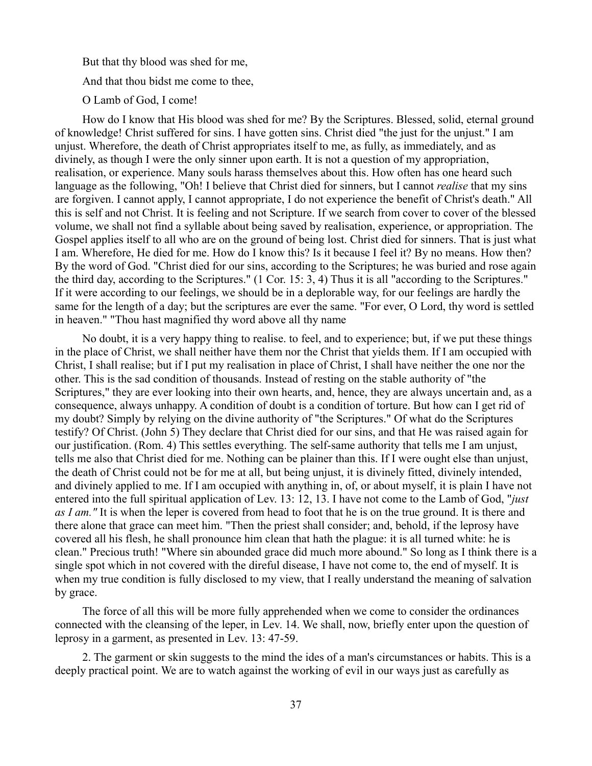But that thy blood was shed for me,

And that thou bidst me come to thee,

O Lamb of God, I come!

How do I know that His blood was shed for me? By the Scriptures. Blessed, solid, eternal ground of knowledge! Christ suffered for sins. I have gotten sins. Christ died "the just for the unjust." I am unjust. Wherefore, the death of Christ appropriates itself to me, as fully, as immediately, and as divinely, as though I were the only sinner upon earth. It is not a question of my appropriation, realisation, or experience. Many souls harass themselves about this. How often has one heard such language as the following, "Oh! I believe that Christ died for sinners, but I cannot *realise* that my sins are forgiven. I cannot apply, I cannot appropriate, I do not experience the benefit of Christ's death." All this is self and not Christ. It is feeling and not Scripture. If we search from cover to cover of the blessed volume, we shall not find a syllable about being saved by realisation, experience, or appropriation. The Gospel applies itself to all who are on the ground of being lost. Christ died for sinners. That is just what I am. Wherefore, He died for me. How do I know this? Is it because I feel it? By no means. How then? By the word of God. "Christ died for our sins, according to the Scriptures; he was buried and rose again the third day, according to the Scriptures." (1 Cor. 15: 3, 4) Thus it is all "according to the Scriptures." If it were according to our feelings, we should be in a deplorable way, for our feelings are hardly the same for the length of a day; but the scriptures are ever the same. "For ever, O Lord, thy word is settled in heaven." "Thou hast magnified thy word above all thy name

No doubt, it is a very happy thing to realise. to feel, and to experience; but, if we put these things in the place of Christ, we shall neither have them nor the Christ that yields them. If I am occupied with Christ, I shall realise; but if I put my realisation in place of Christ, I shall have neither the one nor the other. This is the sad condition of thousands. Instead of resting on the stable authority of "the Scriptures," they are ever looking into their own hearts, and, hence, they are always uncertain and, as a consequence, always unhappy. A condition of doubt is a condition of torture. But how can I get rid of my doubt? Simply by relying on the divine authority of "the Scriptures." Of what do the Scriptures testify? Of Christ. (John 5) They declare that Christ died for our sins, and that He was raised again for our justification. (Rom. 4) This settles everything. The self-same authority that tells me I am unjust, tells me also that Christ died for me. Nothing can be plainer than this. If I were ought else than unjust, the death of Christ could not be for me at all, but being unjust, it is divinely fitted, divinely intended, and divinely applied to me. If I am occupied with anything in, of, or about myself, it is plain I have not entered into the full spiritual application of Lev. 13: 12, 13. I have not come to the Lamb of God, "*just as I am."* It is when the leper is covered from head to foot that he is on the true ground. It is there and there alone that grace can meet him. "Then the priest shall consider; and, behold, if the leprosy have covered all his flesh, he shall pronounce him clean that hath the plague: it is all turned white: he is clean." Precious truth! "Where sin abounded grace did much more abound." So long as I think there is a single spot which in not covered with the direful disease, I have not come to, the end of myself. It is when my true condition is fully disclosed to my view, that I really understand the meaning of salvation by grace.

The force of all this will be more fully apprehended when we come to consider the ordinances connected with the cleansing of the leper, in Lev. 14. We shall, now, briefly enter upon the question of leprosy in a garment, as presented in Lev. 13: 47-59.

2. The garment or skin suggests to the mind the ides of a man's circumstances or habits. This is a deeply practical point. We are to watch against the working of evil in our ways just as carefully as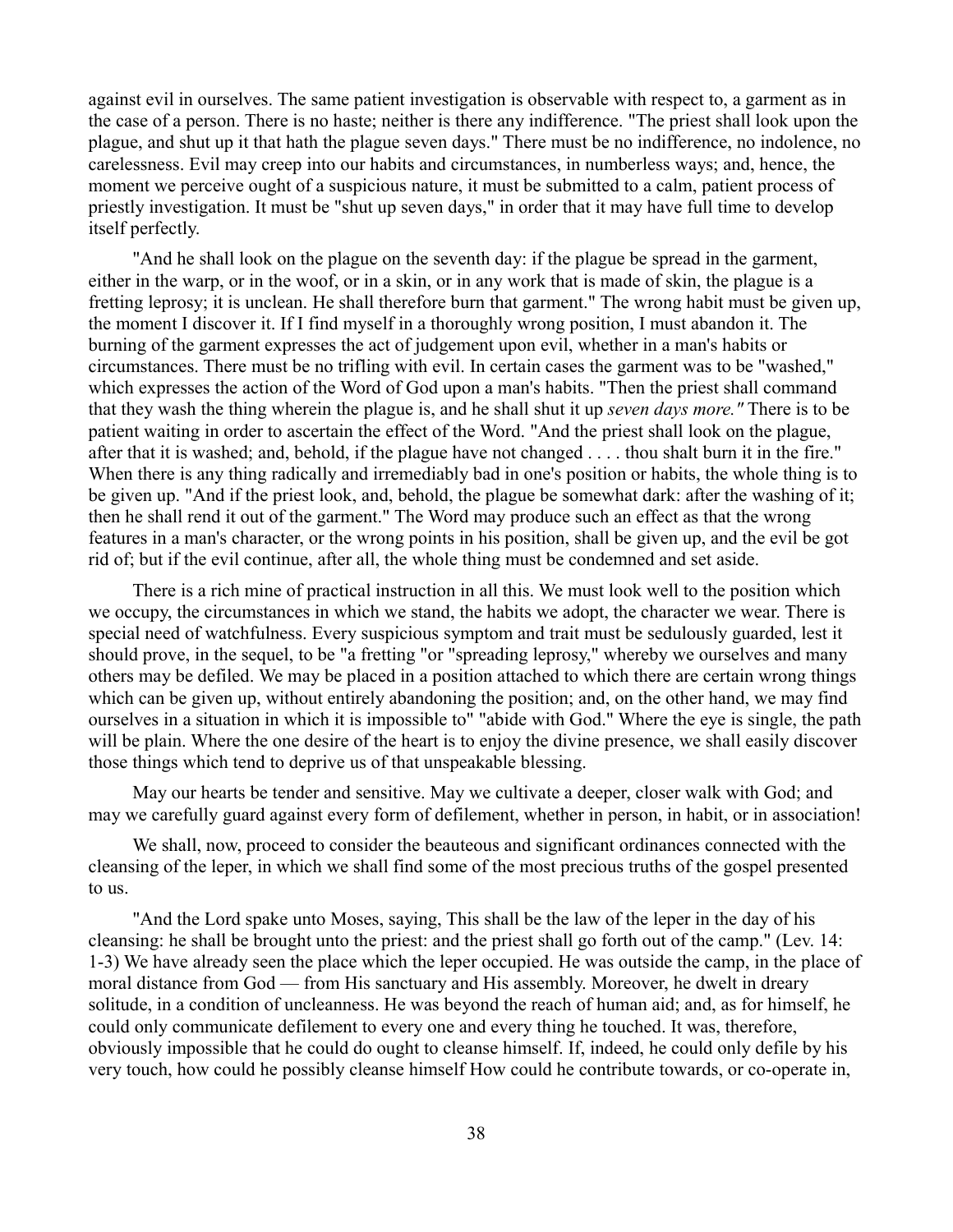against evil in ourselves. The same patient investigation is observable with respect to, a garment as in the case of a person. There is no haste; neither is there any indifference. "The priest shall look upon the plague, and shut up it that hath the plague seven days." There must be no indifference, no indolence, no carelessness. Evil may creep into our habits and circumstances, in numberless ways; and, hence, the moment we perceive ought of a suspicious nature, it must be submitted to a calm, patient process of priestly investigation. It must be "shut up seven days," in order that it may have full time to develop itself perfectly.

"And he shall look on the plague on the seventh day: if the plague be spread in the garment, either in the warp, or in the woof, or in a skin, or in any work that is made of skin, the plague is a fretting leprosy; it is unclean. He shall therefore burn that garment." The wrong habit must be given up, the moment I discover it. If I find myself in a thoroughly wrong position, I must abandon it. The burning of the garment expresses the act of judgement upon evil, whether in a man's habits or circumstances. There must be no trifling with evil. In certain cases the garment was to be "washed," which expresses the action of the Word of God upon a man's habits. "Then the priest shall command that they wash the thing wherein the plague is, and he shall shut it up *seven days more."* There is to be patient waiting in order to ascertain the effect of the Word. "And the priest shall look on the plague, after that it is washed; and, behold, if the plague have not changed . . . . thou shalt burn it in the fire." When there is any thing radically and irremediably bad in one's position or habits, the whole thing is to be given up. "And if the priest look, and, behold, the plague be somewhat dark: after the washing of it; then he shall rend it out of the garment." The Word may produce such an effect as that the wrong features in a man's character, or the wrong points in his position, shall be given up, and the evil be got rid of; but if the evil continue, after all, the whole thing must be condemned and set aside.

There is a rich mine of practical instruction in all this. We must look well to the position which we occupy, the circumstances in which we stand, the habits we adopt, the character we wear. There is special need of watchfulness. Every suspicious symptom and trait must be sedulously guarded, lest it should prove, in the sequel, to be "a fretting "or "spreading leprosy," whereby we ourselves and many others may be defiled. We may be placed in a position attached to which there are certain wrong things which can be given up, without entirely abandoning the position; and, on the other hand, we may find ourselves in a situation in which it is impossible to" "abide with God." Where the eye is single, the path will be plain. Where the one desire of the heart is to enjoy the divine presence, we shall easily discover those things which tend to deprive us of that unspeakable blessing.

May our hearts be tender and sensitive. May we cultivate a deeper, closer walk with God; and may we carefully guard against every form of defilement, whether in person, in habit, or in association!

We shall, now, proceed to consider the beauteous and significant ordinances connected with the cleansing of the leper, in which we shall find some of the most precious truths of the gospel presented to us.

"And the Lord spake unto Moses, saying, This shall be the law of the leper in the day of his cleansing: he shall be brought unto the priest: and the priest shall go forth out of the camp." (Lev. 14: 1-3) We have already seen the place which the leper occupied. He was outside the camp, in the place of moral distance from God — from His sanctuary and His assembly. Moreover, he dwelt in dreary solitude, in a condition of uncleanness. He was beyond the reach of human aid; and, as for himself, he could only communicate defilement to every one and every thing he touched. It was, therefore, obviously impossible that he could do ought to cleanse himself. If, indeed, he could only defile by his very touch, how could he possibly cleanse himself How could he contribute towards, or co-operate in,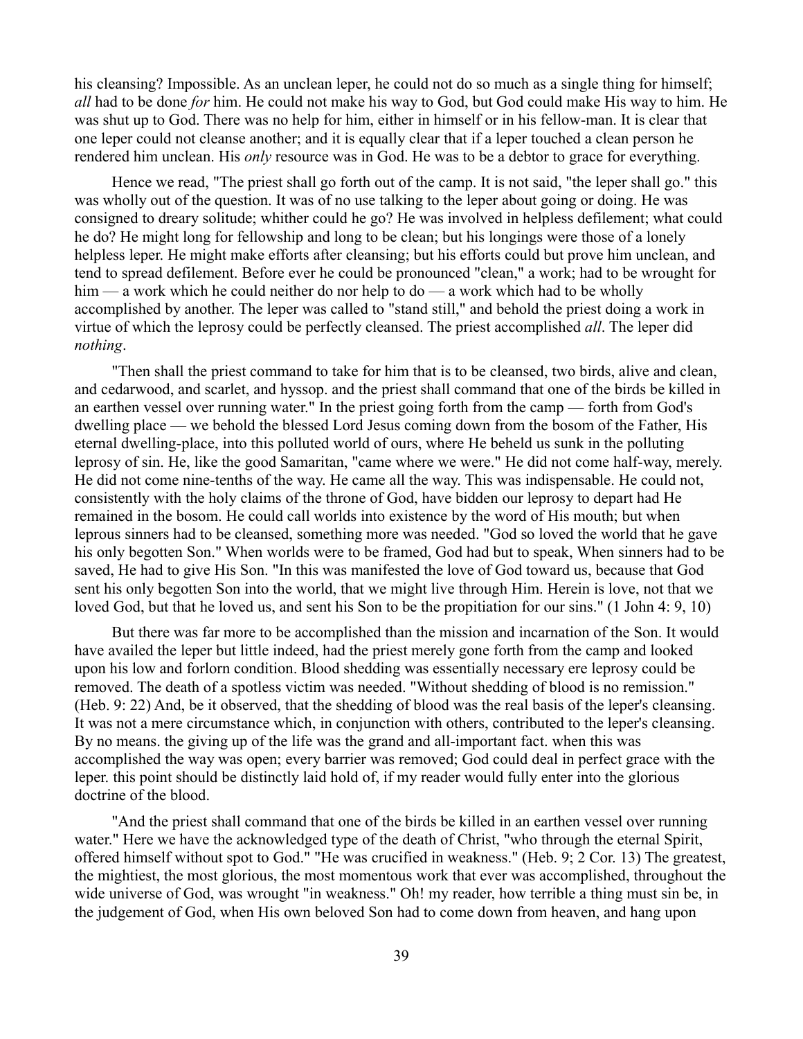his cleansing? Impossible. As an unclean leper, he could not do so much as a single thing for himself; *all* had to be done *for* him. He could not make his way to God, but God could make His way to him. He was shut up to God. There was no help for him, either in himself or in his fellow-man. It is clear that one leper could not cleanse another; and it is equally clear that if a leper touched a clean person he rendered him unclean. His *only* resource was in God. He was to be a debtor to grace for everything.

Hence we read, "The priest shall go forth out of the camp. It is not said, "the leper shall go." this was wholly out of the question. It was of no use talking to the leper about going or doing. He was consigned to dreary solitude; whither could he go? He was involved in helpless defilement; what could he do? He might long for fellowship and long to be clean; but his longings were those of a lonely helpless leper. He might make efforts after cleansing; but his efforts could but prove him unclean, and tend to spread defilement. Before ever he could be pronounced "clean," a work; had to be wrought for him — a work which he could neither do nor help to do — a work which had to be wholly accomplished by another. The leper was called to "stand still," and behold the priest doing a work in virtue of which the leprosy could be perfectly cleansed. The priest accomplished *all*. The leper did *nothing*.

"Then shall the priest command to take for him that is to be cleansed, two birds, alive and clean, and cedarwood, and scarlet, and hyssop. and the priest shall command that one of the birds be killed in an earthen vessel over running water." In the priest going forth from the camp — forth from God's dwelling place — we behold the blessed Lord Jesus coming down from the bosom of the Father, His eternal dwelling-place, into this polluted world of ours, where He beheld us sunk in the polluting leprosy of sin. He, like the good Samaritan, "came where we were." He did not come half-way, merely. He did not come nine-tenths of the way. He came all the way. This was indispensable. He could not, consistently with the holy claims of the throne of God, have bidden our leprosy to depart had He remained in the bosom. He could call worlds into existence by the word of His mouth; but when leprous sinners had to be cleansed, something more was needed. "God so loved the world that he gave his only begotten Son." When worlds were to be framed, God had but to speak, When sinners had to be saved, He had to give His Son. "In this was manifested the love of God toward us, because that God sent his only begotten Son into the world, that we might live through Him. Herein is love, not that we loved God, but that he loved us, and sent his Son to be the propitiation for our sins." (1 John 4: 9, 10)

But there was far more to be accomplished than the mission and incarnation of the Son. It would have availed the leper but little indeed, had the priest merely gone forth from the camp and looked upon his low and forlorn condition. Blood shedding was essentially necessary ere leprosy could be removed. The death of a spotless victim was needed. "Without shedding of blood is no remission." (Heb. 9: 22) And, be it observed, that the shedding of blood was the real basis of the leper's cleansing. It was not a mere circumstance which, in conjunction with others, contributed to the leper's cleansing. By no means. the giving up of the life was the grand and all-important fact. when this was accomplished the way was open; every barrier was removed; God could deal in perfect grace with the leper. this point should be distinctly laid hold of, if my reader would fully enter into the glorious doctrine of the blood.

"And the priest shall command that one of the birds be killed in an earthen vessel over running water." Here we have the acknowledged type of the death of Christ, "who through the eternal Spirit, offered himself without spot to God." "He was crucified in weakness." (Heb. 9; 2 Cor. 13) The greatest, the mightiest, the most glorious, the most momentous work that ever was accomplished, throughout the wide universe of God, was wrought "in weakness." Oh! my reader, how terrible a thing must sin be, in the judgement of God, when His own beloved Son had to come down from heaven, and hang upon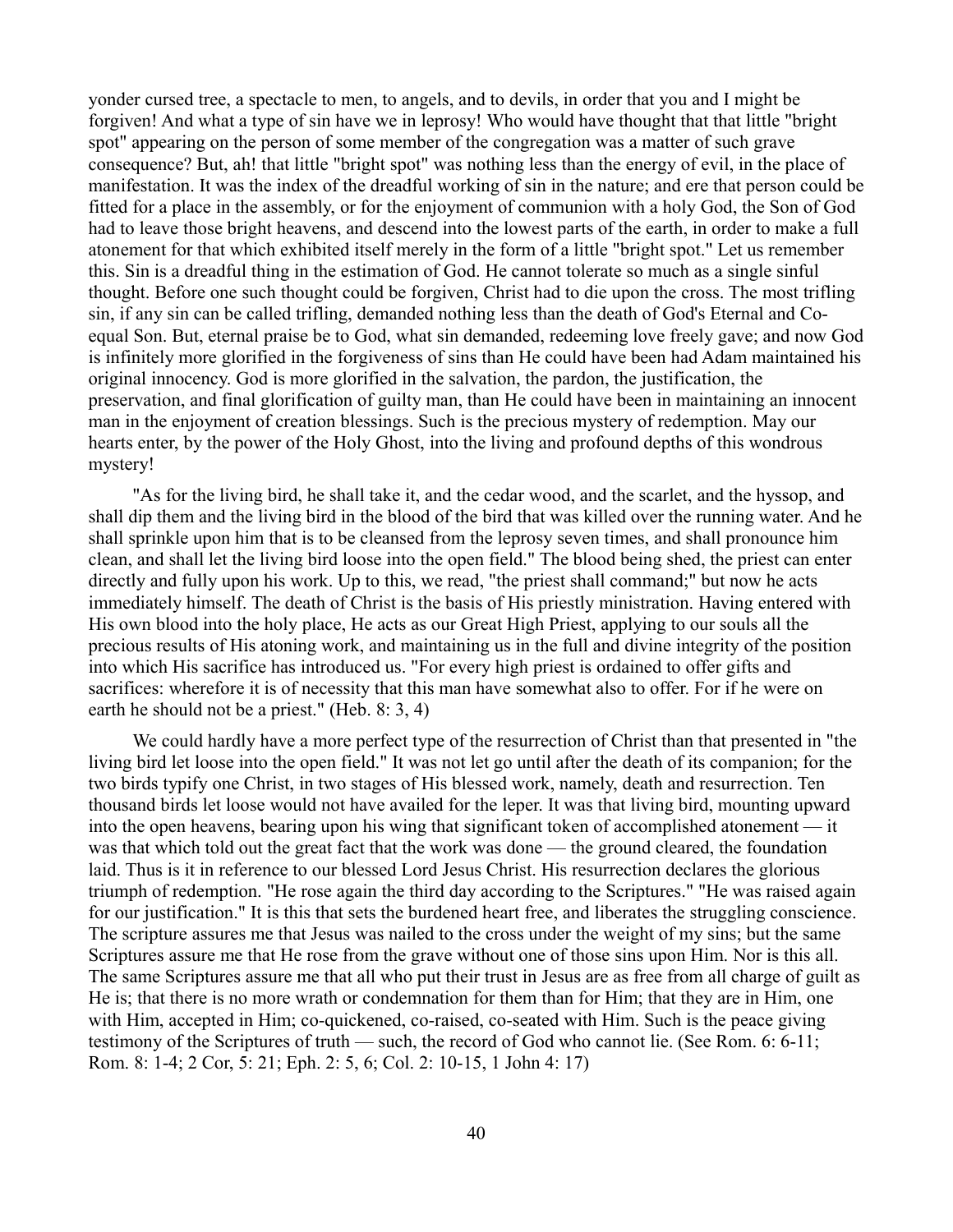yonder cursed tree, a spectacle to men, to angels, and to devils, in order that you and I might be forgiven! And what a type of sin have we in leprosy! Who would have thought that that little "bright spot" appearing on the person of some member of the congregation was a matter of such grave consequence? But, ah! that little "bright spot" was nothing less than the energy of evil, in the place of manifestation. It was the index of the dreadful working of sin in the nature; and ere that person could be fitted for a place in the assembly, or for the enjoyment of communion with a holy God, the Son of God had to leave those bright heavens, and descend into the lowest parts of the earth, in order to make a full atonement for that which exhibited itself merely in the form of a little "bright spot." Let us remember this. Sin is a dreadful thing in the estimation of God. He cannot tolerate so much as a single sinful thought. Before one such thought could be forgiven, Christ had to die upon the cross. The most trifling sin, if any sin can be called trifling, demanded nothing less than the death of God's Eternal and Co-equal Son. But, eternal praise be to God, what sin demanded, redeeming love freely gave; and now God is infinitely more glorified in the forgiveness of sins than He could have been had Adam maintained his original innocency. God is more glorified in the salvation, the pardon, the justification, the preservation, and final glorification of guilty man, than He could have been in maintaining an innocent man in the enjoyment of creation blessings. Such is the precious mystery of redemption. May our hearts enter, by the power of the Holy Ghost, into the living and profound depths of this wondrous mystery!

"As for the living bird, he shall take it, and the cedar wood, and the scarlet, and the hyssop, and shall dip them and the living bird in the blood of the bird that was killed over the running water. And he shall sprinkle upon him that is to be cleansed from the leprosy seven times, and shall pronounce him clean, and shall let the living bird loose into the open field." The blood being shed, the priest can enter directly and fully upon his work. Up to this, we read, "the priest shall command;" but now he acts immediately himself. The death of Christ is the basis of His priestly ministration. Having entered with His own blood into the holy place, He acts as our Great High Priest, applying to our souls all the precious results of His atoning work, and maintaining us in the full and divine integrity of the position into which His sacrifice has introduced us. "For every high priest is ordained to offer gifts and sacrifices: wherefore it is of necessity that this man have somewhat also to offer. For if he were on earth he should not be a priest." (Heb. 8: 3, 4)

We could hardly have a more perfect type of the resurrection of Christ than that presented in "the living bird let loose into the open field." It was not let go until after the death of its companion; for the two birds typify one Christ, in two stages of His blessed work, namely, death and resurrection. Ten thousand birds let loose would not have availed for the leper. It was that living bird, mounting upward into the open heavens, bearing upon his wing that significant token of accomplished atonement — it was that which told out the great fact that the work was done — the ground cleared, the foundation laid. Thus is it in reference to our blessed Lord Jesus Christ. His resurrection declares the glorious triumph of redemption. "He rose again the third day according to the Scriptures." "He was raised again for our justification." It is this that sets the burdened heart free, and liberates the struggling conscience. The scripture assures me that Jesus was nailed to the cross under the weight of my sins; but the same Scriptures assure me that He rose from the grave without one of those sins upon Him. Nor is this all. The same Scriptures assure me that all who put their trust in Jesus are as free from all charge of guilt as He is; that there is no more wrath or condemnation for them than for Him; that they are in Him, one with Him, accepted in Him; co-quickened, co-raised, co-seated with Him. Such is the peace giving testimony of the Scriptures of truth — such, the record of God who cannot lie. (See Rom. 6: 6-11; Rom. 8: 1-4; 2 Cor, 5: 21; Eph. 2: 5, 6; Col. 2: 10-15, 1 John 4: 17)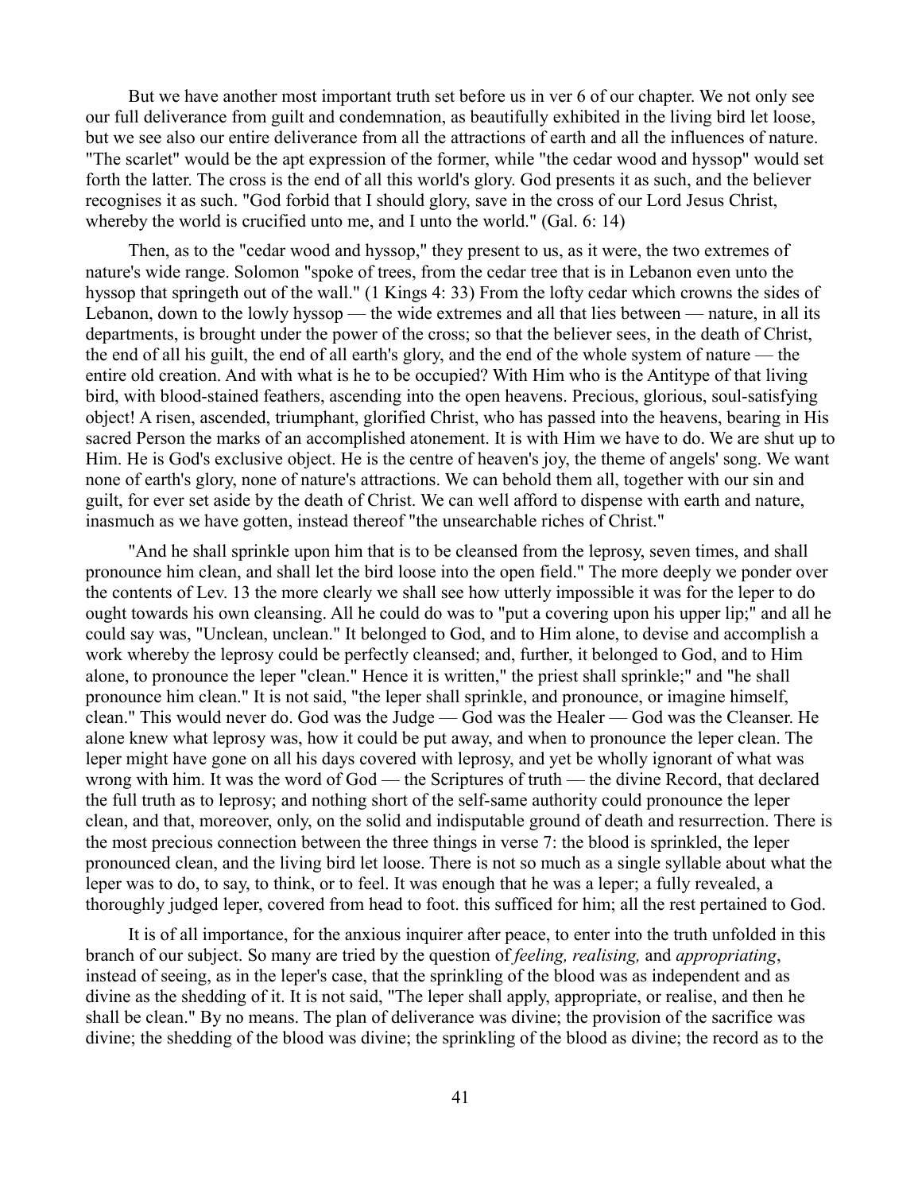But we have another most important truth set before us in ver 6 of our chapter. We not only see our full deliverance from guilt and condemnation, as beautifully exhibited in the living bird let loose, but we see also our entire deliverance from all the attractions of earth and all the influences of nature. "The scarlet" would be the apt expression of the former, while "the cedar wood and hyssop" would set forth the latter. The cross is the end of all this world's glory. God presents it as such, and the believer recognises it as such. "God forbid that I should glory, save in the cross of our Lord Jesus Christ, whereby the world is crucified unto me, and I unto the world." (Gal. 6: 14)

Then, as to the "cedar wood and hyssop," they present to us, as it were, the two extremes of nature's wide range. Solomon "spoke of trees, from the cedar tree that is in Lebanon even unto the hyssop that springeth out of the wall." (1 Kings 4: 33) From the lofty cedar which crowns the sides of Lebanon, down to the lowly hyssop — the wide extremes and all that lies between — nature, in all its departments, is brought under the power of the cross; so that the believer sees, in the death of Christ, the end of all his guilt, the end of all earth's glory, and the end of the whole system of nature — the entire old creation. And with what is he to be occupied? With Him who is the Antitype of that living bird, with blood-stained feathers, ascending into the open heavens. Precious, glorious, soul-satisfying object! A risen, ascended, triumphant, glorified Christ, who has passed into the heavens, bearing in His sacred Person the marks of an accomplished atonement. It is with Him we have to do. We are shut up to Him. He is God's exclusive object. He is the centre of heaven's joy, the theme of angels' song. We want none of earth's glory, none of nature's attractions. We can behold them all, together with our sin and guilt, for ever set aside by the death of Christ. We can well afford to dispense with earth and nature, inasmuch as we have gotten, instead thereof "the unsearchable riches of Christ."

"And he shall sprinkle upon him that is to be cleansed from the leprosy, seven times, and shall pronounce him clean, and shall let the bird loose into the open field." The more deeply we ponder over the contents of Lev. 13 the more clearly we shall see how utterly impossible it was for the leper to do ought towards his own cleansing. All he could do was to "put a covering upon his upper lip;" and all he could say was, "Unclean, unclean." It belonged to God, and to Him alone, to devise and accomplish a work whereby the leprosy could be perfectly cleansed; and, further, it belonged to God, and to Him alone, to pronounce the leper "clean." Hence it is written," the priest shall sprinkle;" and "he shall pronounce him clean." It is not said, "the leper shall sprinkle, and pronounce, or imagine himself, clean." This would never do. God was the Judge — God was the Healer — God was the Cleanser. He alone knew what leprosy was, how it could be put away, and when to pronounce the leper clean. The leper might have gone on all his days covered with leprosy, and yet be wholly ignorant of what was wrong with him. It was the word of God — the Scriptures of truth — the divine Record, that declared the full truth as to leprosy; and nothing short of the self-same authority could pronounce the leper clean, and that, moreover, only, on the solid and indisputable ground of death and resurrection. There is the most precious connection between the three things in verse 7: the blood is sprinkled, the leper pronounced clean, and the living bird let loose. There is not so much as a single syllable about what the leper was to do, to say, to think, or to feel. It was enough that he was a leper; a fully revealed, a thoroughly judged leper, covered from head to foot. this sufficed for him; all the rest pertained to God.

It is of all importance, for the anxious inquirer after peace, to enter into the truth unfolded in this branch of our subject. So many are tried by the question of *feeling, realising,* and *appropriating*, instead of seeing, as in the leper's case, that the sprinkling of the blood was as independent and as divine as the shedding of it. It is not said, "The leper shall apply, appropriate, or realise, and then he shall be clean." By no means. The plan of deliverance was divine; the provision of the sacrifice was divine; the shedding of the blood was divine; the sprinkling of the blood as divine; the record as to the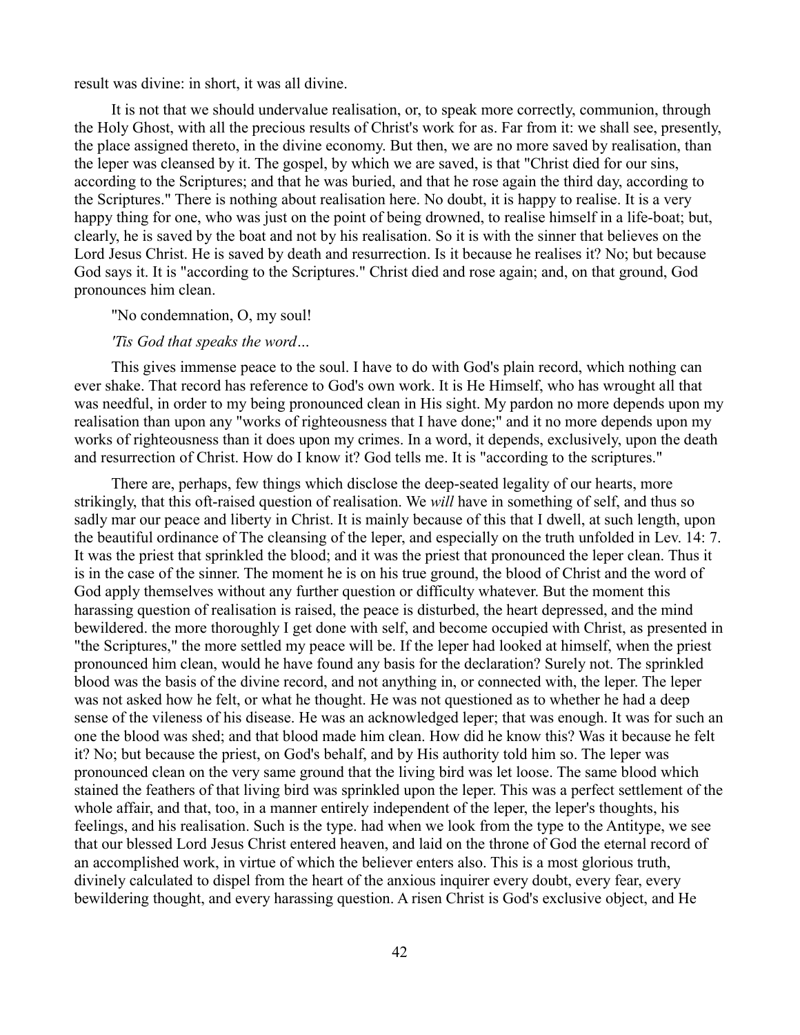result was divine: in short, it was all divine.

It is not that we should undervalue realisation, or, to speak more correctly, communion, through the Holy Ghost, with all the precious results of Christ's work for as. Far from it: we shall see, presently, the place assigned thereto, in the divine economy. But then, we are no more saved by realisation, than the leper was cleansed by it. The gospel, by which we are saved, is that "Christ died for our sins, according to the Scriptures; and that he was buried, and that he rose again the third day, according to the Scriptures." There is nothing about realisation here. No doubt, it is happy to realise. It is a very happy thing for one, who was just on the point of being drowned, to realise himself in a life-boat; but, clearly, he is saved by the boat and not by his realisation. So it is with the sinner that believes on the Lord Jesus Christ. He is saved by death and resurrection. Is it because he realises it? No; but because God says it. It is "according to the Scriptures." Christ died and rose again; and, on that ground, God pronounces him clean.

"No condemnation, O, my soul!

*'Tis God that speaks the word…*

This gives immense peace to the soul. I have to do with God's plain record, which nothing can ever shake. That record has reference to God's own work. It is He Himself, who has wrought all that was needful, in order to my being pronounced clean in His sight. My pardon no more depends upon my realisation than upon any "works of righteousness that I have done;" and it no more depends upon my works of righteousness than it does upon my crimes. In a word, it depends, exclusively, upon the death and resurrection of Christ. How do I know it? God tells me. It is "according to the scriptures."

There are, perhaps, few things which disclose the deep-seated legality of our hearts, more strikingly, that this oft-raised question of realisation. We *will* have in something of self, and thus so sadly mar our peace and liberty in Christ. It is mainly because of this that I dwell, at such length, upon the beautiful ordinance of The cleansing of the leper, and especially on the truth unfolded in Lev. 14: 7. It was the priest that sprinkled the blood; and it was the priest that pronounced the leper clean. Thus it is in the case of the sinner. The moment he is on his true ground, the blood of Christ and the word of God apply themselves without any further question or difficulty whatever. But the moment this harassing question of realisation is raised, the peace is disturbed, the heart depressed, and the mind bewildered. the more thoroughly I get done with self, and become occupied with Christ, as presented in "the Scriptures," the more settled my peace will be. If the leper had looked at himself, when the priest pronounced him clean, would he have found any basis for the declaration? Surely not. The sprinkled blood was the basis of the divine record, and not anything in, or connected with, the leper. The leper was not asked how he felt, or what he thought. He was not questioned as to whether he had a deep sense of the vileness of his disease. He was an acknowledged leper; that was enough. It was for such an one the blood was shed; and that blood made him clean. How did he know this? Was it because he felt it? No; but because the priest, on God's behalf, and by His authority told him so. The leper was pronounced clean on the very same ground that the living bird was let loose. The same blood which stained the feathers of that living bird was sprinkled upon the leper. This was a perfect settlement of the whole affair, and that, too, in a manner entirely independent of the leper, the leper's thoughts, his feelings, and his realisation. Such is the type. had when we look from the type to the Antitype, we see that our blessed Lord Jesus Christ entered heaven, and laid on the throne of God the eternal record of an accomplished work, in virtue of which the believer enters also. This is a most glorious truth, divinely calculated to dispel from the heart of the anxious inquirer every doubt, every fear, every bewildering thought, and every harassing question. A risen Christ is God's exclusive object, and He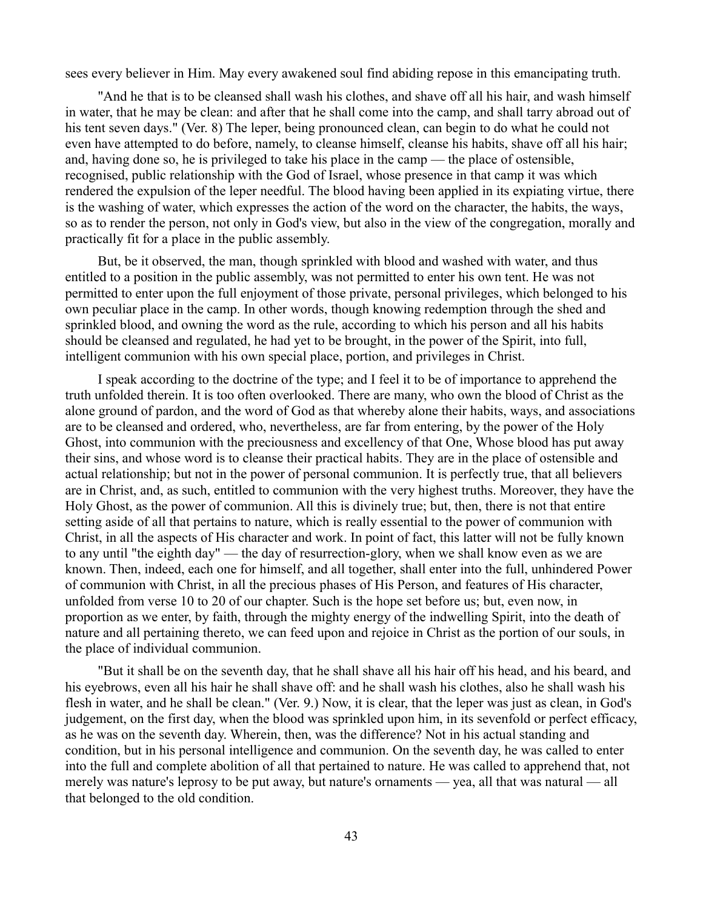sees every believer in Him. May every awakened soul find abiding repose in this emancipating truth.

"And he that is to be cleansed shall wash his clothes, and shave off all his hair, and wash himself in water, that he may be clean: and after that he shall come into the camp, and shall tarry abroad out of his tent seven days." (Ver. 8) The leper, being pronounced clean, can begin to do what he could not even have attempted to do before, namely, to cleanse himself, cleanse his habits, shave off all his hair; and, having done so, he is privileged to take his place in the camp — the place of ostensible, recognised, public relationship with the God of Israel, whose presence in that camp it was which rendered the expulsion of the leper needful. The blood having been applied in its expiating virtue, there is the washing of water, which expresses the action of the word on the character, the habits, the ways, so as to render the person, not only in God's view, but also in the view of the congregation, morally and practically fit for a place in the public assembly.

But, be it observed, the man, though sprinkled with blood and washed with water, and thus entitled to a position in the public assembly, was not permitted to enter his own tent. He was not permitted to enter upon the full enjoyment of those private, personal privileges, which belonged to his own peculiar place in the camp. In other words, though knowing redemption through the shed and sprinkled blood, and owning the word as the rule, according to which his person and all his habits should be cleansed and regulated, he had yet to be brought, in the power of the Spirit, into full, intelligent communion with his own special place, portion, and privileges in Christ.

I speak according to the doctrine of the type; and I feel it to be of importance to apprehend the truth unfolded therein. It is too often overlooked. There are many, who own the blood of Christ as the alone ground of pardon, and the word of God as that whereby alone their habits, ways, and associations are to be cleansed and ordered, who, nevertheless, are far from entering, by the power of the Holy Ghost, into communion with the preciousness and excellency of that One, Whose blood has put away their sins, and whose word is to cleanse their practical habits. They are in the place of ostensible and actual relationship; but not in the power of personal communion. It is perfectly true, that all believers are in Christ, and, as such, entitled to communion with the very highest truths. Moreover, they have the Holy Ghost, as the power of communion. All this is divinely true; but, then, there is not that entire setting aside of all that pertains to nature, which is really essential to the power of communion with Christ, in all the aspects of His character and work. In point of fact, this latter will not be fully known to any until "the eighth day" — the day of resurrection-glory, when we shall know even as we are known. Then, indeed, each one for himself, and all together, shall enter into the full, unhindered Power of communion with Christ, in all the precious phases of His Person, and features of His character, unfolded from verse 10 to 20 of our chapter. Such is the hope set before us; but, even now, in proportion as we enter, by faith, through the mighty energy of the indwelling Spirit, into the death of nature and all pertaining thereto, we can feed upon and rejoice in Christ as the portion of our souls, in the place of individual communion.

"But it shall be on the seventh day, that he shall shave all his hair off his head, and his beard, and his eyebrows, even all his hair he shall shave off: and he shall wash his clothes, also he shall wash his flesh in water, and he shall be clean." (Ver. 9.) Now, it is clear, that the leper was just as clean, in God's judgement, on the first day, when the blood was sprinkled upon him, in its sevenfold or perfect efficacy, as he was on the seventh day. Wherein, then, was the difference? Not in his actual standing and condition, but in his personal intelligence and communion. On the seventh day, he was called to enter into the full and complete abolition of all that pertained to nature. He was called to apprehend that, not merely was nature's leprosy to be put away, but nature's ornaments — yea, all that was natural — all that belonged to the old condition.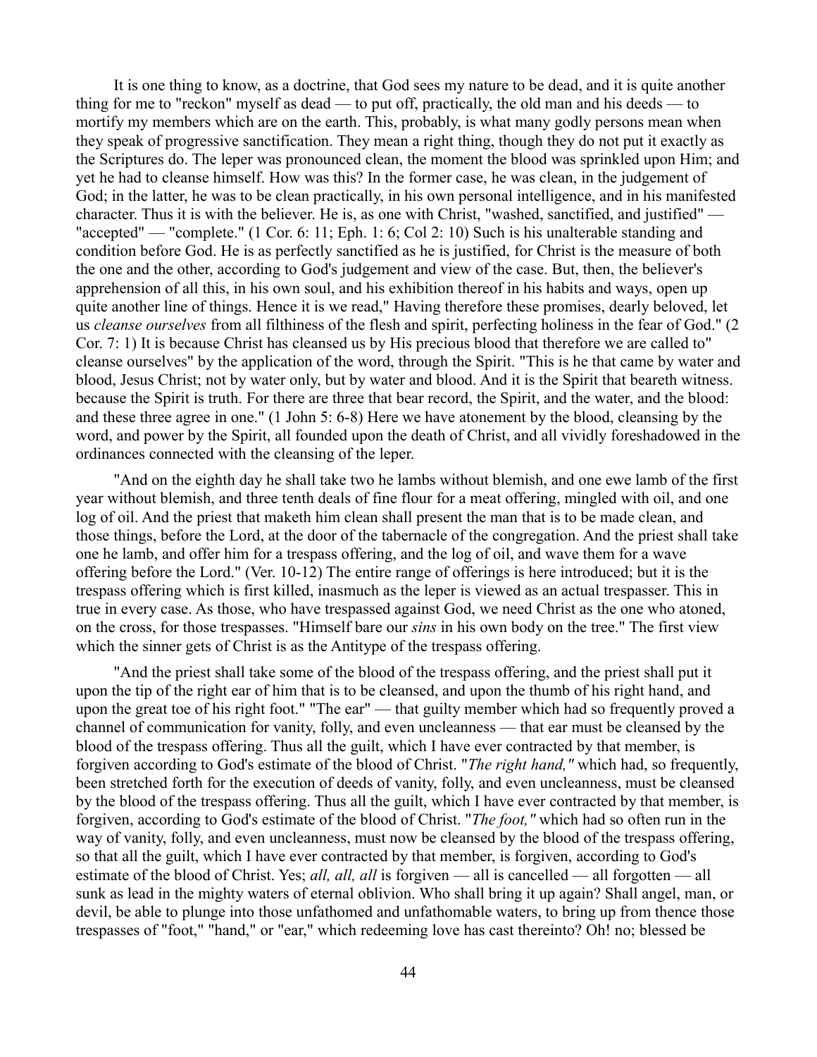It is one thing to know, as a doctrine, that God sees my nature to be dead, and it is quite another thing for me to "reckon" myself as dead — to put off, practically, the old man and his deeds — to mortify my members which are on the earth. This, probably, is what many godly persons mean when they speak of progressive sanctification. They mean a right thing, though they do not put it exactly as the Scriptures do. The leper was pronounced clean, the moment the blood was sprinkled upon Him; and yet he had to cleanse himself. How was this? In the former case, he was clean, in the judgement of God; in the latter, he was to be clean practically, in his own personal intelligence, and in his manifested character. Thus it is with the believer. He is, as one with Christ, "washed, sanctified, and justified" — "accepted" — "complete." (1 Cor. 6: 11; Eph. 1: 6; Col 2: 10) Such is his unalterable standing and condition before God. He is as perfectly sanctified as he is justified, for Christ is the measure of both the one and the other, according to God's judgement and view of the case. But, then, the believer's apprehension of all this, in his own soul, and his exhibition thereof in his habits and ways, open up quite another line of things. Hence it is we read," Having therefore these promises, dearly beloved, let us *cleanse ourselves* from all filthiness of the flesh and spirit, perfecting holiness in the fear of God." (2 Cor. 7: 1) It is because Christ has cleansed us by His precious blood that therefore we are called to" cleanse ourselves" by the application of the word, through the Spirit. "This is he that came by water and blood, Jesus Christ; not by water only, but by water and blood. And it is the Spirit that beareth witness. because the Spirit is truth. For there are three that bear record, the Spirit, and the water, and the blood: and these three agree in one." (1 John 5: 6-8) Here we have atonement by the blood, cleansing by the word, and power by the Spirit, all founded upon the death of Christ, and all vividly foreshadowed in the ordinances connected with the cleansing of the leper.

"And on the eighth day he shall take two he lambs without blemish, and one ewe lamb of the first year without blemish, and three tenth deals of fine flour for a meat offering, mingled with oil, and one log of oil. And the priest that maketh him clean shall present the man that is to be made clean, and those things, before the Lord, at the door of the tabernacle of the congregation. And the priest shall take one he lamb, and offer him for a trespass offering, and the log of oil, and wave them for a wave offering before the Lord." (Ver. 10-12) The entire range of offerings is here introduced; but it is the trespass offering which is first killed, inasmuch as the leper is viewed as an actual trespasser. This in true in every case. As those, who have trespassed against God, we need Christ as the one who atoned, on the cross, for those trespasses. "Himself bare our *sins* in his own body on the tree." The first view which the sinner gets of Christ is as the Antitype of the trespass offering.

"And the priest shall take some of the blood of the trespass offering, and the priest shall put it upon the tip of the right ear of him that is to be cleansed, and upon the thumb of his right hand, and upon the great toe of his right foot." "The ear" — that guilty member which had so frequently proved a channel of communication for vanity, folly, and even uncleanness — that ear must be cleansed by the blood of the trespass offering. Thus all the guilt, which I have ever contracted by that member, is forgiven according to God's estimate of the blood of Christ. "*The right hand,"* which had, so frequently, been stretched forth for the execution of deeds of vanity, folly, and even uncleanness, must be cleansed by the blood of the trespass offering. Thus all the guilt, which I have ever contracted by that member, is forgiven, according to God's estimate of the blood of Christ. "*The foot,"* which had so often run in the way of vanity, folly, and even uncleanness, must now be cleansed by the blood of the trespass offering, so that all the guilt, which I have ever contracted by that member, is forgiven, according to God's estimate of the blood of Christ. Yes; *all, all, all* is forgiven — all is cancelled — all forgotten — all sunk as lead in the mighty waters of eternal oblivion. Who shall bring it up again? Shall angel, man, or devil, be able to plunge into those unfathomed and unfathomable waters, to bring up from thence those trespasses of "foot," "hand," or "ear," which redeeming love has cast thereinto? Oh! no; blessed be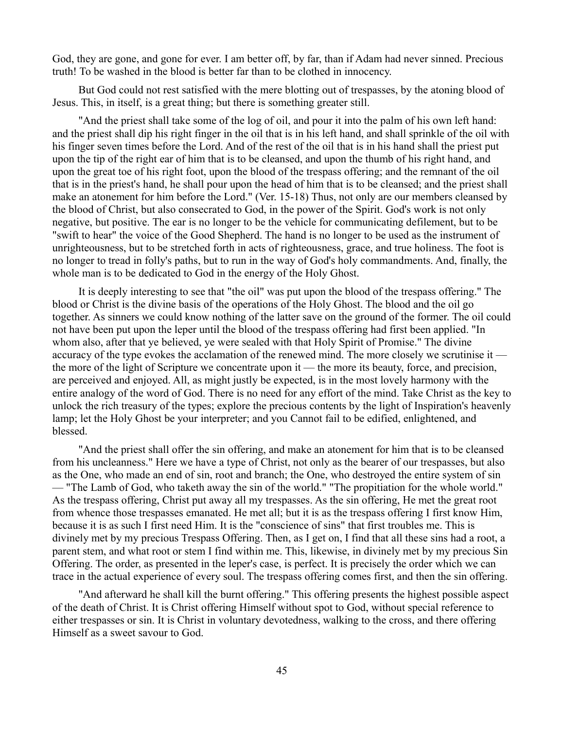God, they are gone, and gone for ever. I am better off, by far, than if Adam had never sinned. Precious truth! To be washed in the blood is better far than to be clothed in innocency.

But God could not rest satisfied with the mere blotting out of trespasses, by the atoning blood of Jesus. This, in itself, is a great thing; but there is something greater still.

"And the priest shall take some of the log of oil, and pour it into the palm of his own left hand: and the priest shall dip his right finger in the oil that is in his left hand, and shall sprinkle of the oil with his finger seven times before the Lord. And of the rest of the oil that is in his hand shall the priest put upon the tip of the right ear of him that is to be cleansed, and upon the thumb of his right hand, and upon the great toe of his right foot, upon the blood of the trespass offering; and the remnant of the oil that is in the priest's hand, he shall pour upon the head of him that is to be cleansed; and the priest shall make an atonement for him before the Lord." (Ver. 15-18) Thus, not only are our members cleansed by the blood of Christ, but also consecrated to God, in the power of the Spirit. God's work is not only negative, but positive. The ear is no longer to be the vehicle for communicating defilement, but to be "swift to hear" the voice of the Good Shepherd. The hand is no longer to be used as the instrument of unrighteousness, but to be stretched forth in acts of righteousness, grace, and true holiness. The foot is no longer to tread in folly's paths, but to run in the way of God's holy commandments. And, finally, the whole man is to be dedicated to God in the energy of the Holy Ghost.

It is deeply interesting to see that "the oil" was put upon the blood of the trespass offering." The blood or Christ is the divine basis of the operations of the Holy Ghost. The blood and the oil go together. As sinners we could know nothing of the latter save on the ground of the former. The oil could not have been put upon the leper until the blood of the trespass offering had first been applied. "In whom also, after that ye believed, ye were sealed with that Holy Spirit of Promise." The divine accuracy of the type evokes the acclamation of the renewed mind. The more closely we scrutinise it — the more of the light of Scripture we concentrate upon it — the more its beauty, force, and precision, are perceived and enjoyed. All, as might justly be expected, is in the most lovely harmony with the entire analogy of the word of God. There is no need for any effort of the mind. Take Christ as the key to unlock the rich treasury of the types; explore the precious contents by the light of Inspiration's heavenly lamp; let the Holy Ghost be your interpreter; and you Cannot fail to be edified, enlightened, and blessed.

"And the priest shall offer the sin offering, and make an atonement for him that is to be cleansed from his uncleanness." Here we have a type of Christ, not only as the bearer of our trespasses, but also as the One, who made an end of sin, root and branch; the One, who destroyed the entire system of sin — "The Lamb of God, who taketh away the sin of the world." "The propitiation for the whole world." As the trespass offering, Christ put away all my trespasses. As the sin offering, He met the great root from whence those trespasses emanated. He met all; but it is as the trespass offering I first know Him, because it is as such I first need Him. It is the "conscience of sins" that first troubles me. This is divinely met by my precious Trespass Offering. Then, as I get on, I find that all these sins had a root, a parent stem, and what root or stem I find within me. This, likewise, in divinely met by my precious Sin Offering. The order, as presented in the leper's case, is perfect. It is precisely the order which we can trace in the actual experience of every soul. The trespass offering comes first, and then the sin offering.

"And afterward he shall kill the burnt offering." This offering presents the highest possible aspect of the death of Christ. It is Christ offering Himself without spot to God, without special reference to either trespasses or sin. It is Christ in voluntary devotedness, walking to the cross, and there offering Himself as a sweet savour to God.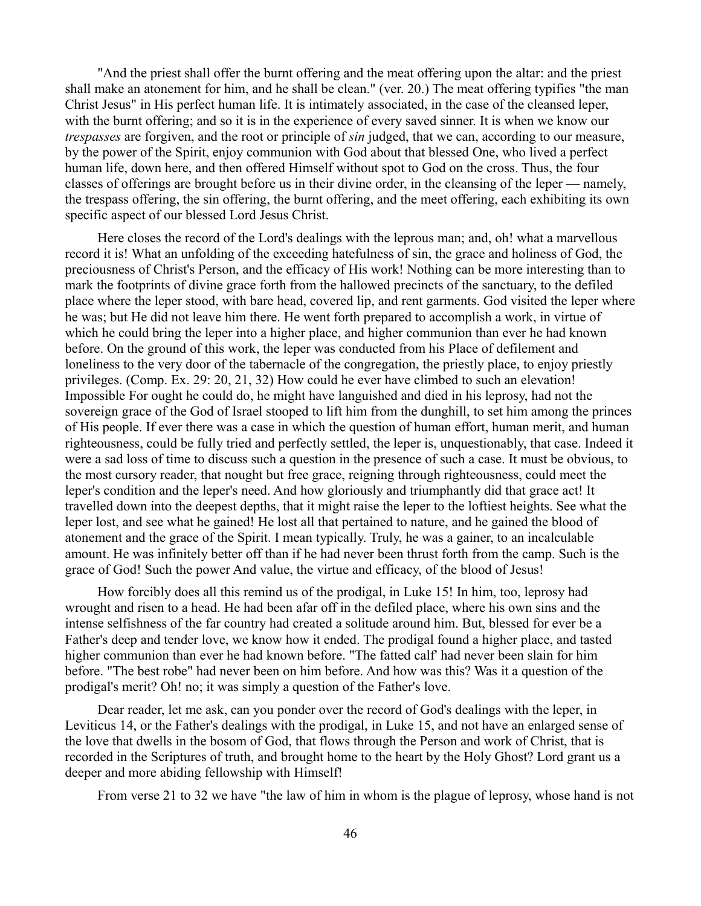"And the priest shall offer the burnt offering and the meat offering upon the altar: and the priest shall make an atonement for him, and he shall be clean." (ver. 20.) The meat offering typifies "the man Christ Jesus" in His perfect human life. It is intimately associated, in the case of the cleansed leper, with the burnt offering; and so it is in the experience of every saved sinner. It is when we know our *trespasses* are forgiven, and the root or principle of *sin* judged, that we can, according to our measure, by the power of the Spirit, enjoy communion with God about that blessed One, who lived a perfect human life, down here, and then offered Himself without spot to God on the cross. Thus, the four classes of offerings are brought before us in their divine order, in the cleansing of the leper — namely, the trespass offering, the sin offering, the burnt offering, and the meet offering, each exhibiting its own specific aspect of our blessed Lord Jesus Christ.

Here closes the record of the Lord's dealings with the leprous man; and, oh! what a marvellous record it is! What an unfolding of the exceeding hatefulness of sin, the grace and holiness of God, the preciousness of Christ's Person, and the efficacy of His work! Nothing can be more interesting than to mark the footprints of divine grace forth from the hallowed precincts of the sanctuary, to the defiled place where the leper stood, with bare head, covered lip, and rent garments. God visited the leper where he was; but He did not leave him there. He went forth prepared to accomplish a work, in virtue of which he could bring the leper into a higher place, and higher communion than ever he had known before. On the ground of this work, the leper was conducted from his Place of defilement and loneliness to the very door of the tabernacle of the congregation, the priestly place, to enjoy priestly privileges. (Comp. Ex. 29: 20, 21, 32) How could he ever have climbed to such an elevation! Impossible For ought he could do, he might have languished and died in his leprosy, had not the sovereign grace of the God of Israel stooped to lift him from the dunghill, to set him among the princes of His people. If ever there was a case in which the question of human effort, human merit, and human righteousness, could be fully tried and perfectly settled, the leper is, unquestionably, that case. Indeed it were a sad loss of time to discuss such a question in the presence of such a case. It must be obvious, to the most cursory reader, that nought but free grace, reigning through righteousness, could meet the leper's condition and the leper's need. And how gloriously and triumphantly did that grace act! It travelled down into the deepest depths, that it might raise the leper to the loftiest heights. See what the leper lost, and see what he gained! He lost all that pertained to nature, and he gained the blood of atonement and the grace of the Spirit. I mean typically. Truly, he was a gainer, to an incalculable amount. He was infinitely better off than if he had never been thrust forth from the camp. Such is the grace of God! Such the power And value, the virtue and efficacy, of the blood of Jesus!

How forcibly does all this remind us of the prodigal, in Luke 15! In him, too, leprosy had wrought and risen to a head. He had been afar off in the defiled place, where his own sins and the intense selfishness of the far country had created a solitude around him. But, blessed for ever be a Father's deep and tender love, we know how it ended. The prodigal found a higher place, and tasted higher communion than ever he had known before. "The fatted calf' had never been slain for him before. "The best robe" had never been on him before. And how was this? Was it a question of the prodigal's merit? Oh! no; it was simply a question of the Father's love.

Dear reader, let me ask, can you ponder over the record of God's dealings with the leper, in Leviticus 14, or the Father's dealings with the prodigal, in Luke 15, and not have an enlarged sense of the love that dwells in the bosom of God, that flows through the Person and work of Christ, that is recorded in the Scriptures of truth, and brought home to the heart by the Holy Ghost? Lord grant us a deeper and more abiding fellowship with Himself!

From verse 21 to 32 we have "the law of him in whom is the plague of leprosy, whose hand is not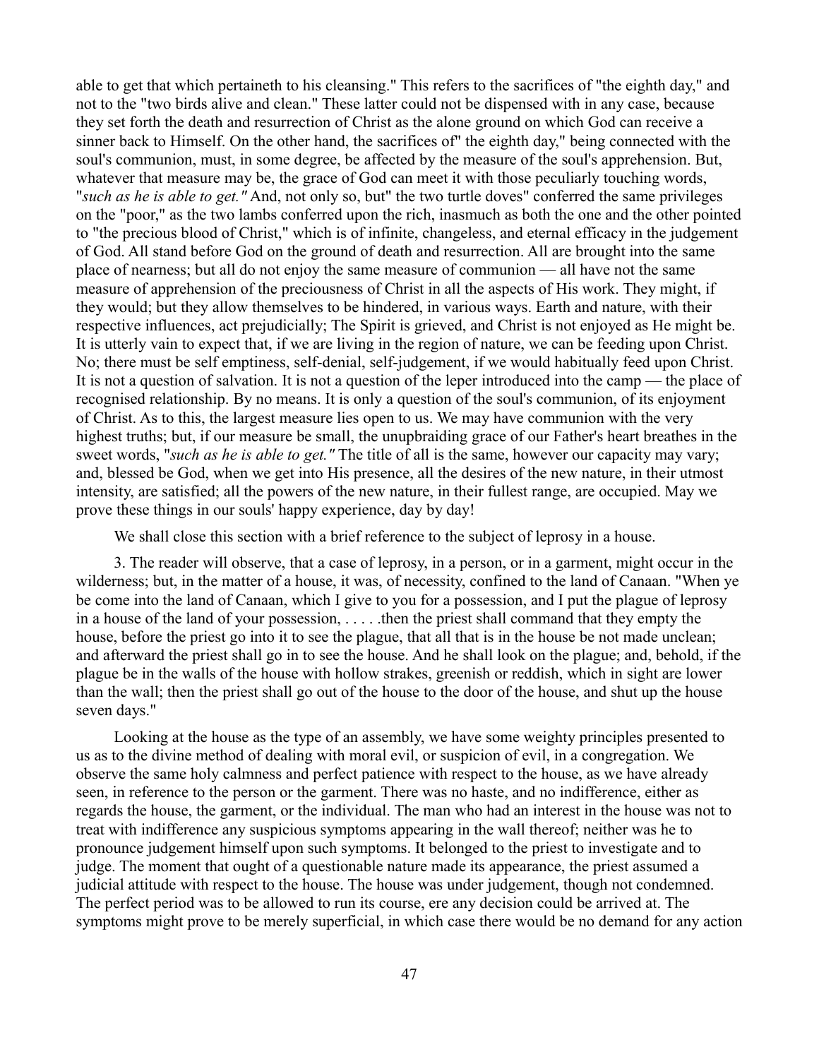able to get that which pertaineth to his cleansing." This refers to the sacrifices of "the eighth day," and not to the "two birds alive and clean." These latter could not be dispensed with in any case, because they set forth the death and resurrection of Christ as the alone ground on which God can receive a sinner back to Himself. On the other hand, the sacrifices of" the eighth day," being connected with the soul's communion, must, in some degree, be affected by the measure of the soul's apprehension. But, whatever that measure may be, the grace of God can meet it with those peculiarly touching words, "*such as he is able to get."* And, not only so, but" the two turtle doves" conferred the same privileges on the "poor," as the two lambs conferred upon the rich, inasmuch as both the one and the other pointed to "the precious blood of Christ," which is of infinite, changeless, and eternal efficacy in the judgement of God. All stand before God on the ground of death and resurrection. All are brought into the same place of nearness; but all do not enjoy the same measure of communion — all have not the same measure of apprehension of the preciousness of Christ in all the aspects of His work. They might, if they would; but they allow themselves to be hindered, in various ways. Earth and nature, with their respective influences, act prejudicially; The Spirit is grieved, and Christ is not enjoyed as He might be. It is utterly vain to expect that, if we are living in the region of nature, we can be feeding upon Christ. No; there must be self emptiness, self-denial, self-judgement, if we would habitually feed upon Christ. It is not a question of salvation. It is not a question of the leper introduced into the camp — the place of recognised relationship. By no means. It is only a question of the soul's communion, of its enjoyment of Christ. As to this, the largest measure lies open to us. We may have communion with the very highest truths; but, if our measure be small, the unupbraiding grace of our Father's heart breathes in the sweet words, "*such as he is able to get."* The title of all is the same, however our capacity may vary; and, blessed be God, when we get into His presence, all the desires of the new nature, in their utmost intensity, are satisfied; all the powers of the new nature, in their fullest range, are occupied. May we prove these things in our souls' happy experience, day by day!

We shall close this section with a brief reference to the subject of leprosy in a house.

3. The reader will observe, that a case of leprosy, in a person, or in a garment, might occur in the wilderness; but, in the matter of a house, it was, of necessity, confined to the land of Canaan. "When ye be come into the land of Canaan, which I give to you for a possession, and I put the plague of leprosy in a house of the land of your possession, . . . . .then the priest shall command that they empty the house, before the priest go into it to see the plague, that all that is in the house be not made unclean; and afterward the priest shall go in to see the house. And he shall look on the plague; and, behold, if the plague be in the walls of the house with hollow strakes, greenish or reddish, which in sight are lower than the wall; then the priest shall go out of the house to the door of the house, and shut up the house seven days."

Looking at the house as the type of an assembly, we have some weighty principles presented to us as to the divine method of dealing with moral evil, or suspicion of evil, in a congregation. We observe the same holy calmness and perfect patience with respect to the house, as we have already seen, in reference to the person or the garment. There was no haste, and no indifference, either as regards the house, the garment, or the individual. The man who had an interest in the house was not to treat with indifference any suspicious symptoms appearing in the wall thereof; neither was he to pronounce judgement himself upon such symptoms. It belonged to the priest to investigate and to judge. The moment that ought of a questionable nature made its appearance, the priest assumed a judicial attitude with respect to the house. The house was under judgement, though not condemned. The perfect period was to be allowed to run its course, ere any decision could be arrived at. The symptoms might prove to be merely superficial, in which case there would be no demand for any action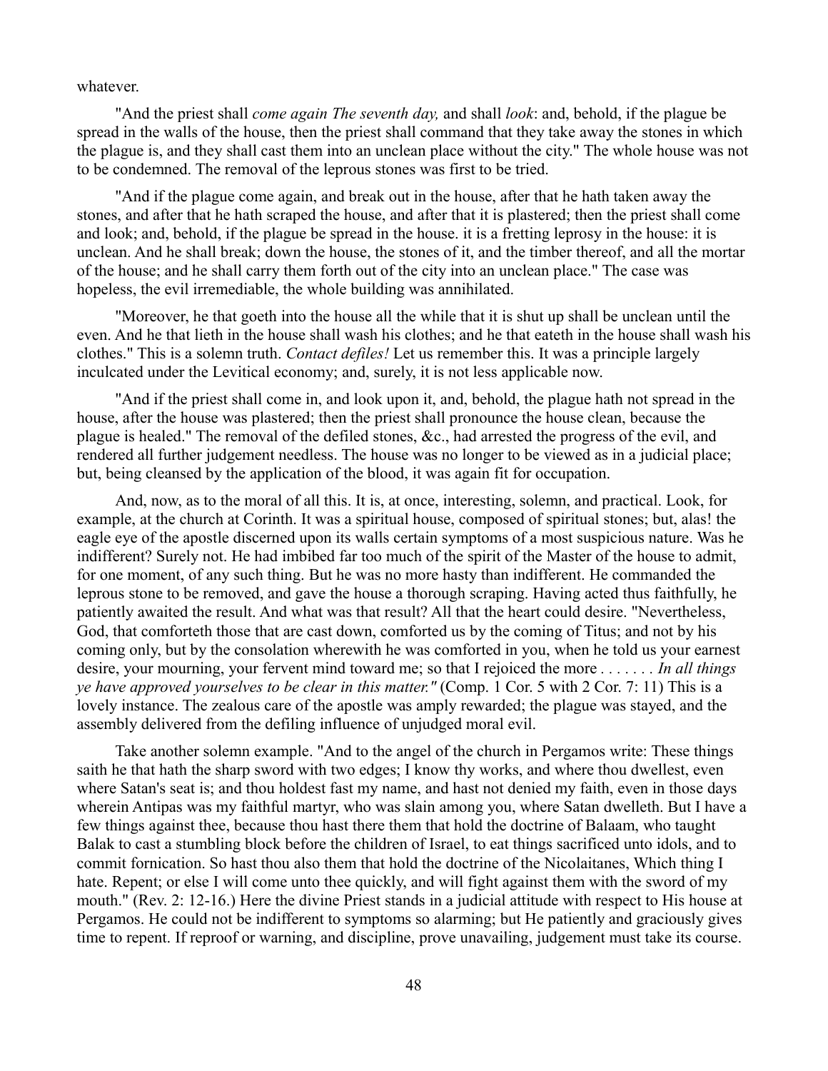whatever.

"And the priest shall *come again The seventh day,* and shall *look*: and, behold, if the plague be spread in the walls of the house, then the priest shall command that they take away the stones in which the plague is, and they shall cast them into an unclean place without the city." The whole house was not to be condemned. The removal of the leprous stones was first to be tried.

"And if the plague come again, and break out in the house, after that he hath taken away the stones, and after that he hath scraped the house, and after that it is plastered; then the priest shall come and look; and, behold, if the plague be spread in the house. it is a fretting leprosy in the house: it is unclean. And he shall break; down the house, the stones of it, and the timber thereof, and all the mortar of the house; and he shall carry them forth out of the city into an unclean place." The case was hopeless, the evil irremediable, the whole building was annihilated.

"Moreover, he that goeth into the house all the while that it is shut up shall be unclean until the even. And he that lieth in the house shall wash his clothes; and he that eateth in the house shall wash his clothes." This is a solemn truth. *Contact defiles!* Let us remember this. It was a principle largely inculcated under the Levitical economy; and, surely, it is not less applicable now.

"And if the priest shall come in, and look upon it, and, behold, the plague hath not spread in the house, after the house was plastered; then the priest shall pronounce the house clean, because the plague is healed." The removal of the defiled stones, &c., had arrested the progress of the evil, and rendered all further judgement needless. The house was no longer to be viewed as in a judicial place; but, being cleansed by the application of the blood, it was again fit for occupation.

And, now, as to the moral of all this. It is, at once, interesting, solemn, and practical. Look, for example, at the church at Corinth. It was a spiritual house, composed of spiritual stones; but, alas! the eagle eye of the apostle discerned upon its walls certain symptoms of a most suspicious nature. Was he indifferent? Surely not. He had imbibed far too much of the spirit of the Master of the house to admit, for one moment, of any such thing. But he was no more hasty than indifferent. He commanded the leprous stone to be removed, and gave the house a thorough scraping. Having acted thus faithfully, he patiently awaited the result. And what was that result? All that the heart could desire. "Nevertheless, God, that comforteth those that are cast down, comforted us by the coming of Titus; and not by his coming only, but by the consolation wherewith he was comforted in you, when he told us your earnest desire, your mourning, your fervent mind toward me; so that I rejoiced the more . . . . . . . *In all things ye have approved yourselves to be clear in this matter."* (Comp. 1 Cor. 5 with 2 Cor. 7: 11) This is a lovely instance. The zealous care of the apostle was amply rewarded; the plague was stayed, and the assembly delivered from the defiling influence of unjudged moral evil.

Take another solemn example. "And to the angel of the church in Pergamos write: These things saith he that hath the sharp sword with two edges; I know thy works, and where thou dwellest, even where Satan's seat is; and thou holdest fast my name, and hast not denied my faith, even in those days wherein Antipas was my faithful martyr, who was slain among you, where Satan dwelleth. But I have a few things against thee, because thou hast there them that hold the doctrine of Balaam, who taught Balak to cast a stumbling block before the children of Israel, to eat things sacrificed unto idols, and to commit fornication. So hast thou also them that hold the doctrine of the Nicolaitanes, Which thing I hate. Repent; or else I will come unto thee quickly, and will fight against them with the sword of my mouth." (Rev. 2: 12-16.) Here the divine Priest stands in a judicial attitude with respect to His house at Pergamos. He could not be indifferent to symptoms so alarming; but He patiently and graciously gives time to repent. If reproof or warning, and discipline, prove unavailing, judgement must take its course.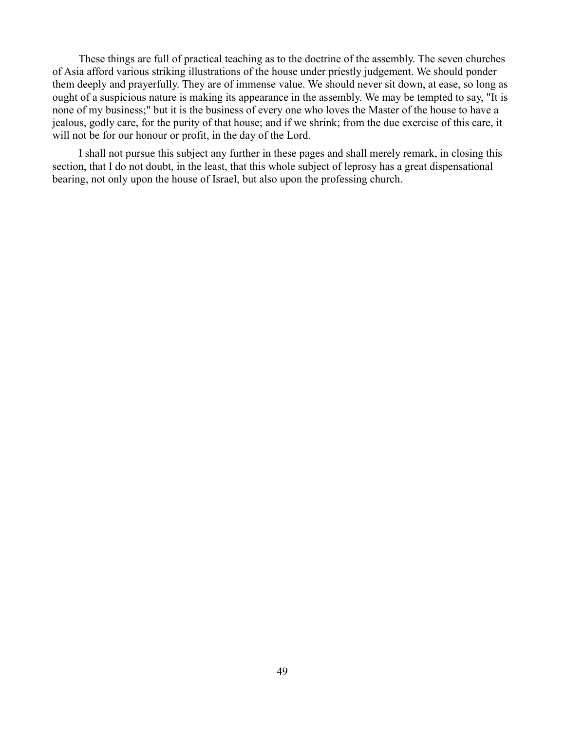These things are full of practical teaching as to the doctrine of the assembly. The seven churches of Asia afford various striking illustrations of the house under priestly judgement. We should ponder them deeply and prayerfully. They are of immense value. We should never sit down, at ease, so long as ought of a suspicious nature is making its appearance in the assembly. We may be tempted to say, "It is none of my business;" but it is the business of every one who loves the Master of the house to have a jealous, godly care, for the purity of that house; and if we shrink; from the due exercise of this care, it will not be for our honour or profit, in the day of the Lord.

I shall not pursue this subject any further in these pages and shall merely remark, in closing this section, that I do not doubt, in the least, that this whole subject of leprosy has a great dispensational bearing, not only upon the house of Israel, but also upon the professing church.